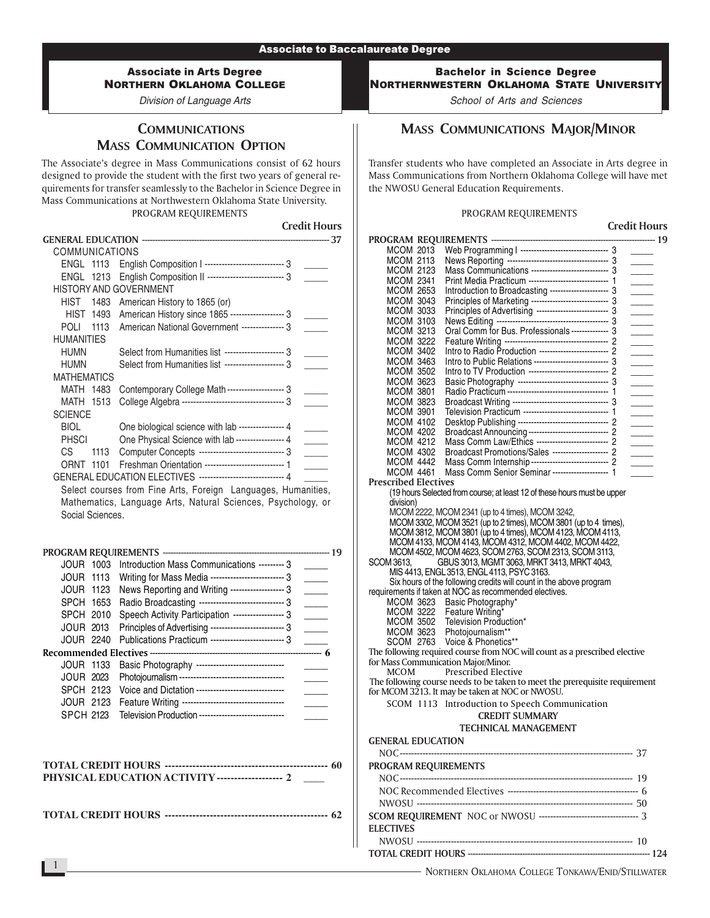## Associate to Baccalaureate Degree

### Associate in Arts Degree
**NORTHERN OKLAHOMA COLLEGE**
*Division of Language Arts*

## COMMUNICATIONS
## MASS COMMUNICATION OPTION

The Associate's degree in Mass Communications consist of 62 hours designed to provide the student with the first two years of general requirements for transfer seamlessly to the Bachelor in Science Degree in Mass Communications at Northwestern Oklahoma State University.

PROGRAM REQUIREMENTS

| | | | Credit Hours | |
|---|---|---|---|---|
| **GENERAL EDUCATION** | | | **37** | |
| COMMUNICATIONS | | | | |
| ENGL | 1113 | English Composition I | 3 | _____ |
| ENGL | 1213 | English Composition II | 3 | _____ |
| HISTORY AND GOVERNMENT | | | | |
| HIST | 1483 | American History to 1865 (or) | | |
| HIST | 1493 | American History since 1865 | 3 | _____ |
| POLI | 1113 | American National Government | 3 | _____ |
| HUMANITIES | | | | |
| HUMN | | Select from Humanities list | 3 | _____ |
| HUMN | | Select from Humanities list | 3 | _____ |
| MATHEMATICS | | | | |
| MATH | 1483 | Contemporary College Math | 3 | _____ |
| MATH | 1513 | College Algebra | 3 | _____ |
| SCIENCE | | | | |
| BIOL | | One biological science with lab | 4 | _____ |
| PHSCI | | One Physical Science with lab | 4 | _____ |
| CS | 1113 | Computer Concepts | 3 | _____ |
| ORNT | 1101 | Freshman Orientation | 1 | _____ |
| GENERAL EDUCATION ELECTIVES | | | 4 | _____ |

Select courses from Fine Arts, Foreign Languages, Humanities, Mathematics, Language Arts, Natural Sciences, Psychology, or Social Sciences.

| | | | | |
|---|---|---|---|---|
| **PROGRAM REQUIREMENTS** | | | **19** | |
| JOUR | 1003 | Introduction Mass Communications | 3 | _____ |
| JOUR | 1113 | Writing for Mass Media | 3 | _____ |
| JOUR | 1123 | News Reporting and Writing | 3 | _____ |
| SPCH | 1653 | Radio Broadcasting | 3 | _____ |
| SPCH | 2010 | Speech Activity Participation | 3 | _____ |
| JOUR | 2013 | Principles of Advertising | 3 | _____ |
| JOUR | 2240 | Publications Practicum | 3 | _____ |
| **Recommended Electives** | | | **6** | |
| JOUR | 1133 | Basic Photography | | _____ |
| JOUR | 2023 | Photojournalism | | _____ |
| SPCH | 2123 | Voice and Dictation | | _____ |
| JOUR | 2123 | Feature Writing | | _____ |
| SPCH | 2123 | Television Production | | _____ |

**TOTAL CREDIT HOURS ---------- 60**
**PHYSICAL EDUCATION ACTIVITY ---------- 2** ____

**TOTAL CREDIT HOURS ---------- 62**

### Bachelor in Science Degree
**NORTHERNWESTERN OKLAHOMA STATE UNIVERSITY**
*School of Arts and Sciences*

## MASS COMMUNICATIONS MAJOR/MINOR

Transfer students who have completed an Associate in Arts degree in Mass Communications from Northern Oklahoma College will have met the NWOSU General Education Requirements.

PROGRAM REQUIREMENTS

| | | | Credit Hours | |
|---|---|---|---|---|
| **PROGRAM REQUIREMENTS** | | | **19** | |
| MCOM | 2013 | Web Programming I | 3 | _____ |
| MCOM | 2113 | News Reporting | 3 | _____ |
| MCOM | 2123 | Mass Communications | 3 | _____ |
| MCOM | 2341 | Print Media Practicum | 1 | _____ |
| MCOM | 2653 | Introduction to Broadcasting | 3 | _____ |
| MCOM | 3043 | Principles of Marketing | 3 | _____ |
| MCOM | 3033 | Principles of Advertising | 3 | _____ |
| MCOM | 3103 | News Editing | 3 | _____ |
| MCOM | 3213 | Oral Comm for Bus. Professionals | 3 | _____ |
| MCOM | 3222 | Feature Writing | 2 | _____ |
| MCOM | 3402 | Intro to Radio Production | 2 | _____ |
| MCOM | 3463 | Intro to Public Relations | 3 | _____ |
| MCOM | 3502 | Intro to TV Production | 2 | _____ |
| MCOM | 3623 | Basic Photography | 3 | _____ |
| MCOM | 3801 | Radio Practicum | 1 | _____ |
| MCOM | 3823 | Broadcast Writing | 3 | _____ |
| MCOM | 3901 | Television Practicum | 1 | _____ |
| MCOM | 4102 | Desktop Publishing | 2 | _____ |
| MCOM | 4202 | Broadcast Announcing | 2 | _____ |
| MCOM | 4212 | Mass Comm Law/Ethics | 2 | _____ |
| MCOM | 4302 | Broadcast Promotions/Sales | 2 | _____ |
| MCOM | 4442 | Mass Comm Internship | 2 | _____ |
| MCOM | 4461 | Mass Comm Senior Seminar | 1 | _____ |

**Prescribed Electives**

(19 hours Selected from course; at least 12 of these hours must be upper division)
MCOM 2222, MCOM 2341 (up to 4 times), MCOM 3242,
MCOM 3302, MCOM 3521 (up to 2 times), MCOM 3801 (up to 4 times),
MCOM 3812, MCOM 3801 (up to 4 times), MCOM 4123, MCOM 4113,
MCOM 4133, MCOM 4143, MCOM 4312, MCOM 4402, MCOM 4422,
MCOM 4502, MCOM 4623, SCOM 2763, SCOM 2313, SCOM 3113,
SCOM 3613, GBUS 3013, MGMT 3063, MRKT 3413, MRKT 4043,
MIS 4413, ENGL 3513, ENGL 4113, PSYC 3163.

Six hours of the following credits will count in the above program requirements if taken at NOC as recommended electives.

| | | |
|---|---|---|
| MCOM | 3623 | Basic Photography* |
| MCOM | 3222 | Feature Writing* |
| MCOM | 3502 | Television Production* |
| MCOM | 3623 | Photojournalism** |
| SCOM | 2763 | Voice & Phonetics** |

The following required course from NOC will count as a prescribed elective for Mass Communication Major/Minor.

MCOM Prescribed Elective

The following course needs to be taken to meet the prerequisite requirement for MCOM 3213. It may be taken at NOC or NWOSU.

SCOM 1113 Introduction to Speech Communication

**CREDIT SUMMARY**
**TECHNICAL MANAGEMENT**

| | |
|---|---|
| **GENERAL EDUCATION** | |
| NOC | 37 |
| **PROGRAM REQUIREMENTS** | |
| NOC | 19 |
| NOC Recommended Electives | 6 |
| NWOSU | 50 |
| **SCOM REQUIREMENT** NOC or NWOSU | 3 |
| **ELECTIVES** | |
| NWOSU | 10 |
| **TOTAL CREDIT HOURS** | **124** |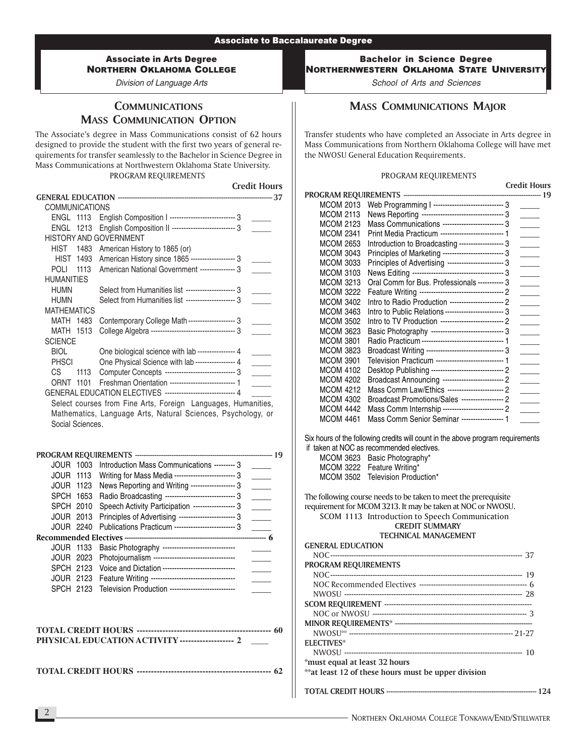## Associate to Baccalaureate Degree

### Associate in Arts Degree
### Northern Oklahoma College
*Division of Language Arts*

## Communications
## Mass Communication Option

The Associate's degree in Mass Communications consist of 62 hours designed to provide the student with the first two years of general requirements for transfer seamlessly to the Bachelor in Science Degree in Mass Communications at Northwestern Oklahoma State University.

PROGRAM REQUIREMENTS

| Course | | Title | Credit Hours | |
|---|---|---|---|---|
| **GENERAL EDUCATION** | | | **37** | |
| COMMUNICATIONS | | | | |
| ENGL | 1113 | English Composition I | 3 | _____ |
| ENGL | 1213 | English Composition II | 3 | _____ |
| HISTORY AND GOVERNMENT | | | | |
| HIST | 1483 | American History to 1865 (or) | | |
| HIST | 1493 | American History since 1865 | 3 | _____ |
| POLI | 1113 | American National Government | 3 | _____ |
| HUMANITIES | | | | |
| HUMN | | Select from Humanities list | 3 | _____ |
| HUMN | | Select from Humanities list | 3 | _____ |
| MATHEMATICS | | | | |
| MATH | 1483 | Contemporary College Math | 3 | _____ |
| MATH | 1513 | College Algebra | 3 | _____ |
| SCIENCE | | | | |
| BIOL | | One biological science with lab | 4 | _____ |
| PHSCI | | One Physical Science with lab | 4 | _____ |
| CS | 1113 | Computer Concepts | 3 | _____ |
| ORNT | 1101 | Freshman Orientation | 1 | _____ |
| GENERAL EDUCATION ELECTIVES | | | 4 | _____ |

Select courses from Fine Arts, Foreign Languages, Humanities, Mathematics, Language Arts, Natural Sciences, Psychology, or Social Sciences.

| Course | | Title | Credit Hours | |
|---|---|---|---|---|
| **PROGRAM REQUIREMENTS** | | | **19** | |
| JOUR | 1003 | Introduction Mass Communications | 3 | _____ |
| JOUR | 1113 | Writing for Mass Media | 3 | _____ |
| JOUR | 1123 | News Reporting and Writing | 3 | _____ |
| SPCH | 1653 | Radio Broadcasting | 3 | _____ |
| SPCH | 2010 | Speech Activity Participation | 3 | _____ |
| JOUR | 2013 | Principles of Advertising | 3 | _____ |
| JOUR | 2240 | Publications Practicum | 3 | _____ |
| **Recommended Electives** | | | **6** | |
| JOUR | 1133 | Basic Photography | | _____ |
| JOUR | 2023 | Photojournalism | | _____ |
| SPCH | 2123 | Voice and Dictation | | _____ |
| JOUR | 2123 | Feature Writing | | _____ |
| SPCH | 2123 | Television Production | | _____ |

**TOTAL CREDIT HOURS ---------- 60**

**PHYSICAL EDUCATION ACTIVITY ---------- 2** _____

**TOTAL CREDIT HOURS ---------- 62**

### Bachelor in Science Degree
### Northernwestern Oklahoma State University
*School of Arts and Sciences*

## Mass Communications Major

Transfer students who have completed an Associate in Arts degree in Mass Communications from Northern Oklahoma College will have met the NWOSU General Education Requirements.

PROGRAM REQUIREMENTS

| Course | Title | Credit Hours | |
|---|---|---|---|
| **PROGRAM REQUIREMENTS** | | **19** | |
| MCOM 2013 | Web Programming I | 3 | _____ |
| MCOM 2113 | News Reporting | 3 | _____ |
| MCOM 2123 | Mass Communications | 3 | _____ |
| MCOM 2341 | Print Media Practicum | 1 | _____ |
| MCOM 2653 | Introduction to Broadcasting | 3 | _____ |
| MCOM 3043 | Principles of Marketing | 3 | _____ |
| MCOM 3033 | Principles of Advertising | 3 | _____ |
| MCOM 3103 | News Editing | 3 | _____ |
| MCOM 3213 | Oral Comm for Bus. Professionals | 3 | _____ |
| MCOM 3222 | Feature Writing | 2 | _____ |
| MCOM 3402 | Intro to Radio Production | 2 | _____ |
| MCOM 3463 | Intro to Public Relations | 3 | _____ |
| MCOM 3502 | Intro to TV Production | 2 | _____ |
| MCOM 3623 | Basic Photography | 3 | _____ |
| MCOM 3801 | Radio Practicum | 1 | _____ |
| MCOM 3823 | Broadcast Writing | 3 | _____ |
| MCOM 3901 | Television Practicum | 1 | _____ |
| MCOM 4102 | Desktop Publishing | 2 | _____ |
| MCOM 4202 | Broadcast Announcing | 2 | _____ |
| MCOM 4212 | Mass Comm Law/Ethics | 2 | _____ |
| MCOM 4302 | Broadcast Promotions/Sales | 2 | _____ |
| MCOM 4442 | Mass Comm Internship | 2 | _____ |
| MCOM 4461 | Mass Comm Senior Seminar | 1 | _____ |

Six hours of the following credits will count in the above program requirements if taken at NOC as recommended electives.

- MCOM 3623 Basic Photography*
- MCOM 3222 Feature Writing*
- MCOM 3502 Television Production*

The following course needs to be taken to meet the prerequisite requirement for MCOM 3213. It may be taken at NOC or NWOSU.

SCOM 1113 Introduction to Speech Communication

**CREDIT SUMMARY**
**TECHNICAL MANAGEMENT**

| | Hours |
|---|---|
| **GENERAL EDUCATION** | |
| NOC | 37 |
| **PROGRAM REQUIREMENTS** | |
| NOC | 19 |
| NOC Recommended Electives | 6 |
| NWOSU | 28 |
| **SCOM REQUIREMENT** | |
| NOC or NWOSU | 3 |
| **MINOR REQUIREMENTS*** | |
| NWOSU** | 21-27 |
| **ELECTIVES*** | |
| NWOSU | 10 |

**\*must equal at least 32 hours**
**\*\*at least 12 of these hours must be upper division**

**TOTAL CREDIT HOURS ---------- 124**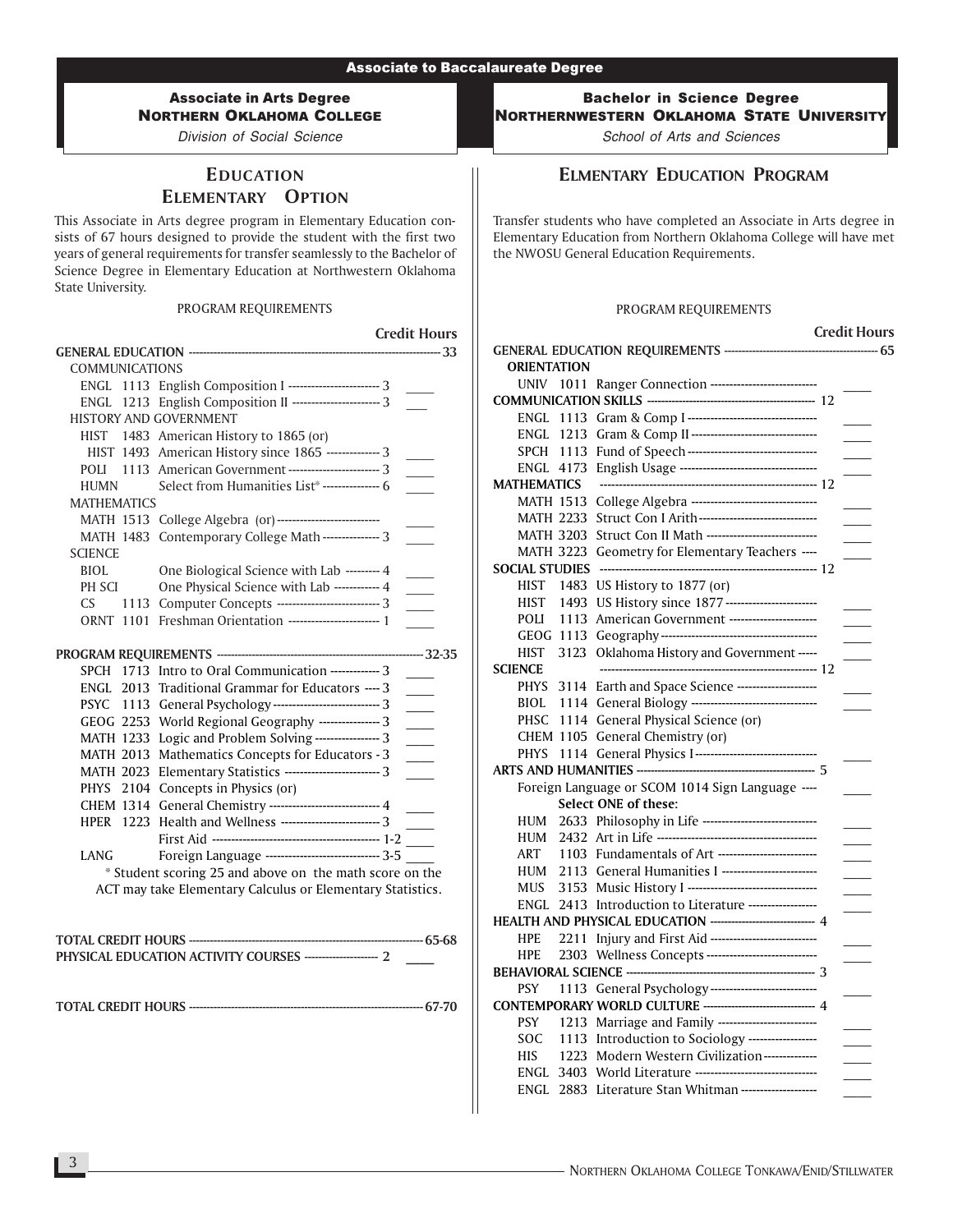**Associate to Baccalaureate Degree**

**Associate in Arts Degree**
**NORTHERN OKLAHOMA COLLEGE**
*Division of Social Science*

## EDUCATION
## ELEMENTARY OPTION

This Associate in Arts degree program in Elementary Education consists of 67 hours designed to provide the student with the first two years of general requirements for transfer seamlessly to the Bachelor of Science Degree in Elementary Education at Northwestern Oklahoma State University.

PROGRAM REQUIREMENTS

| | | | Credit Hours |
|---|---|---|---|
| **GENERAL EDUCATION** | | | **33** |
| COMMUNICATIONS | | | |
| ENGL | 1113 | English Composition I | 3 |
| ENGL | 1213 | English Composition II | 3 |
| HISTORY AND GOVERNMENT | | | |
| HIST | 1483 | American History to 1865 (or) | |
| HIST | 1493 | American History since 1865 | 3 |
| POLI | 1113 | American Government | 3 |
| HUMN | | Select from Humanities List* | 6 |
| MATHEMATICS | | | |
| MATH | 1513 | College Algebra (or) | |
| MATH | 1483 | Contemporary College Math | 3 |
| SCIENCE | | | |
| BIOL | | One Biological Science with Lab | 4 |
| PH SCI | | One Physical Science with Lab | 4 |
| CS | 1113 | Computer Concepts | 3 |
| ORNT | 1101 | Freshman Orientation | 1 |
| **PROGRAM REQUIREMENTS** | | | **32-35** |
| SPCH | 1713 | Intro to Oral Communication | 3 |
| ENGL | 2013 | Traditional Grammar for Educators | 3 |
| PSYC | 1113 | General Psychology | 3 |
| GEOG | 2253 | World Regional Geography | 3 |
| MATH | 1233 | Logic and Problem Solving | 3 |
| MATH | 2013 | Mathematics Concepts for Educators | 3 |
| MATH | 2023 | Elementary Statistics | 3 |
| PHYS | 2104 | Concepts in Physics (or) | |
| CHEM | 1314 | General Chemistry | 4 |
| HPER | 1223 | Health and Wellness | 3 |
| | | First Aid | 1-2 |
| LANG | | Foreign Language | 3-5 |

\* Student scoring 25 and above on the math score on the ACT may take Elementary Calculus or Elementary Statistics.

| | |
|---|---|
| **TOTAL CREDIT HOURS** | **65-68** |
| **PHYSICAL EDUCATION ACTIVITY COURSES** | **2** |
| **TOTAL CREDIT HOURS** | **67-70** |

**Bachelor in Science Degree**
**NORTHERNWESTERN OKLAHOMA STATE UNIVERSITY**
*School of Arts and Sciences*

## ELMENTARY EDUCATION PROGRAM

Transfer students who have completed an Associate in Arts degree in Elementary Education from Northern Oklahoma College will have met the NWOSU General Education Requirements.

PROGRAM REQUIREMENTS

| | | | Credit Hours |
|---|---|---|---|
| **GENERAL EDUCATION REQUIREMENTS** | | | **65** |
| **ORIENTATION** | | | |
| UNIV | 1011 | Ranger Connection | |
| **COMMUNICATION SKILLS** | | | **12** |
| ENGL | 1113 | Gram & Comp I | |
| ENGL | 1213 | Gram & Comp II | |
| SPCH | 1113 | Fund of Speech | |
| ENGL | 4173 | English Usage | |
| **MATHEMATICS** | | | **12** |
| MATH | 1513 | College Algebra | |
| MATH | 2233 | Struct Con I Arith | |
| MATH | 3203 | Struct Con II Math | |
| MATH | 3223 | Geometry for Elementary Teachers | |
| **SOCIAL STUDIES** | | | **12** |
| HIST | 1483 | US History to 1877 (or) | |
| HIST | 1493 | US History since 1877 | |
| POLI | 1113 | American Government | |
| GEOG | 1113 | Geography | |
| HIST | 3123 | Oklahoma History and Government | |
| **SCIENCE** | | | **12** |
| PHYS | 3114 | Earth and Space Science | |
| BIOL | 1114 | General Biology | |
| PHSC | 1114 | General Physical Science (or) | |
| CHEM | 1105 | General Chemistry (or) | |
| PHYS | 1114 | General Physics I | |
| **ARTS AND HUMANITIES** | | | **5** |
| | | Foreign Language or SCOM 1014 Sign Language | |
| | | **Select ONE of these:** | |
| HUM | 2633 | Philosophy in Life | |
| HUM | 2432 | Art in Life | |
| ART | 1103 | Fundamentals of Art | |
| HUM | 2113 | General Humanities I | |
| MUS | 3153 | Music History I | |
| ENGL | 2413 | Introduction to Literature | |
| **HEALTH AND PHYSICAL EDUCATION** | | | **4** |
| HPE | 2211 | Injury and First Aid | |
| HPE | 2303 | Wellness Concepts | |
| **BEHAVIORAL SCIENCE** | | | **3** |
| PSY | 1113 | General Psychology | |
| **CONTEMPORARY WORLD CULTURE** | | | **4** |
| PSY | 1213 | Marriage and Family | |
| SOC | 1113 | Introduction to Sociology | |
| HIS | 1223 | Modern Western Civilization | |
| ENGL | 3403 | World Literature | |
| ENGL | 2883 | Literature Stan Whitman | |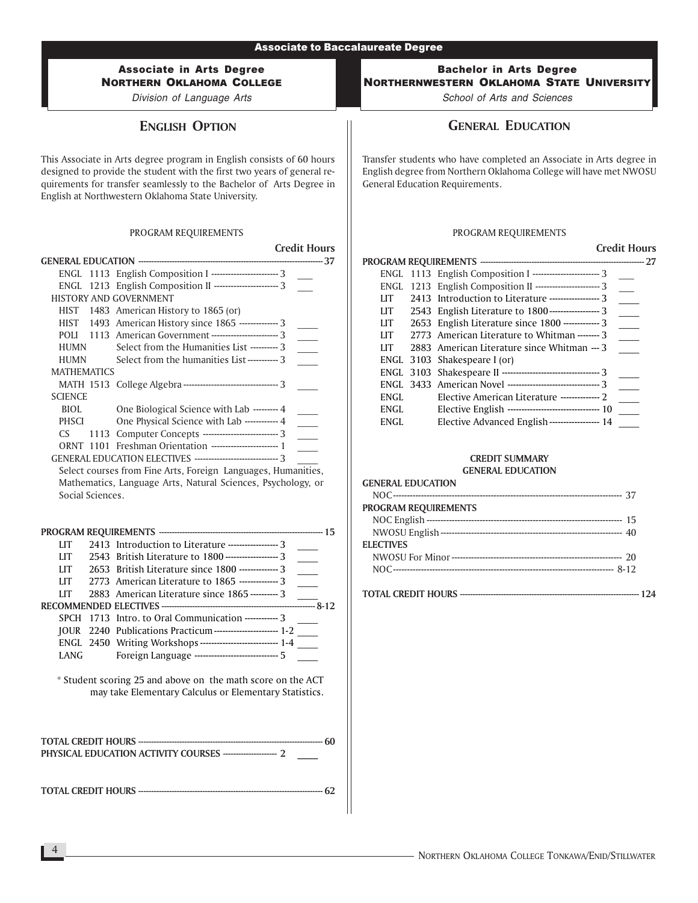# Associate to Baccalaureate Degree

## Associate in Arts Degree
## Northern Oklahoma College
*Division of Language Arts*

### English Option

This Associate in Arts degree program in English consists of 60 hours designed to provide the student with the first two years of general requirements for transfer seamlessly to the Bachelor of Arts Degree in English at Northwestern Oklahoma State University.

PROGRAM REQUIREMENTS

| | | | Credit Hours |
|---|---|---|---|
| **GENERAL EDUCATION** | | | **37** |
| ENGL | 1113 | English Composition I | 3 |
| ENGL | 1213 | English Composition II | 3 |
| HISTORY AND GOVERNMENT | | | |
| HIST | 1483 | American History to 1865 (or) | |
| HIST | 1493 | American History since 1865 | 3 |
| POLI | 1113 | American Government | 3 |
| HUMN | | Select from the Humanities List | 3 |
| HUMN | | Select from the humanities List | 3 |
| MATHEMATICS | | | |
| MATH | 1513 | College Algebra | 3 |
| SCIENCE | | | |
| BIOL | | One Biological Science with Lab | 4 |
| PHSCI | | One Physical Science with Lab | 4 |
| CS | 1113 | Computer Concepts | 3 |
| ORNT | 1101 | Freshman Orientation | 1 |
| GENERAL EDUCATION ELECTIVES | | | 3 |

Select courses from Fine Arts, Foreign Languages, Humanities, Mathematics, Language Arts, Natural Sciences, Psychology, or Social Sciences.

| | | | Credit Hours |
|---|---|---|---|
| **PROGRAM REQUIREMENTS** | | | **15** |
| LIT | 2413 | Introduction to Literature | 3 |
| LIT | 2543 | British Literature to 1800 | 3 |
| LIT | 2653 | British Literature since 1800 | 3 |
| LIT | 2773 | American Literature to 1865 | 3 |
| LIT | 2883 | American Literature since 1865 | 3 |
| **RECOMMENDED ELECTIVES** | | | **8-12** |
| SPCH | 1713 | Intro. to Oral Communication | 3 |
| JOUR | 2240 | Publications Practicum | 1-2 |
| ENGL | 2450 | Writing Workshops | 1-4 |
| LANG | | Foreign Language | 5 |

\* Student scoring 25 and above on the math score on the ACT may take Elementary Calculus or Elementary Statistics.

| | |
|---|---|
| **TOTAL CREDIT HOURS** | **60** |
| **PHYSICAL EDUCATION ACTIVITY COURSES** | **2** |
| **TOTAL CREDIT HOURS** | **62** |

## Bachelor in Arts Degree
## Northernwestern Oklahoma State University
*School of Arts and Sciences*

### General Education

Transfer students who have completed an Associate in Arts degree in English degree from Northern Oklahoma College will have met NWOSU General Education Requirements.

PROGRAM REQUIREMENTS

| | | | Credit Hours |
|---|---|---|---|
| **PROGRAM REQUIREMENTS** | | | **27** |
| ENGL | 1113 | English Composition I | 3 |
| ENGL | 1213 | English Composition II | 3 |
| LIT | 2413 | Introduction to Literature | 3 |
| LIT | 2543 | English Literature to 1800 | 3 |
| LIT | 2653 | English Literature since 1800 | 3 |
| LIT | 2773 | American Literature to Whitman | 3 |
| LIT | 2883 | American Literature since Whitman | 3 |
| ENGL | 3103 | Shakespeare I (or) | |
| ENGL | 3103 | Shakespeare II | 3 |
| ENGL | 3433 | American Novel | 3 |
| ENGL | | Elective American Literature | 2 |
| ENGL | | Elective English | 10 |
| ENGL | | Elective Advanced English | 14 |

**CREDIT SUMMARY**
**GENERAL EDUCATION**

| | |
|---|---|
| **GENERAL EDUCATION** | |
| NOC | 37 |
| **PROGRAM REQUIREMENTS** | |
| NOC English | 15 |
| NWOSU English | 40 |
| **ELECTIVES** | |
| NWOSU For Minor | 20 |
| NOC | 8-12 |
| **TOTAL CREDIT HOURS** | **124** |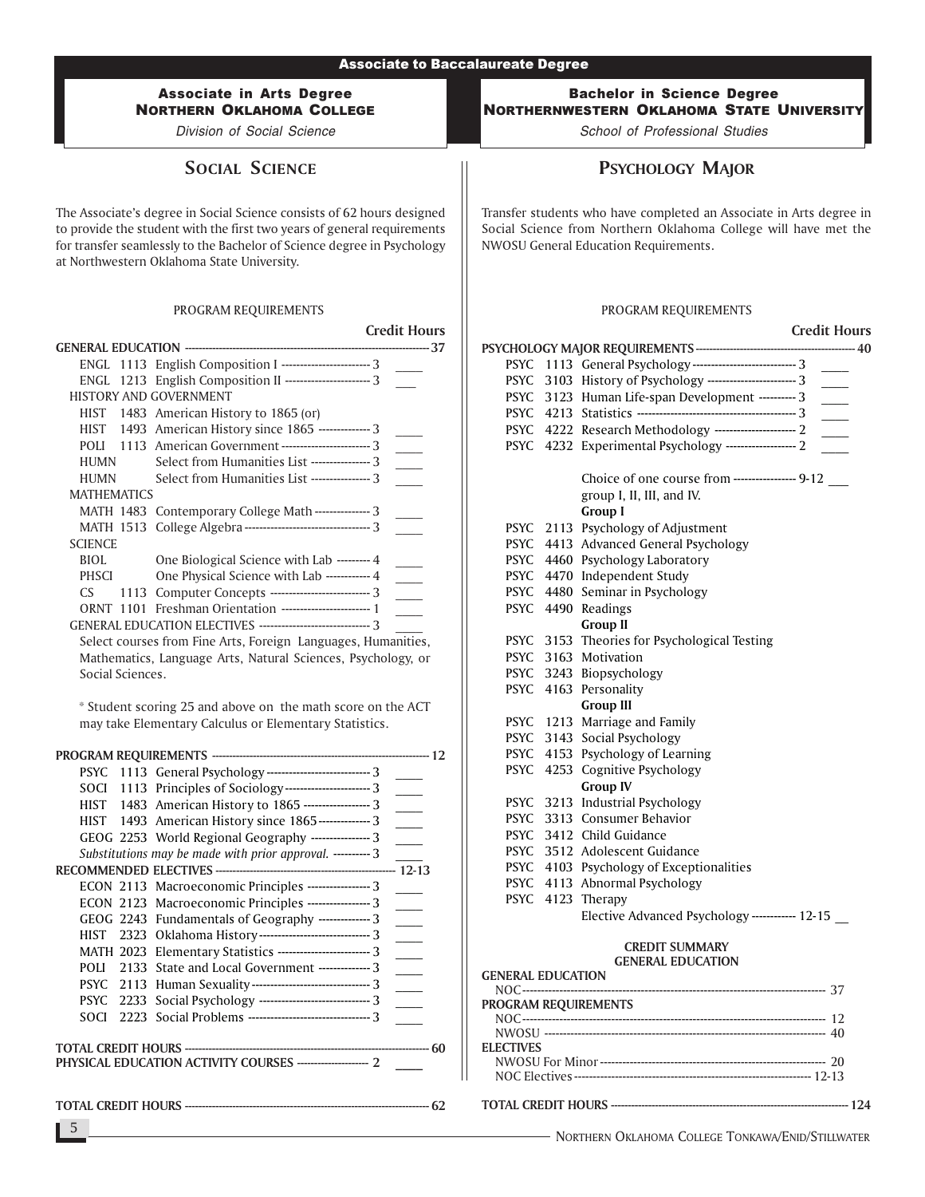## Associate to Baccalaureate Degree

### Associate in Arts Degree
### Northern Oklahoma College
*Division of Social Science*

## Social Science

The Associate's degree in Social Science consists of 62 hours designed to provide the student with the first two years of general requirements for transfer seamlessly to the Bachelor of Science degree in Psychology at Northwestern Oklahoma State University.

PROGRAM REQUIREMENTS

| | | | Credit Hours |
|---|---|---|---|
| **GENERAL EDUCATION** | | | **37** |
| ENGL | 1113 | English Composition I | 3 |
| ENGL | 1213 | English Composition II | 3 |
| HISTORY AND GOVERNMENT | | | |
| HIST | 1483 | American History to 1865 (or) | |
| HIST | 1493 | American History since 1865 | 3 |
| POLI | 1113 | American Government | 3 |
| HUMN | | Select from Humanities List | 3 |
| HUMN | | Select from Humanities List | 3 |
| MATHEMATICS | | | |
| MATH | 1483 | Contemporary College Math | 3 |
| MATH | 1513 | College Algebra | 3 |
| SCIENCE | | | |
| BIOL | | One Biological Science with Lab | 4 |
| PHSCI | | One Physical Science with Lab | 4 |
| CS | 1113 | Computer Concepts | 3 |
| ORNT | 1101 | Freshman Orientation | 1 |
| GENERAL EDUCATION ELECTIVES | | | 3 |

Select courses from Fine Arts, Foreign Languages, Humanities, Mathematics, Language Arts, Natural Sciences, Psychology, or Social Sciences.

* Student scoring 25 and above on the math score on the ACT may take Elementary Calculus or Elementary Statistics.

| | | | |
|---|---|---|---|
| **PROGRAM REQUIREMENTS** | | | **12** |
| PSYC | 1113 | General Psychology | 3 |
| SOCI | 1113 | Principles of Sociology | 3 |
| HIST | 1483 | American History to 1865 | 3 |
| HIST | 1493 | American History since 1865 | 3 |
| GEOG | 2253 | World Regional Geography | 3 |
| | | *Substitutions may be made with prior approval.* | 3 |
| **RECOMMENDED ELECTIVES** | | | **12-13** |
| ECON | 2113 | Macroeconomic Principles | 3 |
| ECON | 2123 | Macroeconomic Principles | 3 |
| GEOG | 2243 | Fundamentals of Geography | 3 |
| HIST | 2323 | Oklahoma History | 3 |
| MATH | 2023 | Elementary Statistics | 3 |
| POLI | 2133 | State and Local Government | 3 |
| PSYC | 2113 | Human Sexuality | 3 |
| PSYC | 2233 | Social Psychology | 3 |
| SOCI | 2223 | Social Problems | 3 |

**TOTAL CREDIT HOURS** ---- **60**

**PHYSICAL EDUCATION ACTIVITY COURSES** ---- **2**

**TOTAL CREDIT HOURS** ---- **62**

### Bachelor in Science Degree
### Northernwestern Oklahoma State University
*School of Professional Studies*

## Psychology Major

Transfer students who have completed an Associate in Arts degree in Social Science from Northern Oklahoma College will have met the NWOSU General Education Requirements.

PROGRAM REQUIREMENTS

| | | | Credit Hours |
|---|---|---|---|
| **PSYCHOLOGY MAJOR REQUIREMENTS** | | | **40** |
| PSYC | 1113 | General Psychology | 3 |
| PSYC | 3103 | History of Psychology | 3 |
| PSYC | 3123 | Human Life-span Development | 3 |
| PSYC | 4213 | Statistics | 3 |
| PSYC | 4222 | Research Methodology | 2 |
| PSYC | 4232 | Experimental Psychology | 2 |
| | | Choice of one course from group I, II, III, and IV. | 9-12 |
| | | **Group I** | |
| PSYC | 2113 | Psychology of Adjustment | |
| PSYC | 4413 | Advanced General Psychology | |
| PSYC | 4460 | Psychology Laboratory | |
| PSYC | 4470 | Independent Study | |
| PSYC | 4480 | Seminar in Psychology | |
| PSYC | 4490 | Readings | |
| | | **Group II** | |
| PSYC | 3153 | Theories for Psychological Testing | |
| PSYC | 3163 | Motivation | |
| PSYC | 3243 | Biopsychology | |
| PSYC | 4163 | Personality | |
| | | **Group III** | |
| PSYC | 1213 | Marriage and Family | |
| PSYC | 3143 | Social Psychology | |
| PSYC | 4153 | Psychology of Learning | |
| PSYC | 4253 | Cognitive Psychology | |
| | | **Group IV** | |
| PSYC | 3213 | Industrial Psychology | |
| PSYC | 3313 | Consumer Behavior | |
| PSYC | 3412 | Child Guidance | |
| PSYC | 3512 | Adolescent Guidance | |
| PSYC | 4103 | Psychology of Exceptionalities | |
| PSYC | 4113 | Abnormal Psychology | |
| PSYC | 4123 | Therapy | |
| | | Elective Advanced Psychology | 12-15 |

**CREDIT SUMMARY**
**GENERAL EDUCATION**

| | |
|---|---|
| **GENERAL EDUCATION** | |
| NOC | 37 |
| **PROGRAM REQUIREMENTS** | |
| NOC | 12 |
| NWOSU | 40 |
| **ELECTIVES** | |
| NWOSU For Minor | 20 |
| NOC Electives | 12-13 |
| **TOTAL CREDIT HOURS** | **124** |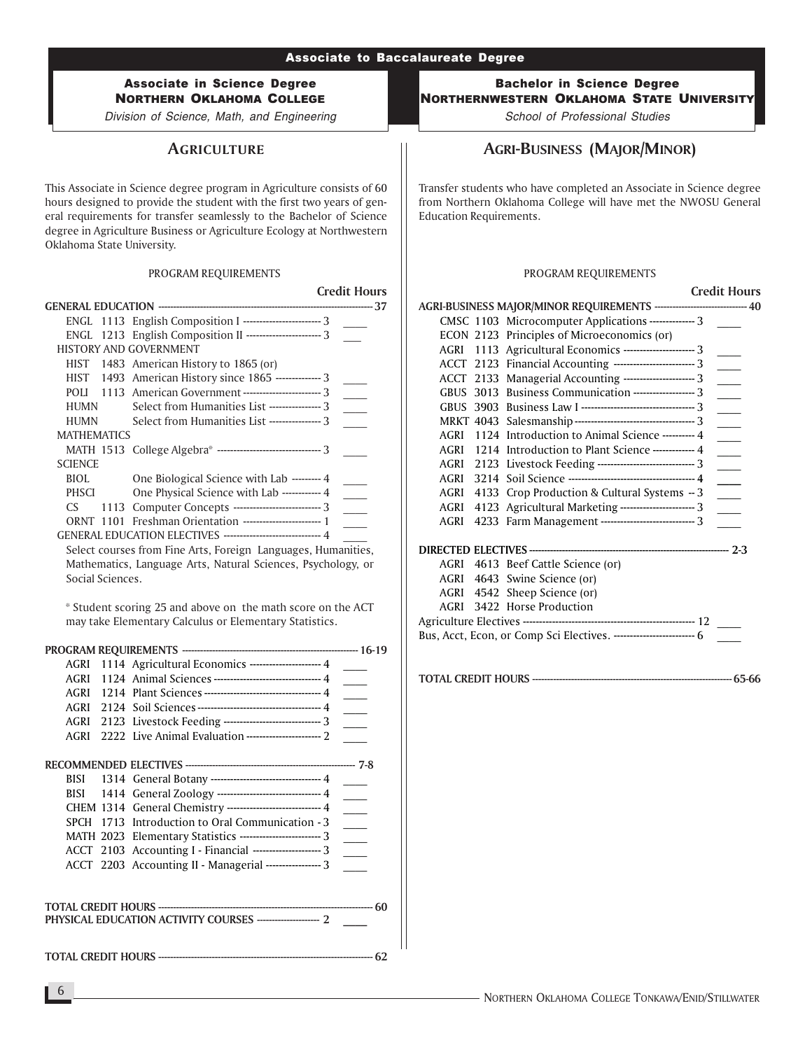## Associate to Baccalaureate Degree

### Associate in Science Degree
**NORTHERN OKLAHOMA COLLEGE**

*Division of Science, Math, and Engineering*

## AGRICULTURE

This Associate in Science degree program in Agriculture consists of 60 hours designed to provide the student with the first two years of general requirements for transfer seamlessly to the Bachelor of Science degree in Agriculture Business or Agriculture Ecology at Northwestern Oklahoma State University.

PROGRAM REQUIREMENTS

| | Credit Hours |
|---|---|
| **GENERAL EDUCATION** | **37** |
| ENGL 1113 English Composition I | 3 |
| ENGL 1213 English Composition II | 3 |
| HISTORY AND GOVERNMENT | |
| HIST 1483 American History to 1865 (or) | |
| HIST 1493 American History since 1865 | 3 |
| POLI 1113 American Government | 3 |
| HUMN Select from Humanities List | 3 |
| HUMN Select from Humanities List | 3 |
| MATHEMATICS | |
| MATH 1513 College Algebra* | 3 |
| SCIENCE | |
| BIOL One Biological Science with Lab | 4 |
| PHSCI One Physical Science with Lab | 4 |
| CS 1113 Computer Concepts | 3 |
| ORNT 1101 Freshman Orientation | 1 |
| GENERAL EDUCATION ELECTIVES | 4 |

Select courses from Fine Arts, Foreign Languages, Humanities, Mathematics, Language Arts, Natural Sciences, Psychology, or Social Sciences.

* Student scoring 25 and above on the math score on the ACT may take Elementary Calculus or Elementary Statistics.

| | Credit Hours |
|---|---|
| **PROGRAM REQUIREMENTS** | **16-19** |
| AGRI 1114 Agricultural Economics | 4 |
| AGRI 1124 Animal Sciences | 4 |
| AGRI 1214 Plant Sciences | 4 |
| AGRI 2124 Soil Sciences | 4 |
| AGRI 2123 Livestock Feeding | 3 |
| AGRI 2222 Live Animal Evaluation | 2 |
| **RECOMMENDED ELECTIVES** | **7-8** |
| BISI 1314 General Botany | 4 |
| BISI 1414 General Zoology | 4 |
| CHEM 1314 General Chemistry | 4 |
| SPCH 1713 Introduction to Oral Communication | 3 |
| MATH 2023 Elementary Statistics | 3 |
| ACCT 2103 Accounting I - Financial | 3 |
| ACCT 2203 Accounting II - Managerial | 3 |
| **TOTAL CREDIT HOURS** | **60** |
| **PHYSICAL EDUCATION ACTIVITY COURSES** | **2** |
| **TOTAL CREDIT HOURS** | **62** |

### Bachelor in Science Degree
**NORTHERNWESTERN OKLAHOMA STATE UNIVERSITY**

*School of Professional Studies*

## AGRI-BUSINESS (MAJOR/MINOR)

Transfer students who have completed an Associate in Science degree from Northern Oklahoma College will have met the NWOSU General Education Requirements.

PROGRAM REQUIREMENTS

| | Credit Hours |
|---|---|
| **AGRI-BUSINESS MAJOR/MINOR REQUIREMENTS** | **40** |
| CMSC 1103 Microcomputer Applications | 3 |
| ECON 2123 Principles of Microeconomics (or) | |
| AGRI 1113 Agricultural Economics | 3 |
| ACCT 2123 Financial Accounting | 3 |
| ACCT 2133 Managerial Accounting | 3 |
| GBUS 3013 Business Communication | 3 |
| GBUS 3903 Business Law I | 3 |
| MRKT 4043 Salesmanship | 3 |
| AGRI 1124 Introduction to Animal Science | 4 |
| AGRI 1214 Introduction to Plant Science | 4 |
| AGRI 2123 Livestock Feeding | 3 |
| AGRI 3214 Soil Science | 4 |
| AGRI 4133 Crop Production & Cultural Systems | 3 |
| AGRI 4123 Agricultural Marketing | 3 |
| AGRI 4233 Farm Management | 3 |
| **DIRECTED ELECTIVES** | **2-3** |
| AGRI 4613 Beef Cattle Science (or) | |
| AGRI 4643 Swine Science (or) | |
| AGRI 4542 Sheep Science (or) | |
| AGRI 3422 Horse Production | |
| Agriculture Electives | 12 |
| Bus, Acct, Econ, or Comp Sci Electives. | 6 |
| **TOTAL CREDIT HOURS** | **65-66** |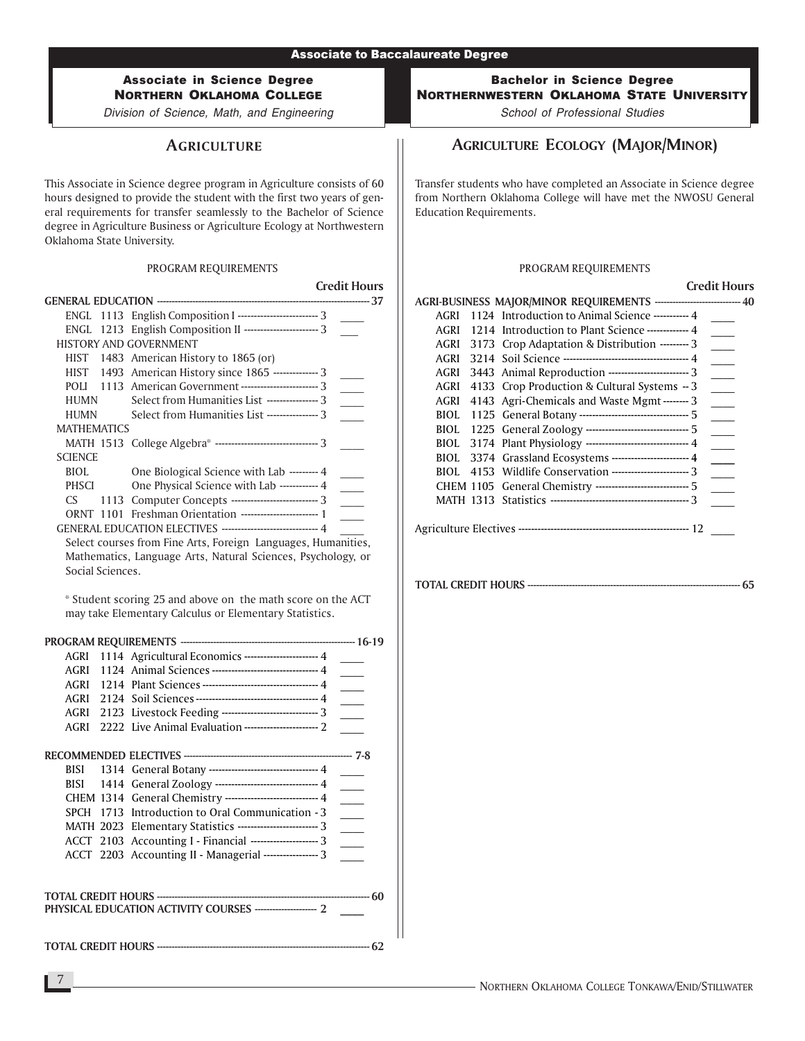# Associate to Baccalaureate Degree

## Associate in Science Degree
## Northern Oklahoma College
*Division of Science, Math, and Engineering*

## Agriculture

This Associate in Science degree program in Agriculture consists of 60 hours designed to provide the student with the first two years of general requirements for transfer seamlessly to the Bachelor of Science degree in Agriculture Business or Agriculture Ecology at Northwestern Oklahoma State University.

PROGRAM REQUIREMENTS

| | | | Credit Hours | |
|---|---|---|---|---|
| **GENERAL EDUCATION** | | | **37** | |
| ENGL | 1113 | English Composition I | 3 | ____ |
| ENGL | 1213 | English Composition II | 3 | ____ |
| HISTORY AND GOVERNMENT | | | | |
| HIST | 1483 | American History to 1865 (or) | | |
| HIST | 1493 | American History since 1865 | 3 | ____ |
| POLI | 1113 | American Government | 3 | ____ |
| HUMN | | Select from Humanities List | 3 | ____ |
| HUMN | | Select from Humanities List | 3 | ____ |
| MATHEMATICS | | | | |
| MATH | 1513 | College Algebra* | 3 | ____ |
| SCIENCE | | | | |
| BIOL | | One Biological Science with Lab | 4 | ____ |
| PHSCI | | One Physical Science with Lab | 4 | ____ |
| CS | 1113 | Computer Concepts | 3 | ____ |
| ORNT | 1101 | Freshman Orientation | 1 | ____ |
| GENERAL EDUCATION ELECTIVES | | | 4 | ____ |

Select courses from Fine Arts, Foreign Languages, Humanities, Mathematics, Language Arts, Natural Sciences, Psychology, or Social Sciences.

* Student scoring 25 and above on the math score on the ACT may take Elementary Calculus or Elementary Statistics.

| | | | | |
|---|---|---|---|---|
| **PROGRAM REQUIREMENTS** | | | **16-19** | |
| AGRI | 1114 | Agricultural Economics | 4 | ____ |
| AGRI | 1124 | Animal Sciences | 4 | ____ |
| AGRI | 1214 | Plant Sciences | 4 | ____ |
| AGRI | 2124 | Soil Sciences | 4 | ____ |
| AGRI | 2123 | Livestock Feeding | 3 | ____ |
| AGRI | 2222 | Live Animal Evaluation | 2 | ____ |
| **RECOMMENDED ELECTIVES** | | | **7-8** | |
| BISI | 1314 | General Botany | 4 | ____ |
| BISI | 1414 | General Zoology | 4 | ____ |
| CHEM | 1314 | General Chemistry | 4 | ____ |
| SPCH | 1713 | Introduction to Oral Communication | 3 | ____ |
| MATH | 2023 | Elementary Statistics | 3 | ____ |
| ACCT | 2103 | Accounting I - Financial | 3 | ____ |
| ACCT | 2203 | Accounting II - Managerial | 3 | ____ |
| **TOTAL CREDIT HOURS** | | | **60** | |
| **PHYSICAL EDUCATION ACTIVITY COURSES** | | | **2** | ____ |
| **TOTAL CREDIT HOURS** | | | **62** | |

## Bachelor in Science Degree
## Northernwestern Oklahoma State University
*School of Professional Studies*

## Agriculture Ecology (Major/Minor)

Transfer students who have completed an Associate in Science degree from Northern Oklahoma College will have met the NWOSU General Education Requirements.

PROGRAM REQUIREMENTS

| | | | Credit Hours | |
|---|---|---|---|---|
| **AGRI-BUSINESS MAJOR/MINOR REQUIREMENTS** | | | **40** | |
| AGRI | 1124 | Introduction to Animal Science | 4 | ____ |
| AGRI | 1214 | Introduction to Plant Science | 4 | ____ |
| AGRI | 3173 | Crop Adaptation & Distribution | 3 | ____ |
| AGRI | 3214 | Soil Science | 4 | ____ |
| AGRI | 3443 | Animal Reproduction | 3 | ____ |
| AGRI | 4133 | Crop Production & Cultural Systems | 3 | ____ |
| AGRI | 4143 | Agri-Chemicals and Waste Mgmt | 3 | ____ |
| BIOL | 1125 | General Botany | 5 | ____ |
| BIOL | 1225 | General Zoology | 5 | ____ |
| BIOL | 3174 | Plant Physiology | 4 | ____ |
| BIOL | 3374 | Grassland Ecosystems | 4 | ____ |
| BIOL | 4153 | Wildlife Conservation | 3 | ____ |
| CHEM | 1105 | General Chemistry | 5 | ____ |
| MATH | 1313 | Statistics | 3 | ____ |
| Agriculture Electives | | | 12 | ____ |
| **TOTAL CREDIT HOURS** | | | **65** | |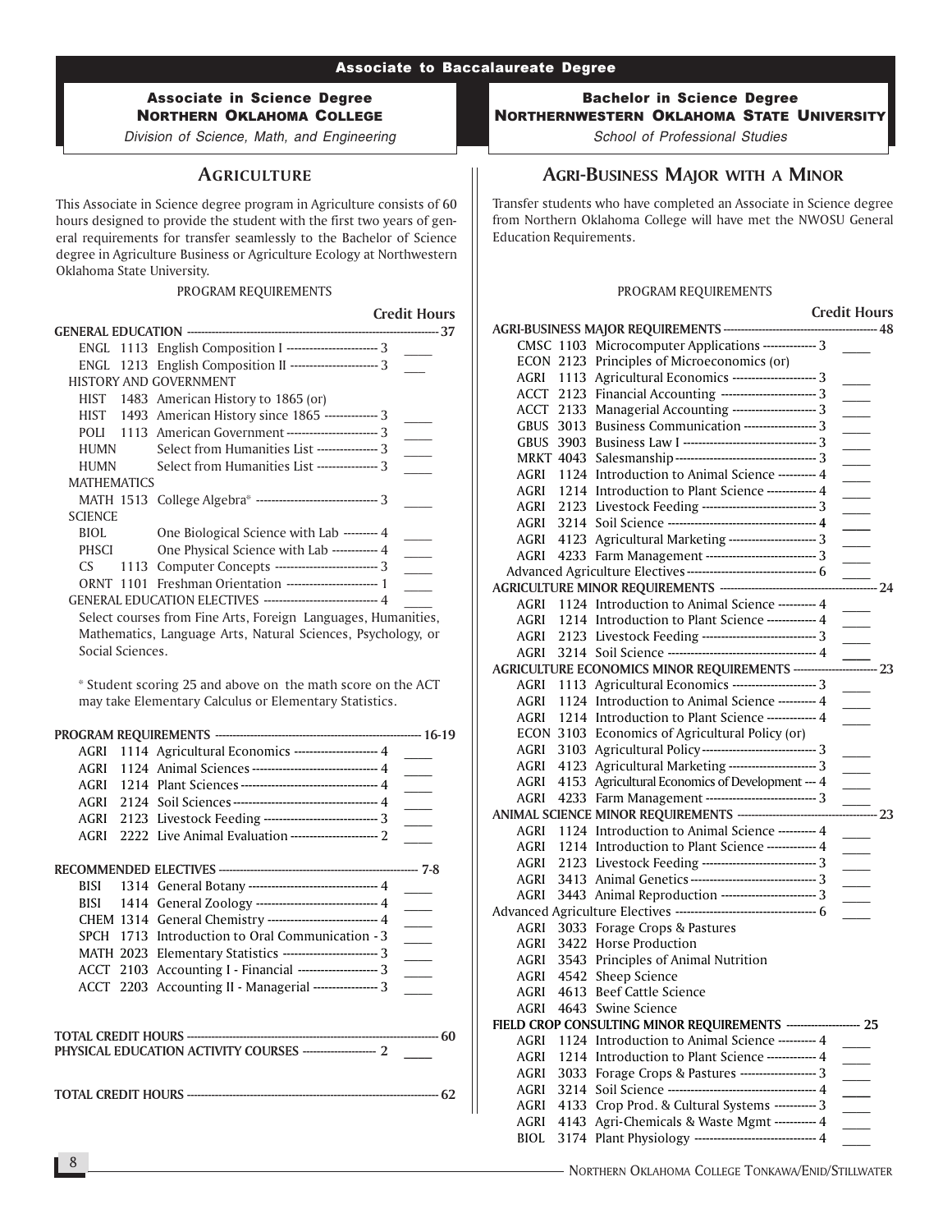## Associate to Baccalaureate Degree

### Associate in Science Degree
### Northern Oklahoma College
*Division of Science, Math, and Engineering*

## Agriculture

This Associate in Science degree program in Agriculture consists of 60 hours designed to provide the student with the first two years of general requirements for transfer seamlessly to the Bachelor of Science degree in Agriculture Business or Agriculture Ecology at Northwestern Oklahoma State University.

PROGRAM REQUIREMENTS

| | | | Credit Hours | |
|---|---|---|---|---|
| **GENERAL EDUCATION** | | | **37** | |
| ENGL | 1113 | English Composition I | 3 | ____ |
| ENGL | 1213 | English Composition II | 3 | ____ |
| HISTORY AND GOVERNMENT | | | | |
| HIST | 1483 | American History to 1865 (or) | | |
| HIST | 1493 | American History since 1865 | 3 | ____ |
| POLI | 1113 | American Government | 3 | ____ |
| HUMN | | Select from Humanities List | 3 | ____ |
| HUMN | | Select from Humanities List | 3 | ____ |
| MATHEMATICS | | | | |
| MATH | 1513 | College Algebra* | 3 | ____ |
| SCIENCE | | | | |
| BIOL | | One Biological Science with Lab | 4 | ____ |
| PHSCI | | One Physical Science with Lab | 4 | ____ |
| CS | 1113 | Computer Concepts | 3 | ____ |
| ORNT | 1101 | Freshman Orientation | 1 | ____ |
| GENERAL EDUCATION ELECTIVES | | | 4 | ____ |

Select courses from Fine Arts, Foreign Languages, Humanities, Mathematics, Language Arts, Natural Sciences, Psychology, or Social Sciences.

* Student scoring 25 and above on the math score on the ACT may take Elementary Calculus or Elementary Statistics.

| | | | Credit Hours | |
|---|---|---|---|---|
| **PROGRAM REQUIREMENTS** | | | **16-19** | |
| AGRI | 1114 | Agricultural Economics | 4 | ____ |
| AGRI | 1124 | Animal Sciences | 4 | ____ |
| AGRI | 1214 | Plant Sciences | 4 | ____ |
| AGRI | 2124 | Soil Sciences | 4 | ____ |
| AGRI | 2123 | Livestock Feeding | 3 | ____ |
| AGRI | 2222 | Live Animal Evaluation | 2 | ____ |
| **RECOMMENDED ELECTIVES** | | | **7-8** | |
| BISI | 1314 | General Botany | 4 | ____ |
| BISI | 1414 | General Zoology | 4 | ____ |
| CHEM | 1314 | General Chemistry | 4 | ____ |
| SPCH | 1713 | Introduction to Oral Communication | 3 | ____ |
| MATH | 2023 | Elementary Statistics | 3 | ____ |
| ACCT | 2103 | Accounting I - Financial | 3 | ____ |
| ACCT | 2203 | Accounting II - Managerial | 3 | ____ |

**TOTAL CREDIT HOURS** — 60

**PHYSICAL EDUCATION ACTIVITY COURSES** — 2 ____

**TOTAL CREDIT HOURS** — 62

### Bachelor in Science Degree
### Northernwestern Oklahoma State University
*School of Professional Studies*

## Agri-Business Major with a Minor

Transfer students who have completed an Associate in Science degree from Northern Oklahoma College will have met the NWOSU General Education Requirements.

PROGRAM REQUIREMENTS

| | | | Credit Hours | |
|---|---|---|---|---|
| **AGRI-BUSINESS MAJOR REQUIREMENTS** | | | **48** | |
| CMSC | 1103 | Microcomputer Applications | 3 | ____ |
| ECON | 2123 | Principles of Microeconomics (or) | | |
| AGRI | 1113 | Agricultural Economics | 3 | ____ |
| ACCT | 2123 | Financial Accounting | 3 | ____ |
| ACCT | 2133 | Managerial Accounting | 3 | ____ |
| GBUS | 3013 | Business Communication | 3 | ____ |
| GBUS | 3903 | Business Law I | 3 | ____ |
| MRKT | 4043 | Salesmanship | 3 | ____ |
| AGRI | 1124 | Introduction to Animal Science | 4 | ____ |
| AGRI | 1214 | Introduction to Plant Science | 4 | ____ |
| AGRI | 2123 | Livestock Feeding | 3 | ____ |
| AGRI | 3214 | Soil Science | 4 | ____ |
| AGRI | 4123 | Agricultural Marketing | 3 | ____ |
| AGRI | 4233 | Farm Management | 3 | ____ |
| Advanced Agriculture Electives | | | 6 | ____ |
| **AGRICULTURE MINOR REQUIREMENTS** | | | **24** | |
| AGRI | 1124 | Introduction to Animal Science | 4 | ____ |
| AGRI | 1214 | Introduction to Plant Science | 4 | ____ |
| AGRI | 2123 | Livestock Feeding | 3 | ____ |
| AGRI | 3214 | Soil Science | 4 | ____ |
| **AGRICULTURE ECONOMICS MINOR REQUIREMENTS** | | | **23** | |
| AGRI | 1113 | Agricultural Economics | 3 | ____ |
| AGRI | 1124 | Introduction to Animal Science | 4 | ____ |
| AGRI | 1214 | Introduction to Plant Science | 4 | ____ |
| ECON | 3103 | Economics of Agricultural Policy (or) | | |
| AGRI | 3103 | Agricultural Policy | 3 | ____ |
| AGRI | 4123 | Agricultural Marketing | 3 | ____ |
| AGRI | 4153 | Agricultural Economics of Development | 4 | ____ |
| AGRI | 4233 | Farm Management | 3 | ____ |
| **ANIMAL SCIENCE MINOR REQUIREMENTS** | | | **23** | |
| AGRI | 1124 | Introduction to Animal Science | 4 | ____ |
| AGRI | 1214 | Introduction to Plant Science | 4 | ____ |
| AGRI | 2123 | Livestock Feeding | 3 | ____ |
| AGRI | 3413 | Animal Genetics | 3 | ____ |
| AGRI | 3443 | Animal Reproduction | 3 | ____ |
| Advanced Agriculture Electives | | | 6 | ____ |
| AGRI | 3033 | Forage Crops & Pastures | | |
| AGRI | 3422 | Horse Production | | |
| AGRI | 3543 | Principles of Animal Nutrition | | |
| AGRI | 4542 | Sheep Science | | |
| AGRI | 4613 | Beef Cattle Science | | |
| AGRI | 4643 | Swine Science | | |
| **FIELD CROP CONSULTING MINOR REQUIREMENTS** | | | **25** | |
| AGRI | 1124 | Introduction to Animal Science | 4 | ____ |
| AGRI | 1214 | Introduction to Plant Science | 4 | ____ |
| AGRI | 3033 | Forage Crops & Pastures | 3 | ____ |
| AGRI | 3214 | Soil Science | 4 | ____ |
| AGRI | 4133 | Crop Prod. & Cultural Systems | 3 | ____ |
| AGRI | 4143 | Agri-Chemicals & Waste Mgmt | 4 | ____ |
| BIOL | 3174 | Plant Physiology | 4 | ____ |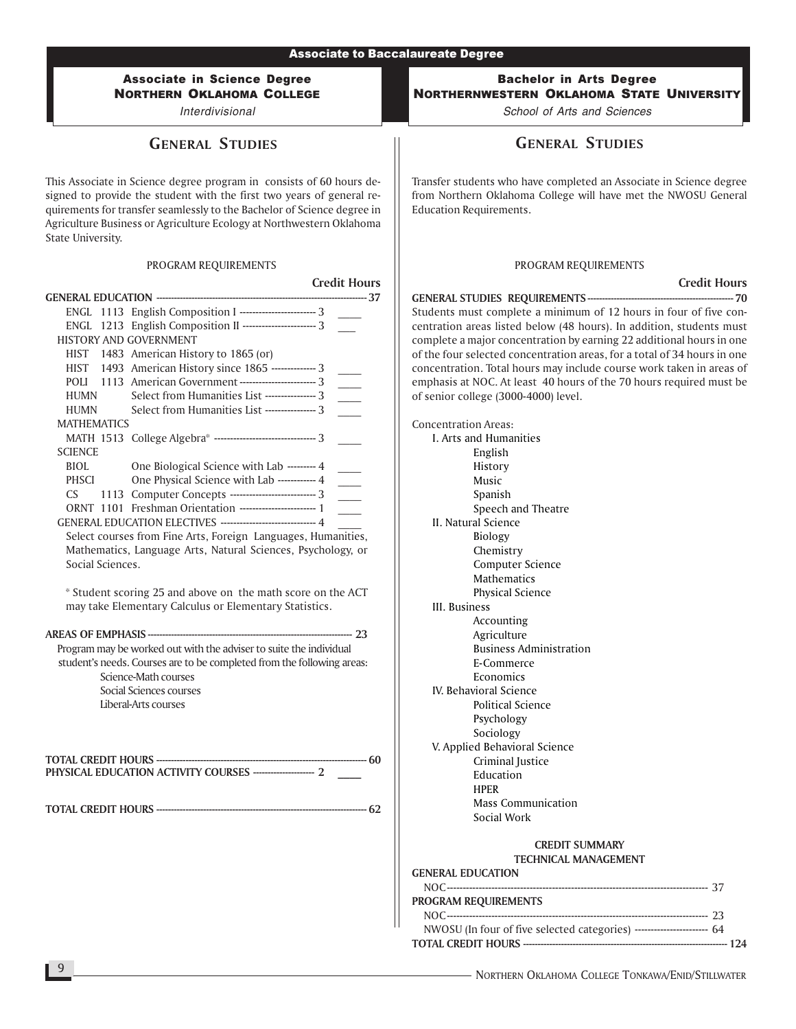**Associate to Baccalaureate Degree**

### Associate in Science Degree
### Northern Oklahoma College
*Interdivisional*

## General Studies

This Associate in Science degree program in consists of 60 hours designed to provide the student with the first two years of general requirements for transfer seamlessly to the Bachelor of Science degree in Agriculture Business or Agriculture Ecology at Northwestern Oklahoma State University.

PROGRAM REQUIREMENTS

| | | Credit Hours |
|---|---|---|
| **GENERAL EDUCATION** | | **37** |
| ENGL 1113 | English Composition I | 3 |
| ENGL 1213 | English Composition II | 3 |
| HISTORY AND GOVERNMENT | | |
| HIST 1483 | American History to 1865 (or) | |
| HIST 1493 | American History since 1865 | 3 |
| POLI 1113 | American Government | 3 |
| HUMN | Select from Humanities List | 3 |
| HUMN | Select from Humanities List | 3 |
| MATHEMATICS | | |
| MATH 1513 | College Algebra* | 3 |
| SCIENCE | | |
| BIOL | One Biological Science with Lab | 4 |
| PHSCI | One Physical Science with Lab | 4 |
| CS 1113 | Computer Concepts | 3 |
| ORNT 1101 | Freshman Orientation | 1 |
| GENERAL EDUCATION ELECTIVES | | 4 |

Select courses from Fine Arts, Foreign Languages, Humanities, Mathematics, Language Arts, Natural Sciences, Psychology, or Social Sciences.

\* Student scoring 25 and above on the math score on the ACT may take Elementary Calculus or Elementary Statistics.

**AREAS OF EMPHASIS** ---------- **23**

Program may be worked out with the adviser to suite the individual student's needs. Courses are to be completed from the following areas:

- Science-Math courses
- Social Sciences courses
- Liberal-Arts courses

**TOTAL CREDIT HOURS** ---------- **60**

**PHYSICAL EDUCATION ACTIVITY COURSES** ---------- **2**

**TOTAL CREDIT HOURS** ---------- **62**

### Bachelor in Arts Degree
### Northernwestern Oklahoma State University
*School of Arts and Sciences*

## General Studies

Transfer students who have completed an Associate in Science degree from Northern Oklahoma College will have met the NWOSU General Education Requirements.

PROGRAM REQUIREMENTS

**Credit Hours**

**GENERAL STUDIES REQUIREMENTS** ---------- **70**

Students must complete a minimum of 12 hours in four of five concentration areas listed below (48 hours). In addition, students must complete a major concentration by earning 22 additional hours in one of the four selected concentration areas, for a total of 34 hours in one concentration. Total hours may include course work taken in areas of emphasis at NOC. At least 40 hours of the 70 hours required must be of senior college (3000-4000) level.

Concentration Areas:

- I. Arts and Humanities
  - English
  - History
  - Music
  - Spanish
  - Speech and Theatre
- II. Natural Science
  - Biology
  - Chemistry
  - Computer Science
  - Mathematics
  - Physical Science
- III. Business
  - Accounting
  - Agriculture
  - Business Administration
  - E-Commerce
  - Economics
- IV. Behavioral Science
  - Political Science
  - Psychology
  - Sociology
- V. Applied Behavioral Science
  - Criminal Justice
  - Education
  - HPER
  - Mass Communication
  - Social Work

**CREDIT SUMMARY**
**TECHNICAL MANAGEMENT**

| | |
|---|---|
| **GENERAL EDUCATION** | |
| NOC | 37 |
| **PROGRAM REQUIREMENTS** | |
| NOC | 23 |
| NWOSU (In four of five selected categories) | 64 |
| **TOTAL CREDIT HOURS** | **124** |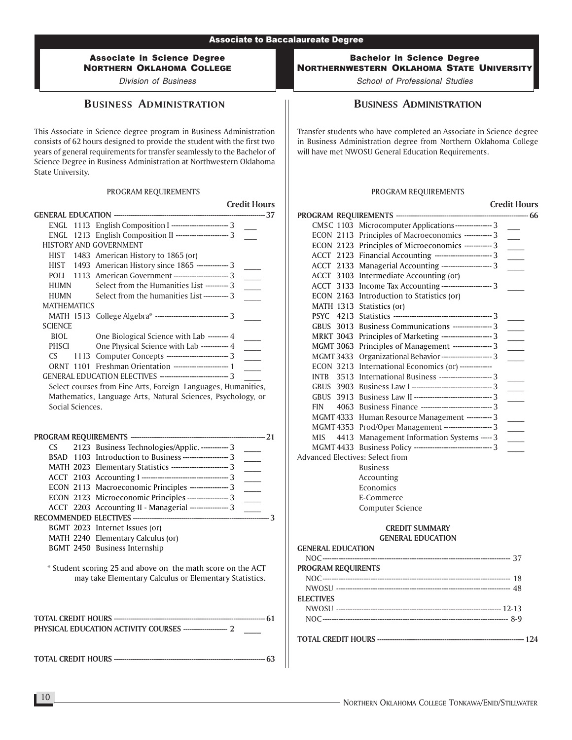# Associate to Baccalaureate Degree

## Associate in Science Degree
### Northern Oklahoma College
*Division of Business*

## Business Administration

This Associate in Science degree program in Business Administration consists of 62 hours designed to provide the student with the first two years of general requirements for transfer seamlessly to the Bachelor of Science Degree in Business Administration at Northwestern Oklahoma State University.

PROGRAM REQUIREMENTS

| Course | | Credit Hours |
|---|---|---|
| **GENERAL EDUCATION** | | **37** |
| ENGL 1113 | English Composition I | 3 |
| ENGL 1213 | English Composition II | 3 |
| HISTORY AND GOVERNMENT | | |
| HIST 1483 | American History to 1865 (or) | |
| HIST 1493 | American History since 1865 | 3 |
| POLI 1113 | American Government | 3 |
| HUMN | Select from the Humanities List | 3 |
| HUMN | Select from the humanities List | 3 |
| MATHEMATICS | | |
| MATH 1513 | College Algebra* | 3 |
| SCIENCE | | |
| BIOL | One Biological Science with Lab | 4 |
| PHSCI | One Physical Science with Lab | 4 |
| CS 1113 | Computer Concepts | 3 |
| ORNT 1101 | Freshman Orientation | 1 |
| GENERAL EDUCATION ELECTIVES | | 3 |

Select courses from Fine Arts, Foreign Languages, Humanities, Mathematics, Language Arts, Natural Sciences, Psychology, or Social Sciences.

| Course | | Credit Hours |
|---|---|---|
| **PROGRAM REQUIREMENTS** | | **21** |
| CS 2123 | Business Technologies/Applic. | 3 |
| BSAD 1103 | Introduction to Business | 3 |
| MATH 2023 | Elementary Statistics | 3 |
| ACCT 2103 | Accounting I | 3 |
| ECON 2113 | Macroeconomic Principles | 3 |
| ECON 2123 | Microeconomic Principles | 3 |
| ACCT 2203 | Accounting II - Managerial | 3 |
| **RECOMMENDED ELECTIVES** | | **3** |
| BGMT 2023 | Internet Issues (or) | |
| MATH 2240 | Elementary Calculus (or) | |
| BGMT 2450 | Business Internship | |

\* Student scoring 25 and above on the math score on the ACT may take Elementary Calculus or Elementary Statistics.

| | |
|---|---|
| **TOTAL CREDIT HOURS** | **61** |
| **PHYSICAL EDUCATION ACTIVITY COURSES** | **2** |
| **TOTAL CREDIT HOURS** | **63** |

## Bachelor in Science Degree
### Northernwestern Oklahoma State University
*School of Professional Studies*

## Business Administration

Transfer students who have completed an Associate in Science degree in Business Administration degree from Northern Oklahoma College will have met NWOSU General Education Requirements.

PROGRAM REQUIREMENTS

| Course | | Credit Hours |
|---|---|---|
| **PROGRAM REQUIREMENTS** | | **66** |
| CMSC 1103 | Microcomputer Applications | 3 |
| ECON 2113 | Principles of Macroeconomics | 3 |
| ECON 2123 | Principles of Microeconomics | 3 |
| ACCT 2123 | Financial Accounting | 3 |
| ACCT 2133 | Managerial Accounting | 3 |
| ACCT 3103 | Intermediate Accounting (or) | |
| ACCT 3133 | Income Tax Accounting | 3 |
| ECON 2163 | Introduction to Statistics (or) | |
| MATH 1313 | Statistics (or) | |
| PSYC 4213 | Statistics | 3 |
| GBUS 3013 | Business Communications | 3 |
| MRKT 3043 | Principles of Marketing | 3 |
| MGMT 3063 | Principles of Management | 3 |
| MGMT 3433 | Organizational Behavior | 3 |
| ECON 3213 | International Economics (or) | |
| INTB 3513 | International Business | 3 |
| GBUS 3903 | Business Law I | 3 |
| GBUS 3913 | Business Law II | 3 |
| FIN 4063 | Business Finance | 3 |
| MGMT 4333 | Human Resource Management | 3 |
| MGMT 4353 | Prod/Oper Management | 3 |
| MIS 4413 | Management Information Systems | 3 |
| MGMT 4433 | Business Policy | 3 |

Advanced Electives: Select from
- Business
- Accounting
- Economics
- E-Commerce
- Computer Science

**CREDIT SUMMARY**
**GENERAL EDUCATION**

| | |
|---|---|
| **GENERAL EDUCATION** | |
| NOC | 37 |
| **PROGRAM REQUIREMENTS** | |
| NOC | 18 |
| NWOSU | 48 |
| **ELECTIVES** | |
| NWOSU | 12-13 |
| NOC | 8-9 |
| **TOTAL CREDIT HOURS** | **124** |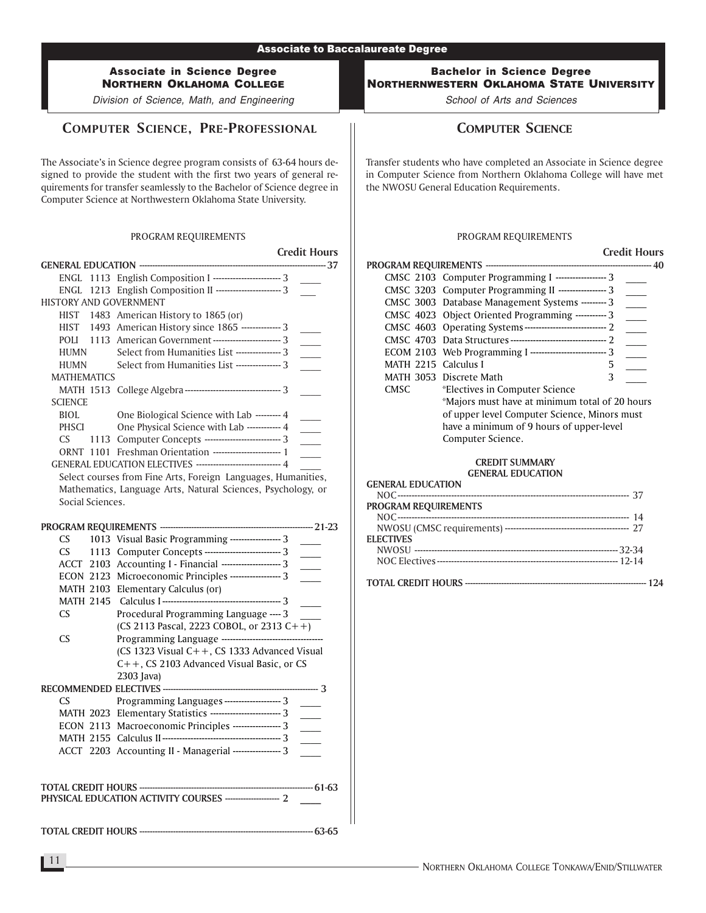# Associate to Baccalaureate Degree

## Associate in Science Degree
## Northern Oklahoma College

*Division of Science, Math, and Engineering*

## Computer Science, Pre-Professional

The Associate's in Science degree program consists of 63-64 hours designed to provide the student with the first two years of general requirements for transfer seamlessly to the Bachelor of Science degree in Computer Science at Northwestern Oklahoma State University.

PROGRAM REQUIREMENTS

| | | Credit Hours | |
|---|---|---|---|
| **GENERAL EDUCATION** | | **37** | |
| ENGL 1113 | English Composition I | 3 | ____ |
| ENGL 1213 | English Composition II | 3 | ____ |
| HISTORY AND GOVERNMENT | | | |
| HIST 1483 | American History to 1865 (or) | | |
| HIST 1493 | American History since 1865 | 3 | ____ |
| POLI 1113 | American Government | 3 | ____ |
| HUMN | Select from Humanities List | 3 | ____ |
| HUMN | Select from Humanities List | 3 | ____ |
| MATHEMATICS | | | |
| MATH 1513 | College Algebra | 3 | ____ |
| SCIENCE | | | |
| BIOL | One Biological Science with Lab | 4 | ____ |
| PHSCI | One Physical Science with Lab | 4 | ____ |
| CS 1113 | Computer Concepts | 3 | ____ |
| ORNT 1101 | Freshman Orientation | 1 | ____ |
| GENERAL EDUCATION ELECTIVES | | 4 | ____ |

Select courses from Fine Arts, Foreign Languages, Humanities, Mathematics, Language Arts, Natural Sciences, Psychology, or Social Sciences.

| | | Credit Hours | |
|---|---|---|---|
| **PROGRAM REQUIREMENTS** | | **21-23** | |
| CS 1013 | Visual Basic Programming | 3 | ____ |
| CS 1113 | Computer Concepts | 3 | ____ |
| ACCT 2103 | Accounting I - Financial | 3 | ____ |
| ECON 2123 | Microeconomic Principles | 3 | ____ |
| MATH 2103 | Elementary Calculus (or) | | |
| MATH 2145 | Calculus I | 3 | ____ |
| CS | Procedural Programming Language (CS 2113 Pascal, 2223 COBOL, or 2313 C++) | 3 | ____ |
| CS | Programming Language (CS 1323 Visual C++, CS 1333 Advanced Visual C++, CS 2103 Advanced Visual Basic, or CS 2303 Java) | | |
| **RECOMMENDED ELECTIVES** | | **3** | |
| CS | Programming Languages | 3 | ____ |
| MATH 2023 | Elementary Statistics | 3 | ____ |
| ECON 2113 | Macroeconomic Principles | 3 | ____ |
| MATH 2155 | Calculus II | 3 | ____ |
| ACCT 2203 | Accounting II - Managerial | 3 | ____ |

**TOTAL CREDIT HOURS** ---------- **61-63**

**PHYSICAL EDUCATION ACTIVITY COURSES** ---------- **2** ____

**TOTAL CREDIT HOURS** ---------- **63-65**

## Bachelor in Science Degree
## Northernwestern Oklahoma State University

*School of Arts and Sciences*

## Computer Science

Transfer students who have completed an Associate in Science degree in Computer Science from Northern Oklahoma College will have met the NWOSU General Education Requirements.

PROGRAM REQUIREMENTS

| | | Credit Hours | |
|---|---|---|---|
| **PROGRAM REQUIREMENTS** | | **40** | |
| CMSC 2103 | Computer Programming I | 3 | ____ |
| CMSC 3203 | Computer Programming II | 3 | ____ |
| CMSC 3003 | Database Management Systems | 3 | ____ |
| CMSC 4023 | Object Oriented Programming | 3 | ____ |
| CMSC 4603 | Operating Systems | 2 | ____ |
| CMSC 4703 | Data Structures | 2 | ____ |
| ECOM 2103 | Web Programming I | 3 | ____ |
| MATH 2215 | Calculus I | 5 | ____ |
| MATH 3053 | Discrete Math | 3 | ____ |
| CMSC | *Electives in Computer Science | | |

*Majors must have at minimum total of 20 hours of upper level Computer Science, Minors must have a minimum of 9 hours of upper-level Computer Science.

**CREDIT SUMMARY**
**GENERAL EDUCATION**

| | |
|---|---|
| **GENERAL EDUCATION** | |
| NOC | 37 |
| **PROGRAM REQUIREMENTS** | |
| NOC | 14 |
| NWOSU (CMSC requirements) | 27 |
| **ELECTIVES** | |
| NWOSU | 32-34 |
| NOC Electives | 12-14 |

**TOTAL CREDIT HOURS** ---------- **124**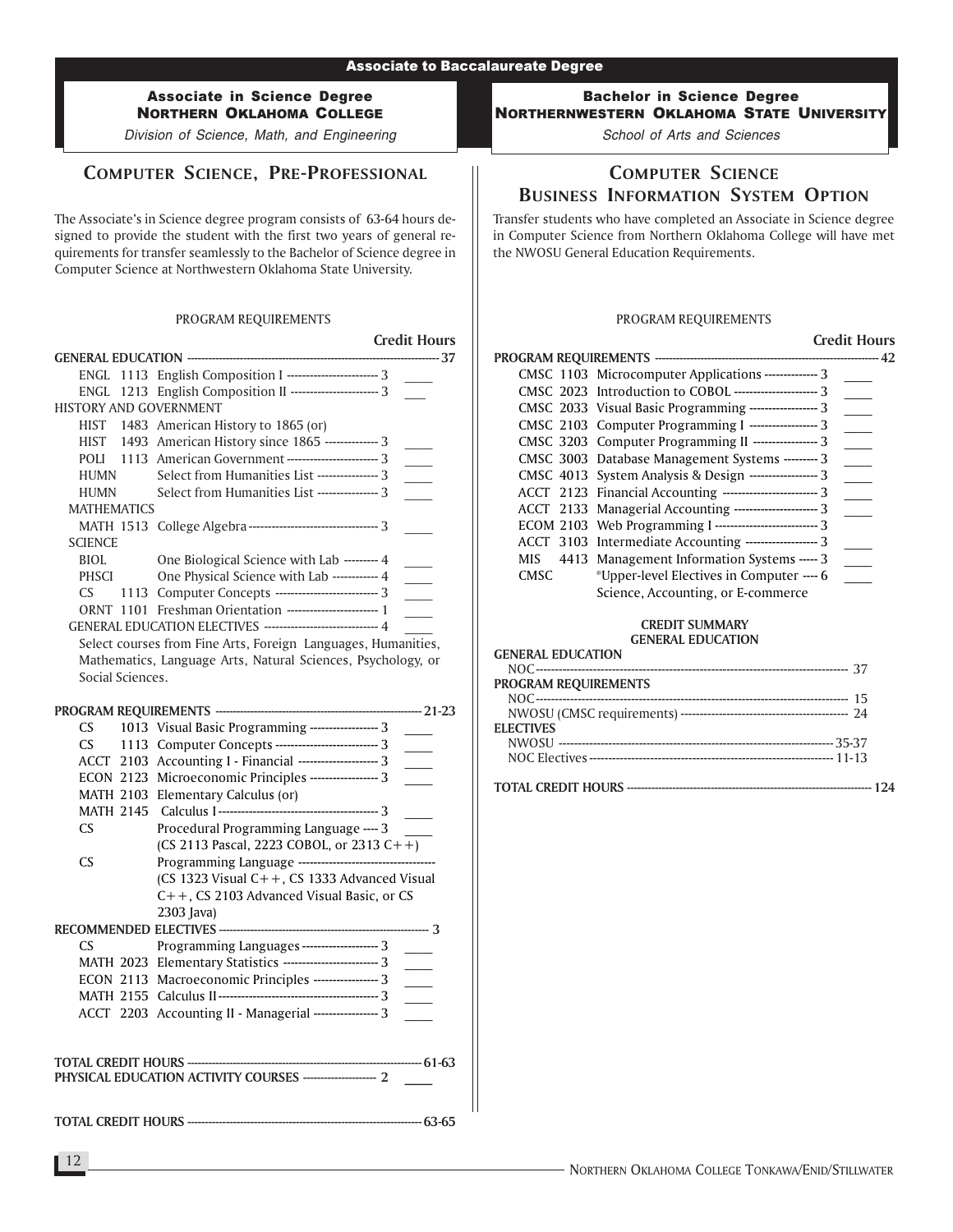## Associate to Baccalaureate Degree

### Associate in Science Degree
### Northern Oklahoma College
*Division of Science, Math, and Engineering*

## Computer Science, Pre-Professional

The Associate's in Science degree program consists of 63-64 hours designed to provide the student with the first two years of general requirements for transfer seamlessly to the Bachelor of Science degree in Computer Science at Northwestern Oklahoma State University.

PROGRAM REQUIREMENTS

| Course | | Title | Credit Hours | |
|---|---|---|---|---|
| **GENERAL EDUCATION** | | | **37** | |
| ENGL | 1113 | English Composition I | 3 | ____ |
| ENGL | 1213 | English Composition II | 3 | ____ |
| HISTORY AND GOVERNMENT | | | | |
| HIST | 1483 | American History to 1865 (or) | | |
| HIST | 1493 | American History since 1865 | 3 | ____ |
| POLI | 1113 | American Government | 3 | ____ |
| HUMN | | Select from Humanities List | 3 | ____ |
| HUMN | | Select from Humanities List | 3 | ____ |
| MATHEMATICS | | | | |
| MATH | 1513 | College Algebra | 3 | ____ |
| SCIENCE | | | | |
| BIOL | | One Biological Science with Lab | 4 | ____ |
| PHSCI | | One Physical Science with Lab | 4 | ____ |
| CS | 1113 | Computer Concepts | 3 | ____ |
| ORNT | 1101 | Freshman Orientation | 1 | ____ |
| GENERAL EDUCATION ELECTIVES | | | 4 | ____ |

Select courses from Fine Arts, Foreign Languages, Humanities, Mathematics, Language Arts, Natural Sciences, Psychology, or Social Sciences.

| Course | | Title | Credit Hours | |
|---|---|---|---|---|
| **PROGRAM REQUIREMENTS** | | | **21-23** | |
| CS | 1013 | Visual Basic Programming | 3 | ____ |
| CS | 1113 | Computer Concepts | 3 | ____ |
| ACCT | 2103 | Accounting I - Financial | 3 | ____ |
| ECON | 2123 | Microeconomic Principles | 3 | ____ |
| MATH | 2103 | Elementary Calculus (or) | | |
| MATH | 2145 | Calculus I | 3 | ____ |
| CS | | Procedural Programming Language (CS 2113 Pascal, 2223 COBOL, or 2313 C++) | 3 | ____ |
| CS | | Programming Language (CS 1323 Visual C++, CS 1333 Advanced Visual C++, CS 2103 Advanced Visual Basic, or CS 2303 Java) | | |
| **RECOMMENDED ELECTIVES** | | | **3** | |
| CS | | Programming Languages | 3 | ____ |
| MATH | 2023 | Elementary Statistics | 3 | ____ |
| ECON | 2113 | Macroeconomic Principles | 3 | ____ |
| MATH | 2155 | Calculus II | 3 | ____ |
| ACCT | 2203 | Accounting II - Managerial | 3 | ____ |

**TOTAL CREDIT HOURS** ---- **61-63**

**PHYSICAL EDUCATION ACTIVITY COURSES** ---- **2** ____

**TOTAL CREDIT HOURS** ---- **63-65**

### Bachelor in Science Degree
### Northernwestern Oklahoma State University
*School of Arts and Sciences*

## Computer Science
## Business Information System Option

Transfer students who have completed an Associate in Science degree in Computer Science from Northern Oklahoma College will have met the NWOSU General Education Requirements.

PROGRAM REQUIREMENTS

| Course | | Title | Credit Hours | |
|---|---|---|---|---|
| **PROGRAM REQUIREMENTS** | | | **42** | |
| CMSC | 1103 | Microcomputer Applications | 3 | ____ |
| CMSC | 2023 | Introduction to COBOL | 3 | ____ |
| CMSC | 2033 | Visual Basic Programming | 3 | ____ |
| CMSC | 2103 | Computer Programming I | 3 | ____ |
| CMSC | 3203 | Computer Programming II | 3 | ____ |
| CMSC | 3003 | Database Management Systems | 3 | ____ |
| CMSC | 4013 | System Analysis & Design | 3 | ____ |
| ACCT | 2123 | Financial Accounting | 3 | ____ |
| ACCT | 2133 | Managerial Accounting | 3 | ____ |
| ECOM | 2103 | Web Programming I | 3 | |
| ACCT | 3103 | Intermediate Accounting | 3 | ____ |
| MIS | 4413 | Management Information Systems | 3 | ____ |
| CMSC | | *Upper-level Electives in Computer Science, Accounting, or E-commerce | 6 | ____ |

**CREDIT SUMMARY**
**GENERAL EDUCATION**

| | |
|---|---|
| **GENERAL EDUCATION** | |
| NOC | 37 |
| **PROGRAM REQUIREMENTS** | |
| NOC | 15 |
| NWOSU (CMSC requirements) | 24 |
| **ELECTIVES** | |
| NWOSU | 35-37 |
| NOC Electives | 11-13 |

**TOTAL CREDIT HOURS** ---- **124**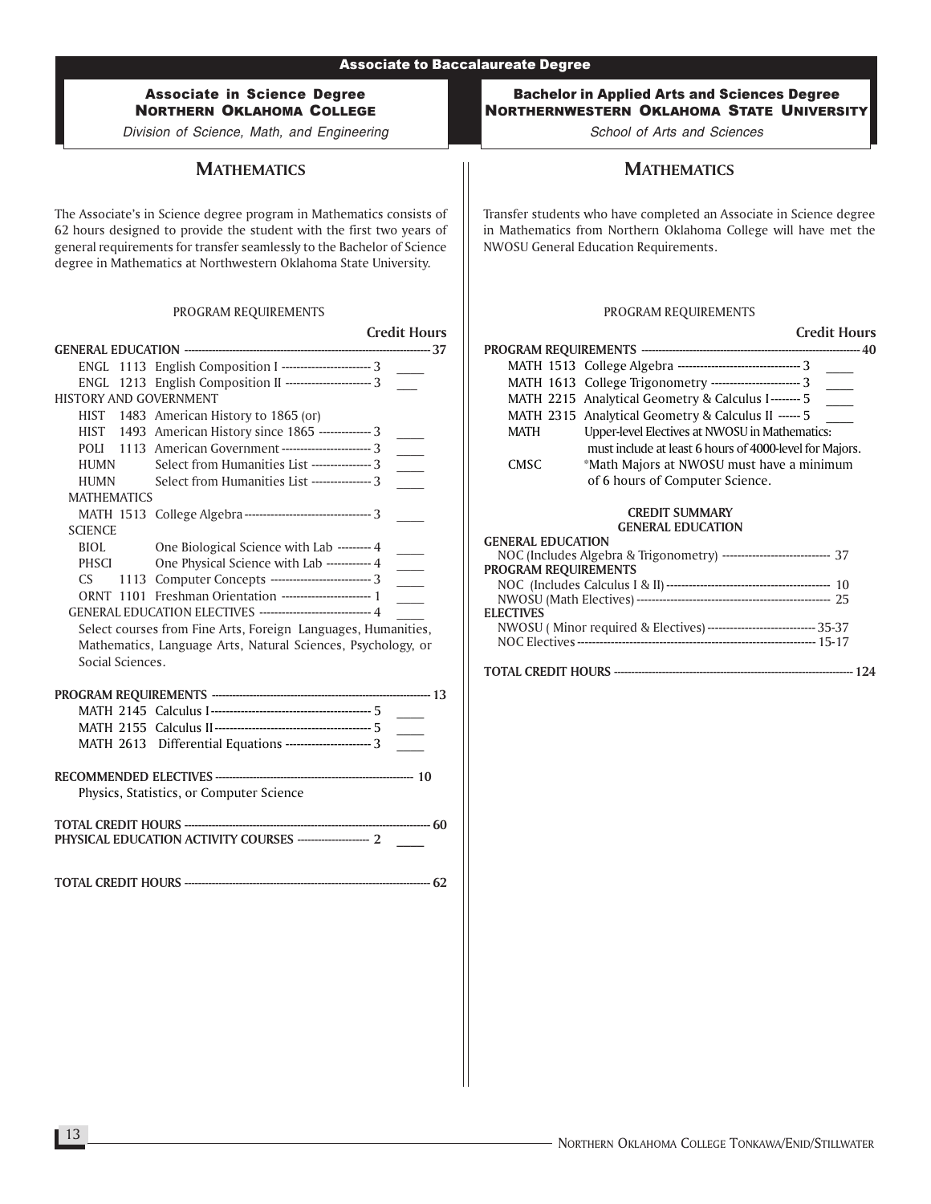## Associate to Baccalaureate Degree

### Associate in Science Degree
### NORTHERN OKLAHOMA COLLEGE

*Division of Science, Math, and Engineering*

## MATHEMATICS

The Associate's in Science degree program in Mathematics consists of 62 hours designed to provide the student with the first two years of general requirements for transfer seamlessly to the Bachelor of Science degree in Mathematics at Northwestern Oklahoma State University.

PROGRAM REQUIREMENTS

| | | | Credit Hours | |
|---|---|---|---|---|
| **GENERAL EDUCATION** | | | **37** | |
| ENGL | 1113 | English Composition I | 3 | ____ |
| ENGL | 1213 | English Composition II | 3 | ____ |
| HISTORY AND GOVERNMENT | | | | |
| HIST | 1483 | American History to 1865 (or) | | |
| HIST | 1493 | American History since 1865 | 3 | ____ |
| POLI | 1113 | American Government | 3 | ____ |
| HUMN | | Select from Humanities List | 3 | ____ |
| HUMN | | Select from Humanities List | 3 | ____ |
| MATHEMATICS | | | | |
| MATH | 1513 | College Algebra | 3 | ____ |
| SCIENCE | | | | |
| BIOL | | One Biological Science with Lab | 4 | ____ |
| PHSCI | | One Physical Science with Lab | 4 | ____ |
| CS | 1113 | Computer Concepts | 3 | ____ |
| ORNT | 1101 | Freshman Orientation | 1 | ____ |
| GENERAL EDUCATION ELECTIVES | | | 4 | ____ |

Select courses from Fine Arts, Foreign Languages, Humanities, Mathematics, Language Arts, Natural Sciences, Psychology, or Social Sciences.

| | | | | |
|---|---|---|---|---|
| **PROGRAM REQUIREMENTS** | | | **13** | |
| MATH | 2145 | Calculus I | 5 | ____ |
| MATH | 2155 | Calculus II | 5 | ____ |
| MATH | 2613 | Differential Equations | 3 | ____ |

**RECOMMENDED ELECTIVES** ---- 10

Physics, Statistics, or Computer Science

**TOTAL CREDIT HOURS** ---- 60

**PHYSICAL EDUCATION ACTIVITY COURSES** ---- 2 ____

**TOTAL CREDIT HOURS** ---- 62

### Bachelor in Applied Arts and Sciences Degree
### NORTHERNWESTERN OKLAHOMA STATE UNIVERSITY

*School of Arts and Sciences*

## MATHEMATICS

Transfer students who have completed an Associate in Science degree in Mathematics from Northern Oklahoma College will have met the NWOSU General Education Requirements.

PROGRAM REQUIREMENTS

| | | | Credit Hours | |
|---|---|---|---|---|
| **PROGRAM REQUIREMENTS** | | | **40** | |
| MATH | 1513 | College Algebra | 3 | ____ |
| MATH | 1613 | College Trigonometry | 3 | ____ |
| MATH | 2215 | Analytical Geometry & Calculus I | 5 | ____ |
| MATH | 2315 | Analytical Geometry & Calculus II | 5 | ____ |
| MATH | | Upper-level Electives at NWOSU in Mathematics: must include at least 6 hours of 4000-level for Majors. | | |
| CMSC | | *Math Majors at NWOSU must have a minimum of 6 hours of Computer Science. | | |

**CREDIT SUMMARY**
**GENERAL EDUCATION**

| | |
|---|---|
| **GENERAL EDUCATION** | |
| NOC (Includes Algebra & Trigonometry) | 37 |
| **PROGRAM REQUIREMENTS** | |
| NOC (Includes Calculus I & II) | 10 |
| NWOSU (Math Electives) | 25 |
| **ELECTIVES** | |
| NWOSU ( Minor required & Electives) | 35-37 |
| NOC Electives | 15-17 |
| **TOTAL CREDIT HOURS** | **124** |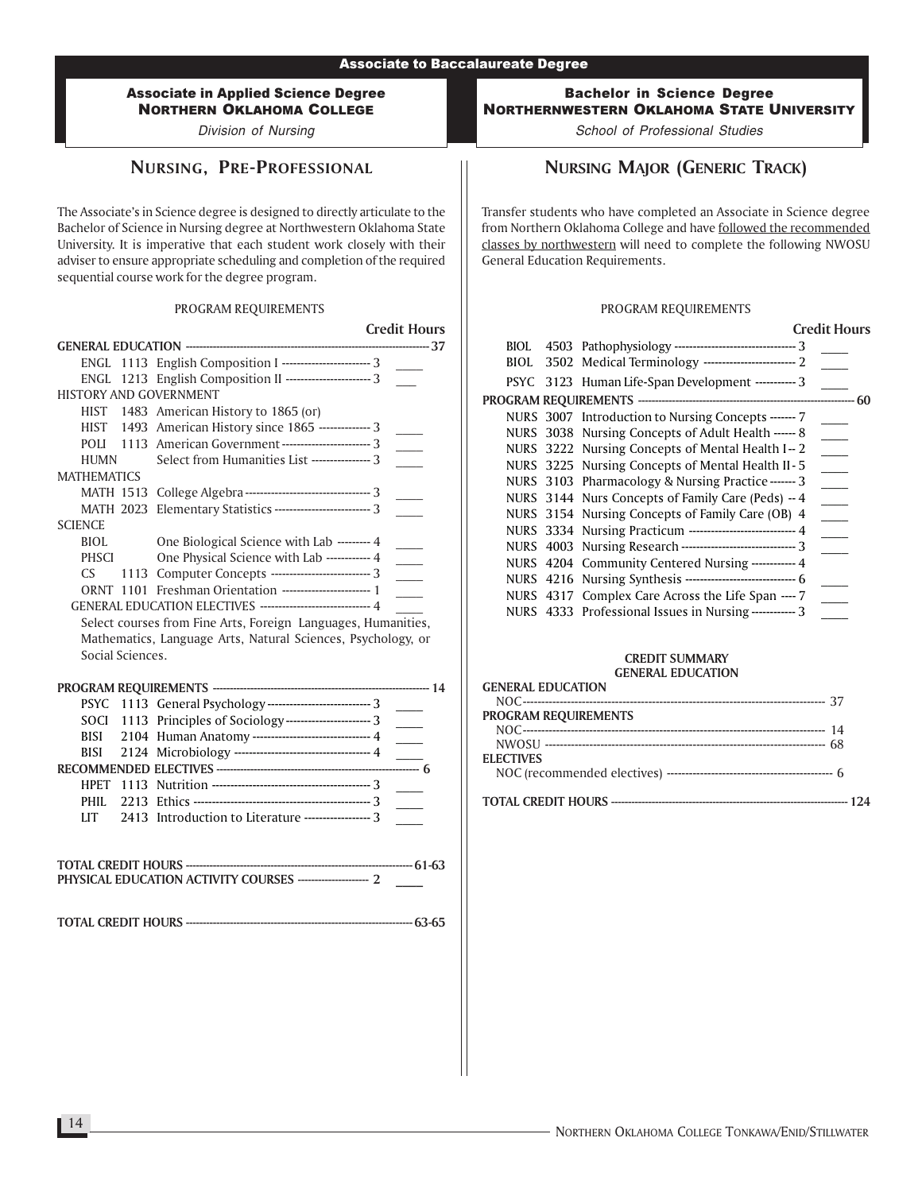## Associate to Baccalaureate Degree

### Associate in Applied Science Degree
### Northern Oklahoma College
*Division of Nursing*

## Nursing, Pre-Professional

The Associate's in Science degree is designed to directly articulate to the Bachelor of Science in Nursing degree at Northwestern Oklahoma State University. It is imperative that each student work closely with their adviser to ensure appropriate scheduling and completion of the required sequential course work for the degree program.

PROGRAM REQUIREMENTS

| | | | Credit Hours |
|---|---|---|---|
| **GENERAL EDUCATION** | | | **37** |
| ENGL | 1113 | English Composition I | 3 |
| ENGL | 1213 | English Composition II | 3 |
| HISTORY AND GOVERNMENT | | | |
| HIST | 1483 | American History to 1865 (or) | |
| HIST | 1493 | American History since 1865 | 3 |
| POLI | 1113 | American Government | 3 |
| HUMN | | Select from Humanities List | 3 |
| MATHEMATICS | | | |
| MATH | 1513 | College Algebra | 3 |
| MATH | 2023 | Elementary Statistics | 3 |
| SCIENCE | | | |
| BIOL | | One Biological Science with Lab | 4 |
| PHSCI | | One Physical Science with Lab | 4 |
| CS | 1113 | Computer Concepts | 3 |
| ORNT | 1101 | Freshman Orientation | 1 |
| GENERAL EDUCATION ELECTIVES | | | 4 |

Select courses from Fine Arts, Foreign Languages, Humanities, Mathematics, Language Arts, Natural Sciences, Psychology, or Social Sciences.

| | | | |
|---|---|---|---|
| **PROGRAM REQUIREMENTS** | | | **14** |
| PSYC | 1113 | General Psychology | 3 |
| SOCI | 1113 | Principles of Sociology | 3 |
| BISI | 2104 | Human Anatomy | 4 |
| BISI | 2124 | Microbiology | 4 |
| **RECOMMENDED ELECTIVES** | | | **6** |
| HPET | 1113 | Nutrition | 3 |
| PHIL | 2213 | Ethics | 3 |
| LIT | 2413 | Introduction to Literature | 3 |

**TOTAL CREDIT HOURS** — **61-63**

**PHYSICAL EDUCATION ACTIVITY COURSES** — **2**

**TOTAL CREDIT HOURS** — **63-65**

### Bachelor in Science Degree
### Northernwestern Oklahoma State University
*School of Professional Studies*

## Nursing Major (Generic Track)

Transfer students who have completed an Associate in Science degree from Northern Oklahoma College and have followed the recommended classes by northwestern will need to complete the following NWOSU General Education Requirements.

PROGRAM REQUIREMENTS

| | | | Credit Hours |
|---|---|---|---|
| BIOL | 4503 | Pathophysiology | 3 |
| BIOL | 3502 | Medical Terminology | 2 |
| PSYC | 3123 | Human Life-Span Development | 3 |
| **PROGRAM REQUIREMENTS** | | | **60** |
| NURS | 3007 | Introduction to Nursing Concepts | 7 |
| NURS | 3038 | Nursing Concepts of Adult Health | 8 |
| NURS | 3222 | Nursing Concepts of Mental Health I | 2 |
| NURS | 3225 | Nursing Concepts of Mental Health II | 5 |
| NURS | 3103 | Pharmacology & Nursing Practice | 3 |
| NURS | 3144 | Nurs Concepts of Family Care (Peds) | 4 |
| NURS | 3154 | Nursing Concepts of Family Care (OB) | 4 |
| NURS | 3334 | Nursing Practicum | 4 |
| NURS | 4003 | Nursing Research | 3 |
| NURS | 4204 | Community Centered Nursing | 4 |
| NURS | 4216 | Nursing Synthesis | 6 |
| NURS | 4317 | Complex Care Across the Life Span | 7 |
| NURS | 4333 | Professional Issues in Nursing | 3 |

**CREDIT SUMMARY**
**GENERAL EDUCATION**

| | |
|---|---|
| **GENERAL EDUCATION** | |
| NOC | 37 |
| **PROGRAM REQUIREMENTS** | |
| NOC | 14 |
| NWOSU | 68 |
| **ELECTIVES** | |
| NOC (recommended electives) | 6 |
| **TOTAL CREDIT HOURS** | **124** |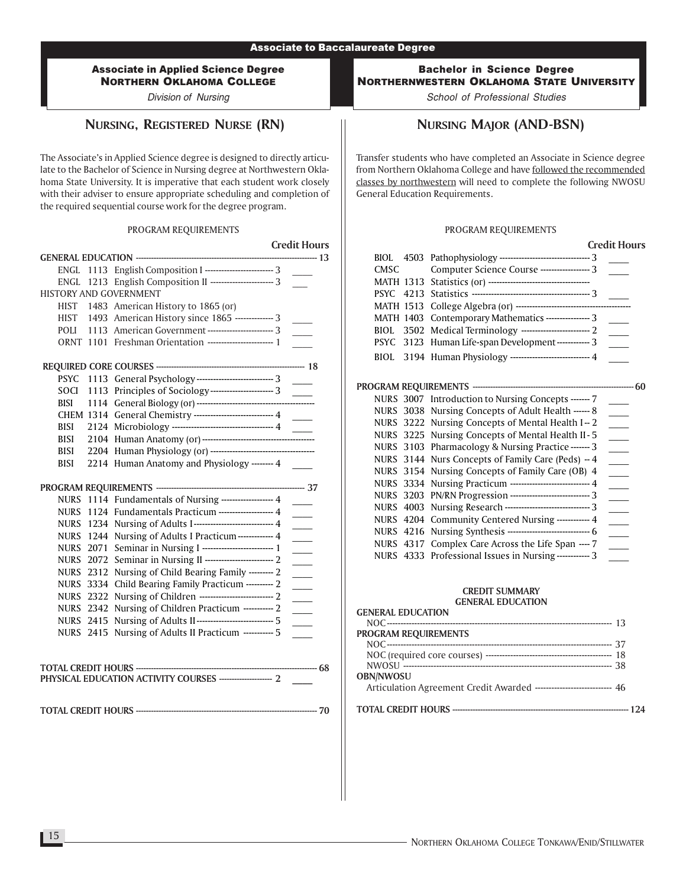# Associate to Baccalaureate Degree

## Associate in Applied Science Degree
**NORTHERN OKLAHOMA COLLEGE**

*Division of Nursing*

## NURSING, REGISTERED NURSE (RN)

The Associate's in Applied Science degree is designed to directly articulate to the Bachelor of Science in Nursing degree at Northwestern Oklahoma State University. It is imperative that each student work closely with their adviser to ensure appropriate scheduling and completion of the required sequential course work for the degree program.

PROGRAM REQUIREMENTS

| | | | Credit Hours | |
|---|---|---|---|---|
| **GENERAL EDUCATION** | | | **13** | |
| ENGL | 1113 | English Composition I | 3 | ____ |
| ENGL | 1213 | English Composition II | 3 | ____ |
| HISTORY AND GOVERNMENT | | | | |
| HIST | 1483 | American History to 1865 (or) | | |
| HIST | 1493 | American History since 1865 | 3 | ____ |
| POLI | 1113 | American Government | 3 | ____ |
| ORNT | 1101 | Freshman Orientation | 1 | ____ |
| **REQUIRED CORE COURSES** | | | **18** | |
| PSYC | 1113 | General Psychology | 3 | ____ |
| SOCI | 1113 | Principles of Sociology | 3 | ____ |
| BISI | 1114 | General Biology (or) | | |
| CHEM | 1314 | General Chemistry | 4 | ____ |
| BISI | 2124 | Microbiology | 4 | ____ |
| BISI | 2104 | Human Anatomy (or) | | |
| BISI | 2204 | Human Physiology (or) | | |
| BISI | 2214 | Human Anatomy and Physiology | 4 | ____ |
| **PROGRAM REQUIREMENTS** | | | **37** | |
| NURS | 1114 | Fundamentals of Nursing | 4 | ____ |
| NURS | 1124 | Fundamentals Practicum | 4 | ____ |
| NURS | 1234 | Nursing of Adults I | 4 | ____ |
| NURS | 1244 | Nursing of Adults I Practicum | 4 | ____ |
| NURS | 2071 | Seminar in Nursing I | 1 | ____ |
| NURS | 2072 | Seminar in Nursing II | 2 | ____ |
| NURS | 2312 | Nursing of Child Bearing Family | 2 | ____ |
| NURS | 3334 | Child Bearing Family Practicum | 2 | ____ |
| NURS | 2322 | Nursing of Children | 2 | ____ |
| NURS | 2342 | Nursing of Children Practicum | 2 | ____ |
| NURS | 2415 | Nursing of Adults II | 5 | ____ |
| NURS | 2415 | Nursing of Adults II Practicum | 5 | ____ |
| **TOTAL CREDIT HOURS** | | | **68** | |
| **PHYSICAL EDUCATION ACTIVITY COURSES** | | | **2** | ____ |
| **TOTAL CREDIT HOURS** | | | **70** | |

## Bachelor in Science Degree
**NORTHERNWESTERN OKLAHOMA STATE UNIVERSITY**

*School of Professional Studies*

## NURSING MAJOR (AND-BSN)

Transfer students who have completed an Associate in Science degree from Northern Oklahoma College and have followed the recommended classes by northwestern will need to complete the following NWOSU General Education Requirements.

PROGRAM REQUIREMENTS

| | | | Credit Hours | |
|---|---|---|---|---|
| BIOL | 4503 | Pathophysiology | 3 | ____ |
| CMSC | | Computer Science Course | 3 | ____ |
| MATH | 1313 | Statistics (or) | | |
| PSYC | 4213 | Statistics | 3 | ____ |
| MATH | 1513 | College Algebra (or) | | |
| MATH | 1403 | Contemporary Mathematics | 3 | ____ |
| BIOL | 3502 | Medical Terminology | 2 | ____ |
| PSYC | 3123 | Human Life-span Development | 3 | ____ |
| BIOL | 3194 | Human Physiology | 4 | ____ |
| **PROGRAM REQUIREMENTS** | | | **60** | |
| NURS | 3007 | Introduction to Nursing Concepts | 7 | ____ |
| NURS | 3038 | Nursing Concepts of Adult Health | 8 | ____ |
| NURS | 3222 | Nursing Concepts of Mental Health I | 2 | ____ |
| NURS | 3225 | Nursing Concepts of Mental Health II | 5 | ____ |
| NURS | 3103 | Pharmacology & Nursing Practice | 3 | ____ |
| NURS | 3144 | Nurs Concepts of Family Care (Peds) | 4 | ____ |
| NURS | 3154 | Nursing Concepts of Family Care (OB) | 4 | ____ |
| NURS | 3334 | Nursing Practicum | 4 | ____ |
| NURS | 3203 | PN/RN Progression | 3 | ____ |
| NURS | 4003 | Nursing Research | 3 | ____ |
| NURS | 4204 | Community Centered Nursing | 4 | ____ |
| NURS | 4216 | Nursing Synthesis | 6 | ____ |
| NURS | 4317 | Complex Care Across the Life Span | 7 | ____ |
| NURS | 4333 | Professional Issues in Nursing | 3 | ____ |

**CREDIT SUMMARY**
**GENERAL EDUCATION**

| | |
|---|---|
| **GENERAL EDUCATION** | |
| NOC | 13 |
| **PROGRAM REQUIREMENTS** | |
| NOC | 37 |
| NOC (required core courses) | 18 |
| NWOSU | 38 |
| **OBN/NWOSU** | |
| Articulation Agreement Credit Awarded | 46 |
| **TOTAL CREDIT HOURS** | **124** |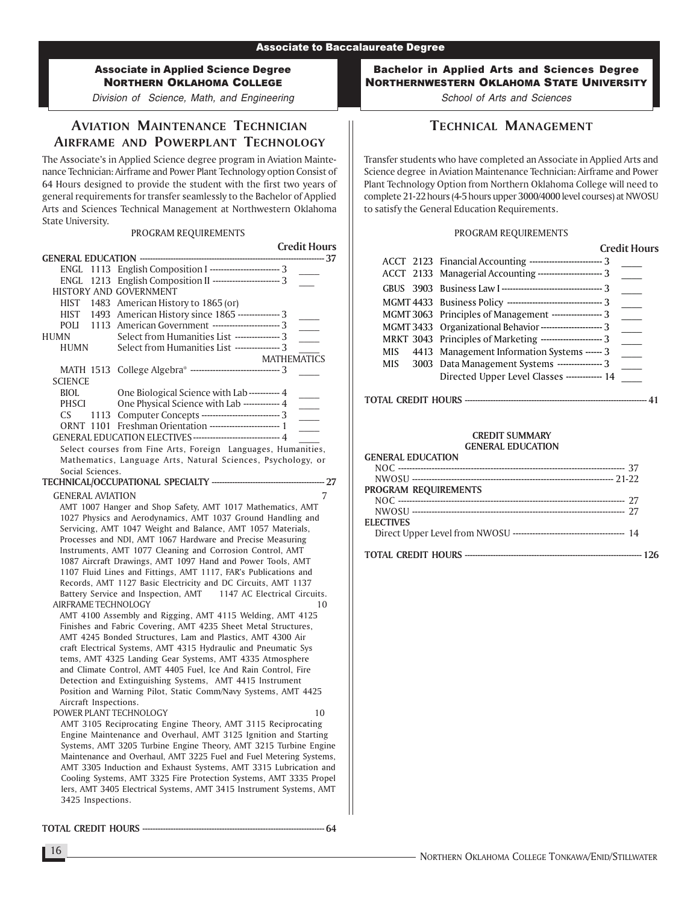Associate to Baccalaureate Degree

## Associate in Applied Science Degree
## Northern Oklahoma College

*Division of Science, Math, and Engineering*

# Aviation Maintenance Technician Airframe and Powerplant Technology

The Associate's in Applied Science degree program in Aviation Maintenance Technician: Airframe and Power Plant Technology option Consist of 64 Hours designed to provide the student with the first two years of general requirements for transfer seamlessly to the Bachelor of Applied Arts and Sciences Technical Management at Northwestern Oklahoma State University.

PROGRAM REQUIREMENTS

| | | | Credit Hours |
|---|---|---|---|
| **GENERAL EDUCATION** | | | **37** |
| ENGL 1113 | English Composition I | 3 | ____ |
| ENGL 1213 | English Composition II | 3 | ____ |
| HISTORY AND GOVERNMENT | | | |
| HIST 1483 | American History to 1865 (or) | | |
| HIST 1493 | American History since 1865 | 3 | ____ |
| POLI 1113 | American Government | 3 | ____ |
| HUMN | Select from Humanities List | 3 | ____ |
| HUMN | Select from Humanities List | 3 | ____ |
| MATHEMATICS | | | |
| MATH 1513 | College Algebra* | 3 | ____ |
| SCIENCE | | | |
| BIOL | One Biological Science with Lab | 4 | ____ |
| PHSCI | One Physical Science with Lab | 4 | ____ |
| CS 1113 | Computer Concepts | 3 | ____ |
| ORNT 1101 | Freshman Orientation | 1 | ____ |
| GENERAL EDUCATION ELECTIVES | | 4 | ____ |

Select courses from Fine Arts, Foreign Languages, Humanities, Mathematics, Language Arts, Natural Sciences, Psychology, or Social Sciences.

**TECHNICAL/OCCUPATIONAL SPECIALTY** ---------- **27**

GENERAL AVIATION — 7

AMT 1007 Hanger and Shop Safety, AMT 1017 Mathematics, AMT 1027 Physics and Aerodynamics, AMT 1037 Ground Handling and Servicing, AMT 1047 Weight and Balance, AMT 1057 Materials, Processes and NDI, AMT 1067 Hardware and Precise Measuring Instruments, AMT 1077 Cleaning and Corrosion Control, AMT 1087 Aircraft Drawings, AMT 1097 Hand and Power Tools, AMT 1107 Fluid Lines and Fittings, AMT 1117, FAR's Publications and Records, AMT 1127 Basic Electricity and DC Circuits, AMT 1137 Battery Service and Inspection, AMT 1147 AC Electrical Circuits.

AIRFRAME TECHNOLOGY — 10

AMT 4100 Assembly and Rigging, AMT 4115 Welding, AMT 4125 Finishes and Fabric Covering, AMT 4235 Sheet Metal Structures, AMT 4245 Bonded Structures, Lam and Plastics, AMT 4300 Air craft Electrical Systems, AMT 4315 Hydraulic and Pneumatic Sys tems, AMT 4325 Landing Gear Systems, AMT 4335 Atmosphere and Climate Control, AMT 4405 Fuel, Ice And Rain Control, Fire Detection and Extinguishing Systems, AMT 4415 Instrument Position and Warning Pilot, Static Comm/Navy Systems, AMT 4425 Aircraft Inspections.

POWER PLANT TECHNOLOGY — 10

AMT 3105 Reciprocating Engine Theory, AMT 3115 Reciprocating Engine Maintenance and Overhaul, AMT 3125 Ignition and Starting Systems, AMT 3205 Turbine Engine Theory, AMT 3215 Turbine Engine Maintenance and Overhaul, AMT 3225 Fuel and Fuel Metering Systems, AMT 3305 Induction and Exhaust Systems, AMT 3315 Lubrication and Cooling Systems, AMT 3325 Fire Protection Systems, AMT 3335 Propel lers, AMT 3405 Electrical Systems, AMT 3415 Instrument Systems, AMT 3425 Inspections.

**TOTAL CREDIT HOURS** ---------- **64**

## Bachelor in Applied Arts and Sciences Degree
## Northernwestern Oklahoma State University

*School of Arts and Sciences*

# Technical Management

Transfer students who have completed an Associate in Applied Arts and Science degree in Aviation Maintenance Technician: Airframe and Power Plant Technology Option from Northern Oklahoma College will need to complete 21-22 hours (4-5 hours upper 3000/4000 level courses) at NWOSU to satisfy the General Education Requirements.

PROGRAM REQUIREMENTS

| | | | Credit Hours |
|---|---|---|---|
| ACCT 2123 | Financial Accounting | 3 | ____ |
| ACCT 2133 | Managerial Accounting | 3 | ____ |
| GBUS 3903 | Business Law I | 3 | ____ |
| MGMT 4433 | Business Policy | 3 | ____ |
| MGMT 3063 | Principles of Management | 3 | ____ |
| MGMT 3433 | Organizational Behavior | 3 | ____ |
| MRKT 3043 | Principles of Marketing | 3 | ____ |
| MIS 4413 | Management Information Systems | 3 | ____ |
| MIS 3003 | Data Management Systems | 3 | ____ |
| | Directed Upper Level Classes | 14 | ____ |

**TOTAL CREDIT HOURS** ---------- **41**

**CREDIT SUMMARY**
**GENERAL EDUCATION**

| | |
|---|---|
| **GENERAL EDUCATION** | |
| NOC | 37 |
| NWOSU | 21-22 |
| **PROGRAM REQUIREMENTS** | |
| NOC | 27 |
| NWOSU | 27 |
| **ELECTIVES** | |
| Direct Upper Level from NWOSU | 14 |
| **TOTAL CREDIT HOURS** | **126** |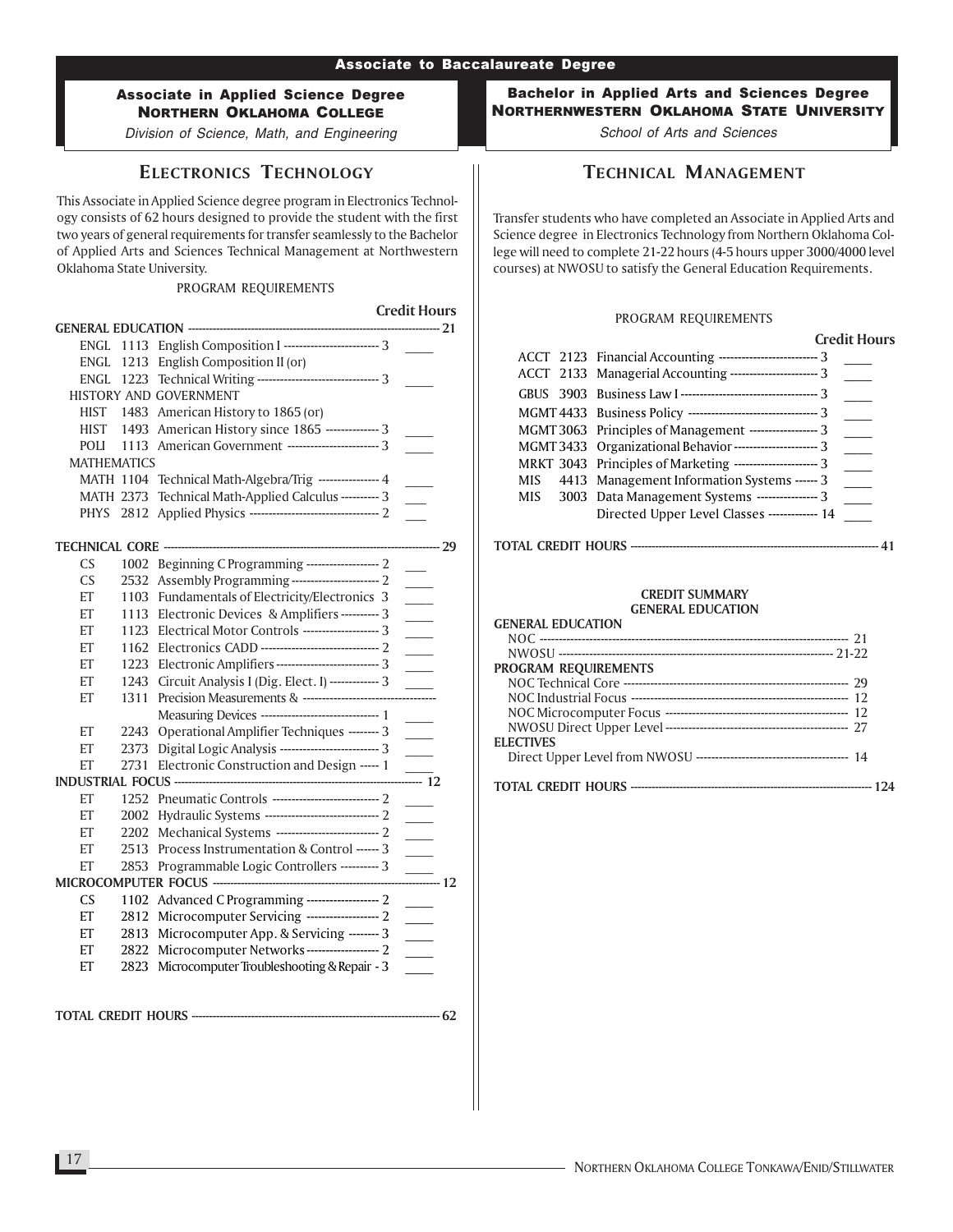**Associate to Baccalaureate Degree**

**Associate in Applied Science Degree**
**NORTHERN OKLAHOMA COLLEGE**
*Division of Science, Math, and Engineering*

## ELECTRONICS TECHNOLOGY

This Associate in Applied Science degree program in Electronics Technology consists of 62 hours designed to provide the student with the first two years of general requirements for transfer seamlessly to the Bachelor of Applied Arts and Sciences Technical Management at Northwestern Oklahoma State University.

PROGRAM REQUIREMENTS

| Course | No. | Title | Credit Hours |
|---|---|---|---|
| **GENERAL EDUCATION** | | | **21** |
| ENGL | 1113 | English Composition I | 3 |
| ENGL | 1213 | English Composition II (or) | |
| ENGL | 1223 | Technical Writing | 3 |
| HISTORY AND GOVERNMENT | | | |
| HIST | 1483 | American History to 1865 (or) | |
| HIST | 1493 | American History since 1865 | 3 |
| POLI | 1113 | American Government | 3 |
| MATHEMATICS | | | |
| MATH | 1104 | Technical Math-Algebra/Trig | 4 |
| MATH | 2373 | Technical Math-Applied Calculus | 3 |
| PHYS | 2812 | Applied Physics | 2 |
| **TECHNICAL CORE** | | | **29** |
| CS | 1002 | Beginning C Programming | 2 |
| CS | 2532 | Assembly Programming | 2 |
| ET | 1103 | Fundamentals of Electricity/Electronics | 3 |
| ET | 1113 | Electronic Devices & Amplifiers | 3 |
| ET | 1123 | Electrical Motor Controls | 3 |
| ET | 1162 | Electronics CADD | 2 |
| ET | 1223 | Electronic Amplifiers | 3 |
| ET | 1243 | Circuit Analysis I (Dig. Elect. I) | 3 |
| ET | 1311 | Precision Measurements & Measuring Devices | 1 |
| ET | 2243 | Operational Amplifier Techniques | 3 |
| ET | 2373 | Digital Logic Analysis | 3 |
| ET | 2731 | Electronic Construction and Design | 1 |
| **INDUSTRIAL FOCUS** | | | **12** |
| ET | 1252 | Pneumatic Controls | 2 |
| ET | 2002 | Hydraulic Systems | 2 |
| ET | 2202 | Mechanical Systems | 2 |
| ET | 2513 | Process Instrumentation & Control | 3 |
| ET | 2853 | Programmable Logic Controllers | 3 |
| **MICROCOMPUTER FOCUS** | | | **12** |
| CS | 1102 | Advanced C Programming | 2 |
| ET | 2812 | Microcomputer Servicing | 2 |
| ET | 2813 | Microcomputer App. & Servicing | 3 |
| ET | 2822 | Microcomputer Networks | 2 |
| ET | 2823 | Microcomputer Troubleshooting & Repair | 3 |
| **TOTAL CREDIT HOURS** | | | **62** |

**Bachelor in Applied Arts and Sciences Degree**
**NORTHERNWESTERN OKLAHOMA STATE UNIVERSITY**
*School of Arts and Sciences*

## TECHNICAL MANAGEMENT

Transfer students who have completed an Associate in Applied Arts and Science degree in Electronics Technology from Northern Oklahoma College will need to complete 21-22 hours (4-5 hours upper 3000/4000 level courses) at NWOSU to satisfy the General Education Requirements.

PROGRAM REQUIREMENTS

| Course | No. | Title | Credit Hours |
|---|---|---|---|
| ACCT | 2123 | Financial Accounting | 3 |
| ACCT | 2133 | Managerial Accounting | 3 |
| GBUS | 3903 | Business Law I | 3 |
| MGMT | 4433 | Business Policy | 3 |
| MGMT | 3063 | Principles of Management | 3 |
| MGMT | 3433 | Organizational Behavior | 3 |
| MRKT | 3043 | Principles of Marketing | 3 |
| MIS | 4413 | Management Information Systems | 3 |
| MIS | 3003 | Data Management Systems | 3 |
| | | Directed Upper Level Classes | 14 |
| **TOTAL CREDIT HOURS** | | | **41** |

**CREDIT SUMMARY**
**GENERAL EDUCATION**

| | |
|---|---|
| **GENERAL EDUCATION** | |
| NOC | 21 |
| NWOSU | 21-22 |
| **PROGRAM REQUIREMENTS** | |
| NOC Technical Core | 29 |
| NOC Industrial Focus | 12 |
| NOC Microcomputer Focus | 12 |
| NWOSU Direct Upper Level | 27 |
| **ELECTIVES** | |
| Direct Upper Level from NWOSU | 14 |
| **TOTAL CREDIT HOURS** | **124** |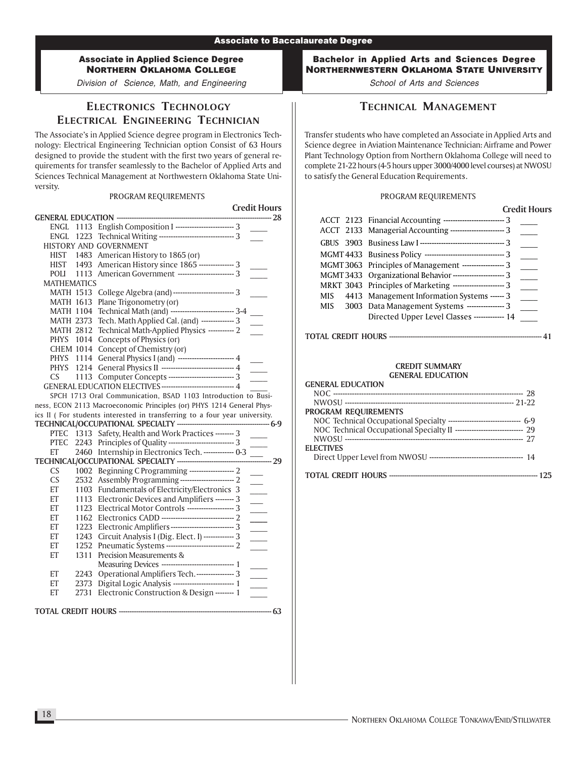## Associate to Baccalaureate Degree

### Associate in Applied Science Degree
### Northern Oklahoma College

*Division of Science, Math, and Engineering*

# Electronics Technology
# Electrical Engineering Technician

The Associate's in Applied Science degree program in Electronics Technology: Electrical Engineering Technician option Consist of 63 Hours designed to provide the student with the first two years of general requirements for transfer seamlessly to the Bachelor of Applied Arts and Sciences Technical Management at Northwestern Oklahoma State University.

PROGRAM REQUIREMENTS

| | | | Credit Hours | |
|---|---|---|---|---|
| **GENERAL EDUCATION** | | | **28** | |
| ENGL | 1113 | English Composition I | 3 | ____ |
| ENGL | 1223 | Technical Writing | 3 | ____ |
| HISTORY AND GOVERNMENT | | | | |
| HIST | 1483 | American History to 1865 (or) | | |
| HIST | 1493 | American History since 1865 | 3 | ____ |
| POLI | 1113 | American Government | 3 | ____ |
| MATHEMATICS | | | | |
| MATH | 1513 | College Algebra (and) | 3 | ____ |
| MATH | 1613 | Plane Trigonometry (or) | | |
| MATH | 1104 | Technical Math (and) | 3-4 | ____ |
| MATH | 2373 | Tech. Math Applied Cal. (and) | 3 | ____ |
| MATH | 2812 | Technical Math-Applied Physics | 2 | ____ |
| PHYS | 1014 | Concepts of Physics (or) | | |
| CHEM | 1014 | Concept of Chemistry (or) | | |
| PHYS | 1114 | General Physics I (and) | 4 | ____ |
| PHYS | 1214 | General Physics II | 4 | ____ |
| CS | 1113 | Computer Concepts | 3 | ____ |
| GENERAL EDUCATION ELECTIVES | | | 4 | ____ |

SPCH 1713 Oral Communication, BSAD 1103 Introduction to Business, ECON 2113 Macroeconomic Principles (or) PHYS 1214 General Physics II ( For students interested in transferring to a four year university.

| | | | | |
|---|---|---|---|---|
| **TECHNICAL/OCCUPATIONAL SPECIALTY** | | | **6-9** | |
| PTEC | 1313 | Safety, Health and Work Practices | 3 | ____ |
| PTEC | 2243 | Principles of Quality | 3 | ____ |
| ET | 2460 | Internship in Electronics Tech. | 0-3 | ____ |
| **TECHNICAL/OCCUPATIONAL SPECIALTY** | | | **29** | |
| CS | 1002 | Beginning C Programming | 2 | ____ |
| CS | 2532 | Assembly Programming | 2 | ____ |
| ET | 1103 | Fundamentals of Electricity/Electronics | 3 | ____ |
| ET | 1113 | Electronic Devices and Amplifiers | 3 | ____ |
| ET | 1123 | Electrical Motor Controls | 3 | ____ |
| ET | 1162 | Electronics CADD | 2 | ____ |
| ET | 1223 | Electronic Amplifiers | 3 | ____ |
| ET | 1243 | Circuit Analysis I (Dig. Elect. I) | 3 | ____ |
| ET | 1252 | Pneumatic Systems | 2 | ____ |
| ET | 1311 | Precision Measurements & Measuring Devices | 1 | ____ |
| ET | 2243 | Operational Amplifiers Tech. | 3 | ____ |
| ET | 2373 | Digital Logic Analysis | 1 | ____ |
| ET | 2731 | Electronic Construction & Design | 1 | ____ |
| **TOTAL CREDIT HOURS** | | | **63** | |

### Bachelor in Applied Arts and Sciences Degree
### Northernwestern Oklahoma State University

*School of Arts and Sciences*

# Technical Management

Transfer students who have completed an Associate in Applied Arts and Science degree in Aviation Maintenance Technician: Airframe and Power Plant Technology Option from Northern Oklahoma College will need to complete 21-22 hours (4-5 hours upper 3000/4000 level courses) at NWOSU to satisfy the General Education Requirements.

PROGRAM REQUIREMENTS

| | | | Credit Hours | |
|---|---|---|---|---|
| ACCT | 2123 | Financial Accounting | 3 | ____ |
| ACCT | 2133 | Managerial Accounting | 3 | ____ |
| GBUS | 3903 | Business Law I | 3 | ____ |
| MGMT | 4433 | Business Policy | 3 | ____ |
| MGMT | 3063 | Principles of Management | 3 | ____ |
| MGMT | 3433 | Organizational Behavior | 3 | ____ |
| MRKT | 3043 | Principles of Marketing | 3 | ____ |
| MIS | 4413 | Management Information Systems | 3 | ____ |
| MIS | 3003 | Data Management Systems | 3 | ____ |
| | | Directed Upper Level Classes | 14 | ____ |
| **TOTAL CREDIT HOURS** | | | **41** | |

**CREDIT SUMMARY**
**GENERAL EDUCATION**

| | |
|---|---|
| **GENERAL EDUCATION** | |
| NOC | 28 |
| NWOSU | 21-22 |
| **PROGRAM REQUIREMENTS** | |
| NOC Technical Occupational Specialty | 6-9 |
| NOC Technical Occupational Specialty II | 29 |
| NWOSU | 27 |
| **ELECTIVES** | |
| Direct Upper Level from NWOSU | 14 |
| **TOTAL CREDIT HOURS** | **125** |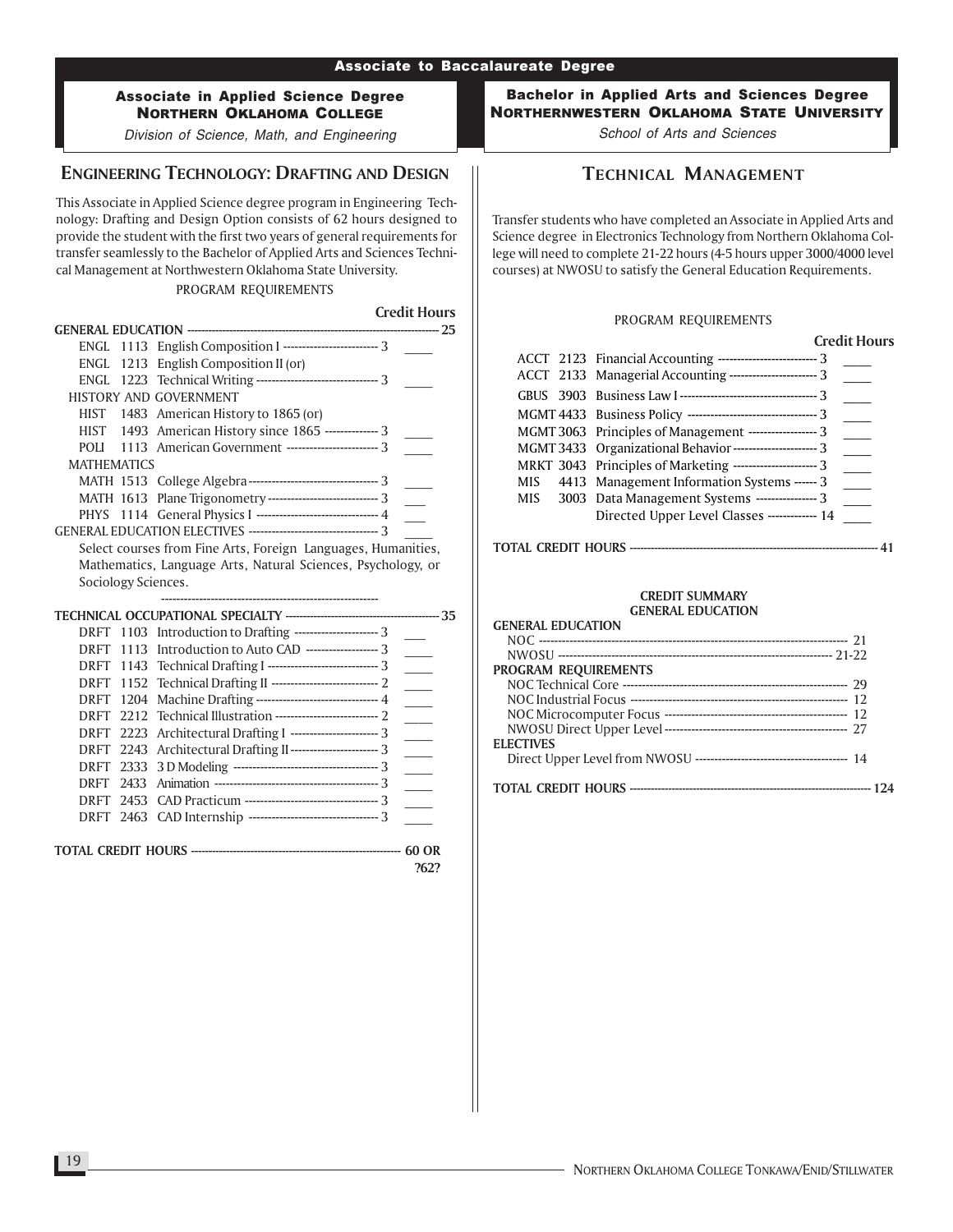# Associate to Baccalaureate Degree

## Associate in Applied Science Degree — Northern Oklahoma College

*Division of Science, Math, and Engineering*

## Engineering Technology: Drafting and Design

This Associate in Applied Science degree program in Engineering Technology: Drafting and Design Option consists of 62 hours designed to provide the student with the first two years of general requirements for transfer seamlessly to the Bachelor of Applied Arts and Sciences Technical Management at Northwestern Oklahoma State University.

PROGRAM REQUIREMENTS

| | | Credit Hours |
|---|---|---|
| **GENERAL EDUCATION** | | **25** |
| ENGL 1113 | English Composition I | 3 |
| ENGL 1213 | English Composition II (or) | |
| ENGL 1223 | Technical Writing | 3 |
| HISTORY AND GOVERNMENT | | |
| HIST 1483 | American History to 1865 (or) | |
| HIST 1493 | American History since 1865 | 3 |
| POLI 1113 | American Government | 3 |
| MATHEMATICS | | |
| MATH 1513 | College Algebra | 3 |
| MATH 1613 | Plane Trigonometry | 3 |
| PHYS 1114 | General Physics I | 4 |
| GENERAL EDUCATION ELECTIVES | | 3 |

Select courses from Fine Arts, Foreign Languages, Humanities, Mathematics, Language Arts, Natural Sciences, Psychology, or Sociology Sciences.

| | | Credit Hours |
|---|---|---|
| **TECHNICAL OCCUPATIONAL SPECIALTY** | | **35** |
| DRFT 1103 | Introduction to Drafting | 3 |
| DRFT 1113 | Introduction to Auto CAD | 3 |
| DRFT 1143 | Technical Drafting I | 3 |
| DRFT 1152 | Technical Drafting II | 2 |
| DRFT 1204 | Machine Drafting | 4 |
| DRFT 2212 | Technical Illustration | 2 |
| DRFT 2223 | Architectural Drafting I | 3 |
| DRFT 2243 | Architectural Drafting II | 3 |
| DRFT 2333 | 3 D Modeling | 3 |
| DRFT 2433 | Animation | 3 |
| DRFT 2453 | CAD Practicum | 3 |
| DRFT 2463 | CAD Internship | 3 |
| **TOTAL CREDIT HOURS** | | **60 OR ?62?** |

## Bachelor in Applied Arts and Sciences Degree — Northernwestern Oklahoma State University

*School of Arts and Sciences*

## Technical Management

Transfer students who have completed an Associate in Applied Arts and Science degree in Electronics Technology from Northern Oklahoma College will need to complete 21-22 hours (4-5 hours upper 3000/4000 level courses) at NWOSU to satisfy the General Education Requirements.

PROGRAM REQUIREMENTS

| | | Credit Hours |
|---|---|---|
| ACCT 2123 | Financial Accounting | 3 |
| ACCT 2133 | Managerial Accounting | 3 |
| GBUS 3903 | Business Law I | 3 |
| MGMT 4433 | Business Policy | 3 |
| MGMT 3063 | Principles of Management | 3 |
| MGMT 3433 | Organizational Behavior | 3 |
| MRKT 3043 | Principles of Marketing | 3 |
| MIS 4413 | Management Information Systems | 3 |
| MIS 3003 | Data Management Systems | 3 |
| | Directed Upper Level Classes | 14 |
| **TOTAL CREDIT HOURS** | | **41** |

**CREDIT SUMMARY**
**GENERAL EDUCATION**

| | |
|---|---|
| **GENERAL EDUCATION** | |
| NOC | 21 |
| NWOSU | 21-22 |
| **PROGRAM REQUIREMENTS** | |
| NOC Technical Core | 29 |
| NOC Industrial Focus | 12 |
| NOC Microcomputer Focus | 12 |
| NWOSU Direct Upper Level | 27 |
| **ELECTIVES** | |
| Direct Upper Level from NWOSU | 14 |
| **TOTAL CREDIT HOURS** | **124** |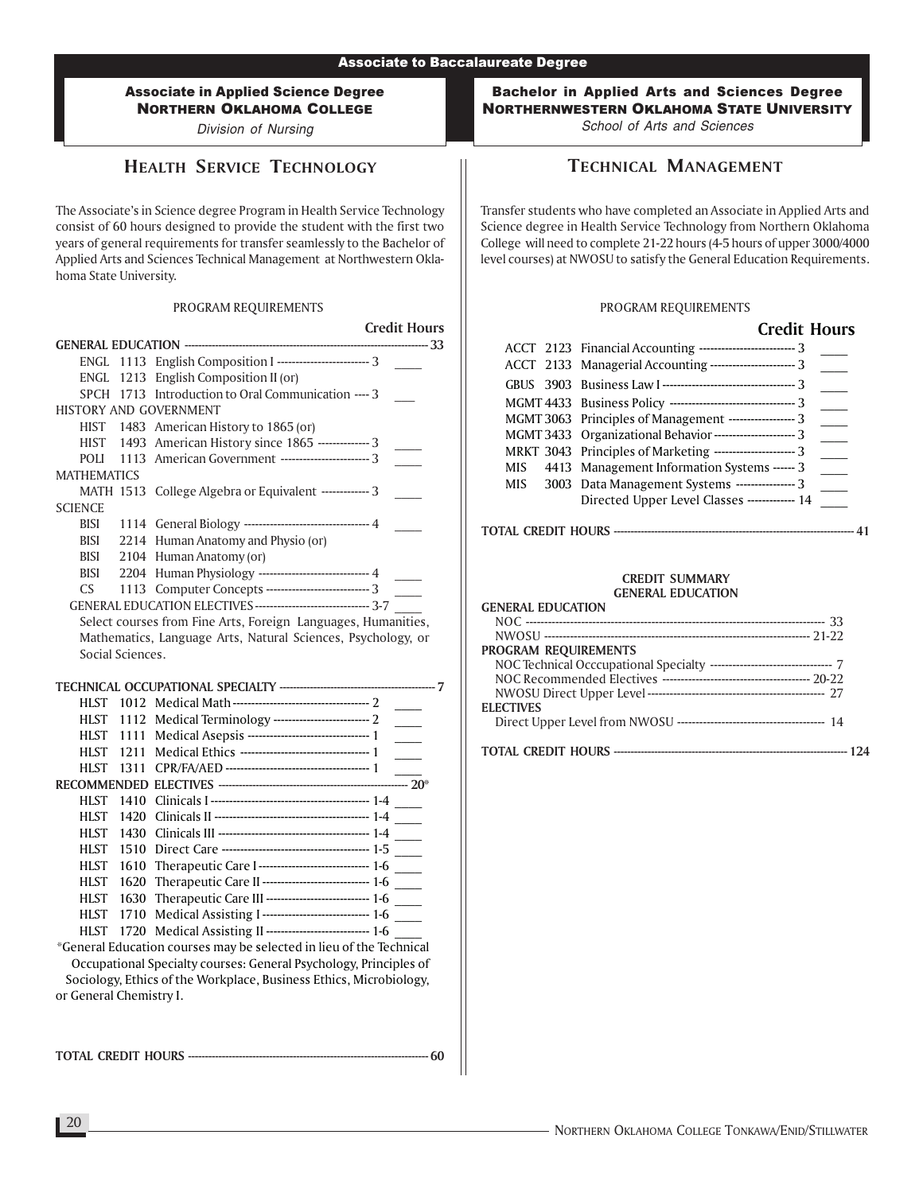# Associate to Baccalaureate Degree

## Associate in Applied Science Degree
## NORTHERN OKLAHOMA COLLEGE
*Division of Nursing*

## HEALTH SERVICE TECHNOLOGY

The Associate's in Science degree Program in Health Service Technology consist of 60 hours designed to provide the student with the first two years of general requirements for transfer seamlessly to the Bachelor of Applied Arts and Sciences Technical Management at Northwestern Oklahoma State University.

PROGRAM REQUIREMENTS

| Course | | Title | Credit Hours |
|---|---|---|---|
| **GENERAL EDUCATION** | | | **33** |
| ENGL | 1113 | English Composition I | 3 |
| ENGL | 1213 | English Composition II (or) | |
| SPCH | 1713 | Introduction to Oral Communication | 3 |
| HISTORY AND GOVERNMENT | | | |
| HIST | 1483 | American History to 1865 (or) | |
| HIST | 1493 | American History since 1865 | 3 |
| POLI | 1113 | American Government | 3 |
| MATHEMATICS | | | |
| MATH | 1513 | College Algebra or Equivalent | 3 |
| SCIENCE | | | |
| BISI | 1114 | General Biology | 4 |
| BISI | 2214 | Human Anatomy and Physio (or) | |
| BISI | 2104 | Human Anatomy (or) | |
| BISI | 2204 | Human Physiology | 4 |
| CS | 1113 | Computer Concepts | 3 |
| GENERAL EDUCATION ELECTIVES | | | 3-7 |

Select courses from Fine Arts, Foreign Languages, Humanities, Mathematics, Language Arts, Natural Sciences, Psychology, or Social Sciences.

| Course | | Title | Credit Hours |
|---|---|---|---|
| **TECHNICAL OCCUPATIONAL SPECIALTY** | | | **7** |
| HLST | 1012 | Medical Math | 2 |
| HLST | 1112 | Medical Terminology | 2 |
| HLST | 1111 | Medical Asepsis | 1 |
| HLST | 1211 | Medical Ethics | 1 |
| HLST | 1311 | CPR/FA/AED | 1 |
| **RECOMMENDED ELECTIVES** | | | **20*** |
| HLST | 1410 | Clinicals I | 1-4 |
| HLST | 1420 | Clinicals II | 1-4 |
| HLST | 1430 | Clinicals III | 1-4 |
| HLST | 1510 | Direct Care | 1-5 |
| HLST | 1610 | Therapeutic Care I | 1-6 |
| HLST | 1620 | Therapeutic Care II | 1-6 |
| HLST | 1630 | Therapeutic Care III | 1-6 |
| HLST | 1710 | Medical Assisting I | 1-6 |
| HLST | 1720 | Medical Assisting II | 1-6 |

*General Education courses may be selected in lieu of the Technical Occupational Specialty courses: General Psychology, Principles of Sociology, Ethics of the Workplace, Business Ethics, Microbiology, or General Chemistry I.

**TOTAL CREDIT HOURS** ---------- **60**

## Bachelor in Applied Arts and Sciences Degree
## NORTHERNWESTERN OKLAHOMA STATE UNIVERSITY
*School of Arts and Sciences*

## TECHNICAL MANAGEMENT

Transfer students who have completed an Associate in Applied Arts and Science degree in Health Service Technology from Northern Oklahoma College will need to complete 21-22 hours (4-5 hours of upper 3000/4000 level courses) at NWOSU to satisfy the General Education Requirements.

PROGRAM REQUIREMENTS

| Course | | Title | Credit Hours |
|---|---|---|---|
| ACCT | 2123 | Financial Accounting | 3 |
| ACCT | 2133 | Managerial Accounting | 3 |
| GBUS | 3903 | Business Law I | 3 |
| MGMT | 4433 | Business Policy | 3 |
| MGMT | 3063 | Principles of Management | 3 |
| MGMT | 3433 | Organizational Behavior | 3 |
| MRKT | 3043 | Principles of Marketing | 3 |
| MIS | 4413 | Management Information Systems | 3 |
| MIS | 3003 | Data Management Systems | 3 |
| | | Directed Upper Level Classes | 14 |

**TOTAL CREDIT HOURS** ---------- **41**

**CREDIT SUMMARY**
**GENERAL EDUCATION**

| | |
|---|---|
| **GENERAL EDUCATION** | |
| NOC | 33 |
| NWOSU | 21-22 |
| **PROGRAM REQUIREMENTS** | |
| NOC Technical Occcupational Specialty | 7 |
| NOC Recommended Electives | 20-22 |
| NWOSU Direct Upper Level | 27 |
| **ELECTIVES** | |
| Direct Upper Level from NWOSU | 14 |

**TOTAL CREDIT HOURS** ---------- **124**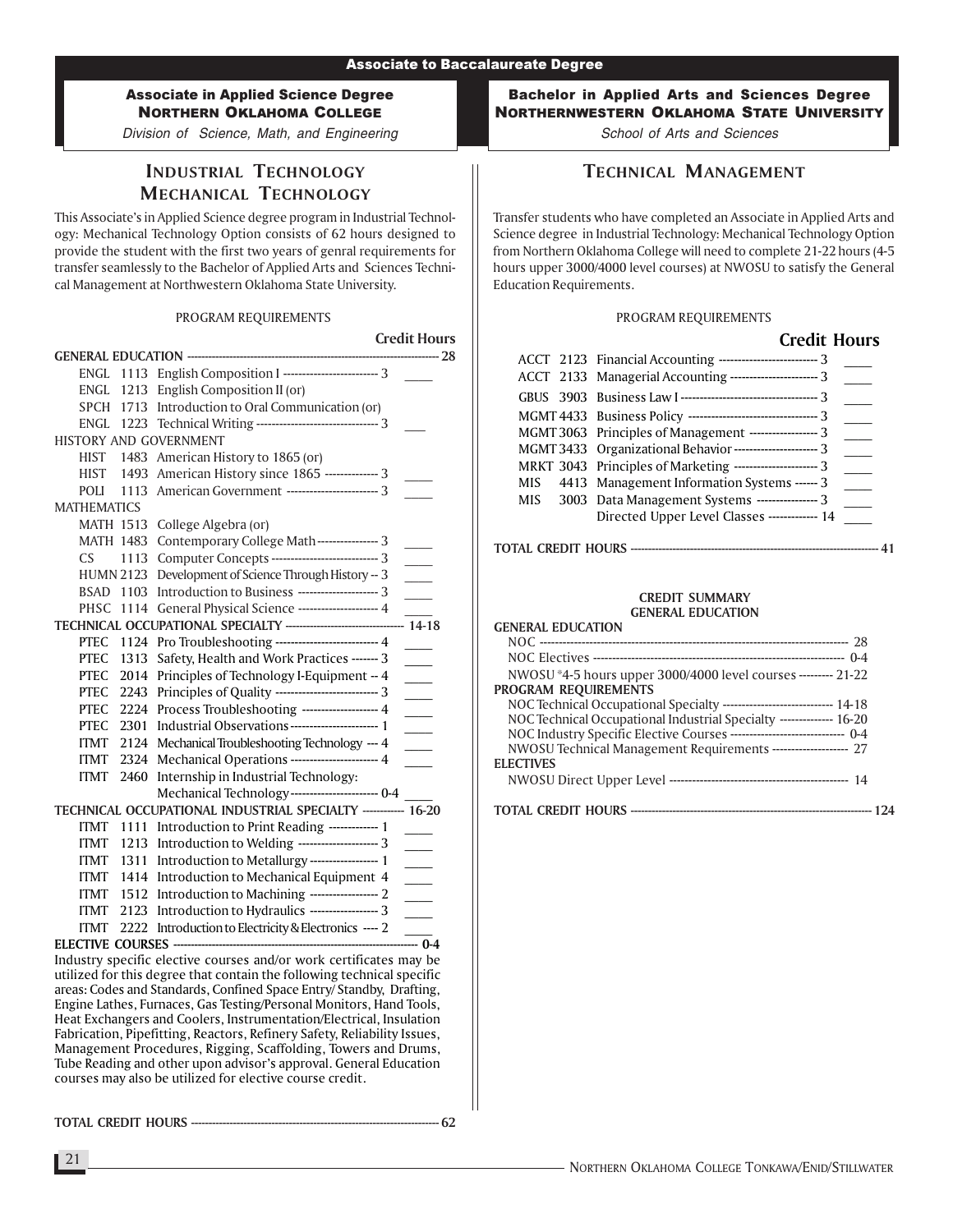**Associate to Baccalaureate Degree**

## Associate in Applied Science Degree
### Northern Oklahoma College
*Division of Science, Math, and Engineering*

## Industrial Technology
## Mechanical Technology

This Associate's in Applied Science degree program in Industrial Technology: Mechanical Technology Option consists of 62 hours designed to provide the student with the first two years of genral requirements for transfer seamlessly to the Bachelor of Applied Arts and Sciences Technical Management at Northwestern Oklahoma State University.

PROGRAM REQUIREMENTS

| | | | Credit Hours |
|---|---|---|---|
| **GENERAL EDUCATION** | | | **28** |
| ENGL | 1113 | English Composition I | 3 |
| ENGL | 1213 | English Composition II (or) | |
| SPCH | 1713 | Introduction to Oral Communication (or) | |
| ENGL | 1223 | Technical Writing | 3 |
| HISTORY AND GOVERNMENT | | | |
| HIST | 1483 | American History to 1865 (or) | |
| HIST | 1493 | American History since 1865 | 3 |
| POLI | 1113 | American Government | 3 |
| MATHEMATICS | | | |
| MATH | 1513 | College Algebra (or) | |
| MATH | 1483 | Contemporary College Math | 3 |
| CS | 1113 | Computer Concepts | 3 |
| HUMN | 2123 | Development of Science Through History | 3 |
| BSAD | 1103 | Introduction to Business | 3 |
| PHSC | 1114 | General Physical Science | 4 |
| **TECHNICAL OCCUPATIONAL SPECIALTY** | | | **14-18** |
| PTEC | 1124 | Pro Troubleshooting | 4 |
| PTEC | 1313 | Safety, Health and Work Practices | 3 |
| PTEC | 2014 | Principles of Technology I-Equipment | 4 |
| PTEC | 2243 | Principles of Quality | 3 |
| PTEC | 2224 | Process Troubleshooting | 4 |
| PTEC | 2301 | Industrial Observations | 1 |
| ITMT | 2124 | Mechanical Troubleshooting Technology | 4 |
| ITMT | 2324 | Mechanical Operations | 4 |
| ITMT | 2460 | Internship in Industrial Technology: Mechanical Technology | 0-4 |
| **TECHNICAL OCCUPATIONAL INDUSTRIAL SPECIALTY** | | | **16-20** |
| ITMT | 1111 | Introduction to Print Reading | 1 |
| ITMT | 1213 | Introduction to Welding | 3 |
| ITMT | 1311 | Introduction to Metallurgy | 1 |
| ITMT | 1414 | Introduction to Mechanical Equipment | 4 |
| ITMT | 1512 | Introduction to Machining | 2 |
| ITMT | 2123 | Introduction to Hydraulics | 3 |
| ITMT | 2222 | Introduction to Electricity & Electronics | 2 |
| **ELECTIVE COURSES** | | | **0-4** |

Industry specific elective courses and/or work certificates may be utilized for this degree that contain the following technical specific areas: Codes and Standards, Confined Space Entry/ Standby, Drafting, Engine Lathes, Furnaces, Gas Testing/Personal Monitors, Hand Tools, Heat Exchangers and Coolers, Instrumentation/Electrical, Insulation Fabrication, Pipefitting, Reactors, Refinery Safety, Reliability Issues, Management Procedures, Rigging, Scaffolding, Towers and Drums, Tube Reading and other upon advisor's approval. General Education courses may also be utilized for elective course credit.

**TOTAL CREDIT HOURS ---- 62**

## Bachelor in Applied Arts and Sciences Degree
### Northernwestern Oklahoma State University
*School of Arts and Sciences*

## Technical Management

Transfer students who have completed an Associate in Applied Arts and Science degree in Industrial Technology: Mechanical Technology Option from Northern Oklahoma College will need to complete 21-22 hours (4-5 hours upper 3000/4000 level courses) at NWOSU to satisfy the General Education Requirements.

PROGRAM REQUIREMENTS

| | | | Credit Hours |
|---|---|---|---|
| ACCT | 2123 | Financial Accounting | 3 |
| ACCT | 2133 | Managerial Accounting | 3 |
| GBUS | 3903 | Business Law I | 3 |
| MGMT | 4433 | Business Policy | 3 |
| MGMT | 3063 | Principles of Management | 3 |
| MGMT | 3433 | Organizational Behavior | 3 |
| MRKT | 3043 | Principles of Marketing | 3 |
| MIS | 4413 | Management Information Systems | 3 |
| MIS | 3003 | Data Management Systems | 3 |
| | | Directed Upper Level Classes | 14 |

**TOTAL CREDIT HOURS ---- 41**

**CREDIT SUMMARY**
**GENERAL EDUCATION**

| | |
|---|---|
| **GENERAL EDUCATION** | |
| NOC | 28 |
| NOC Electives | 0-4 |
| NWOSU *4-5 hours upper 3000/4000 level courses | 21-22 |
| **PROGRAM REQUIREMENTS** | |
| NOC Technical Occupational Specialty | 14-18 |
| NOC Technical Occupational Industrial Specialty | 16-20 |
| NOC Industry Specific Elective Courses | 0-4 |
| NWOSU Technical Management Requirements | 27 |
| **ELECTIVES** | |
| NWOSU Direct Upper Level | 14 |

**TOTAL CREDIT HOURS ---- 124**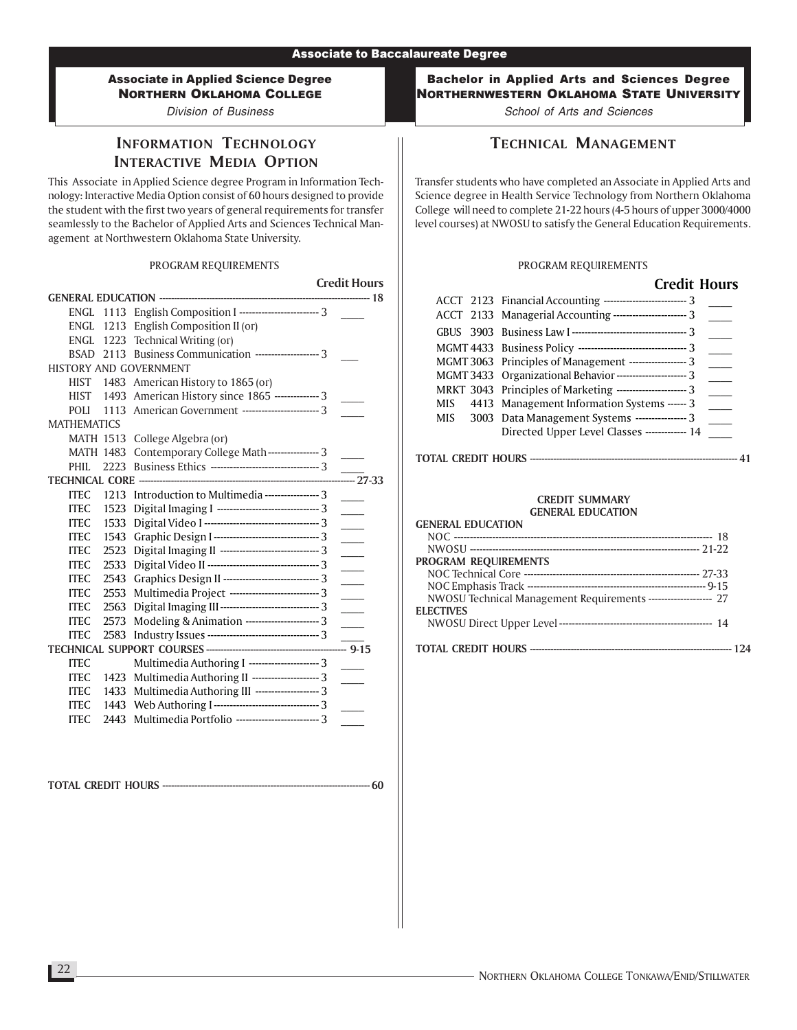**Associate to Baccalaureate Degree**

### Associate in Applied Science Degree
### NORTHERN OKLAHOMA COLLEGE
*Division of Business*

## INFORMATION TECHNOLOGY INTERACTIVE MEDIA OPTION

This Associate in Applied Science degree Program in Information Technology: Interactive Media Option consist of 60 hours designed to provide the student with the first two years of general requirements for transfer seamlessly to the Bachelor of Applied Arts and Sciences Technical Management at Northwestern Oklahoma State University.

PROGRAM REQUIREMENTS

| | | | Credit Hours | |
|---|---|---|---|---|
| **GENERAL EDUCATION** | | | **18** | |
| ENGL | 1113 | English Composition I | 3 | ____ |
| ENGL | 1213 | English Composition II (or) | | |
| ENGL | 1223 | Technical Writing (or) | | |
| BSAD | 2113 | Business Communication | 3 | ____ |
| HISTORY AND GOVERNMENT | | | | |
| HIST | 1483 | American History to 1865 (or) | | |
| HIST | 1493 | American History since 1865 | 3 | ____ |
| POLI | 1113 | American Government | 3 | ____ |
| MATHEMATICS | | | | |
| MATH | 1513 | College Algebra (or) | | |
| MATH | 1483 | Contemporary College Math | 3 | ____ |
| PHIL | 2223 | Business Ethics | 3 | ____ |
| **TECHNICAL CORE** | | | **27-33** | |
| ITEC | 1213 | Introduction to Multimedia | 3 | ____ |
| ITEC | 1523 | Digital Imaging I | 3 | ____ |
| ITEC | 1533 | Digital Video I | 3 | ____ |
| ITEC | 1543 | Graphic Design I | 3 | ____ |
| ITEC | 2523 | Digital Imaging II | 3 | ____ |
| ITEC | 2533 | Digital Video II | 3 | ____ |
| ITEC | 2543 | Graphics Design II | 3 | ____ |
| ITEC | 2553 | Multimedia Project | 3 | ____ |
| ITEC | 2563 | Digital Imaging III | 3 | ____ |
| ITEC | 2573 | Modeling & Animation | 3 | ____ |
| ITEC | 2583 | Industry Issues | 3 | ____ |
| **TECHNICAL SUPPORT COURSES** | | | **9-15** | |
| ITEC | | Multimedia Authoring I | 3 | ____ |
| ITEC | 1423 | Multimedia Authoring II | 3 | ____ |
| ITEC | 1433 | Multimedia Authoring III | 3 | |
| ITEC | 1443 | Web Authoring I | 3 | ____ |
| ITEC | 2443 | Multimedia Portfolio | 3 | ____ |

**TOTAL CREDIT HOURS** — **60**

### Bachelor in Applied Arts and Sciences Degree
### NORTHERNWESTERN OKLAHOMA STATE UNIVERSITY
*School of Arts and Sciences*

## TECHNICAL MANAGEMENT

Transfer students who have completed an Associate in Applied Arts and Science degree in Health Service Technology from Northern Oklahoma College will need to complete 21-22 hours (4-5 hours of upper 3000/4000 level courses) at NWOSU to satisfy the General Education Requirements.

PROGRAM REQUIREMENTS

| | | | Credit Hours | |
|---|---|---|---|---|
| ACCT | 2123 | Financial Accounting | 3 | ____ |
| ACCT | 2133 | Managerial Accounting | 3 | ____ |
| GBUS | 3903 | Business Law I | 3 | ____ |
| MGMT | 4433 | Business Policy | 3 | ____ |
| MGMT | 3063 | Principles of Management | 3 | ____ |
| MGMT | 3433 | Organizational Behavior | 3 | ____ |
| MRKT | 3043 | Principles of Marketing | 3 | ____ |
| MIS | 4413 | Management Information Systems | 3 | ____ |
| MIS | 3003 | Data Management Systems | 3 | ____ |
| | | Directed Upper Level Classes | 14 | ____ |

**TOTAL CREDIT HOURS** — **41**

**CREDIT SUMMARY**
**GENERAL EDUCATION**

| | |
|---|---|
| **GENERAL EDUCATION** | |
| NOC | 18 |
| NWOSU | 21-22 |
| **PROGRAM REQUIREMENTS** | |
| NOC Technical Core | 27-33 |
| NOC Emphasis Track | 9-15 |
| NWOSU Technical Management Requirements | 27 |
| **ELECTIVES** | |
| NWOSU Direct Upper Level | 14 |
| **TOTAL CREDIT HOURS** | **124** |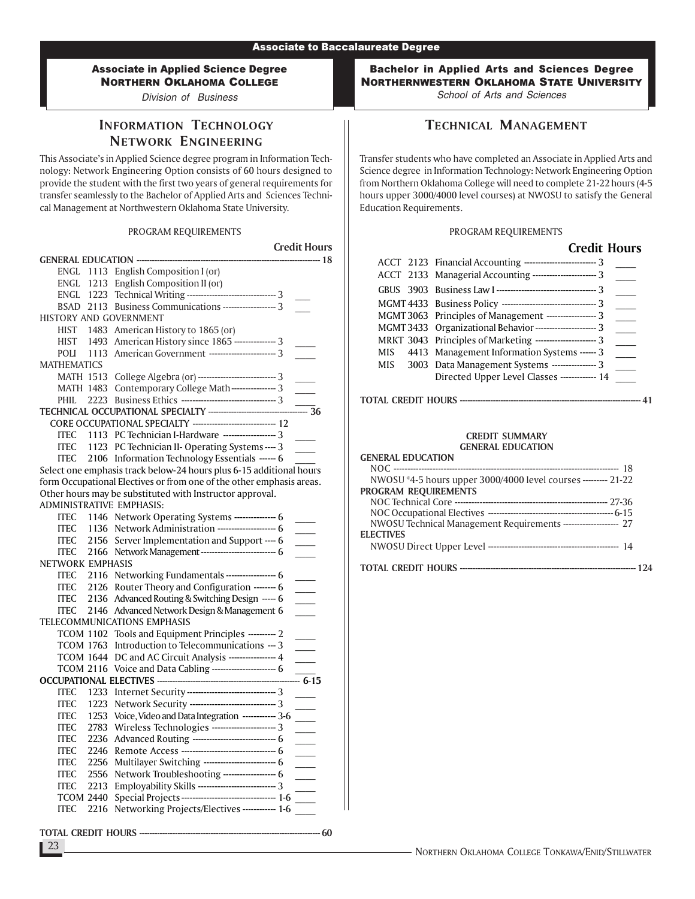# Associate to Baccalaureate Degree

## Associate in Applied Science Degree
### Northern Oklahoma College
*Division of Business*

## Information Technology Network Engineering

This Associate's in Applied Science degree program in Information Technology: Network Engineering Option consists of 60 hours designed to provide the student with the first two years of general requirements for transfer seamlessly to the Bachelor of Applied Arts and Sciences Technical Management at Northwestern Oklahoma State University.

PROGRAM REQUIREMENTS

| Course | | Title | Credit Hours |
|---|---|---|---|
| **GENERAL EDUCATION** | | | **18** |
| ENGL | 1113 | English Composition I (or) | |
| ENGL | 1213 | English Composition II (or) | |
| ENGL | 1223 | Technical Writing | 3 |
| BSAD | 2113 | Business Communications | 3 |
| HISTORY AND GOVERNMENT | | | |
| HIST | 1483 | American History to 1865 (or) | |
| HIST | 1493 | American History since 1865 | 3 |
| POLI | 1113 | American Government | 3 |
| MATHEMATICS | | | |
| MATH | 1513 | College Algebra (or) | 3 |
| MATH | 1483 | Contemporary College Math | 3 |
| PHIL | 2223 | Business Ethics | 3 |
| **TECHNICAL OCCUPATIONAL SPECIALTY** | | | **36** |
| CORE OCCUPATIONAL SPECIALTY | | | 12 |
| ITEC | 1113 | PC Technician I-Hardware | 3 |
| ITEC | 1123 | PC Technician II- Operating Systems | 3 |
| ITEC | 2106 | Information Technology Essentials | 6 |

Select one emphasis track below-24 hours plus 6-15 additional hours form Occupational Electives or from one of the other emphasis areas. Other hours may be substituted with Instructor approval.

| Course | | Title | Credit Hours |
|---|---|---|---|
| ADMINISTRATIVE EMPHASIS: | | | |
| ITEC | 1146 | Network Operating Systems | 6 |
| ITEC | 1136 | Network Administration | 6 |
| ITEC | 2156 | Server Implementation and Support | 6 |
| ITEC | 2166 | Network Management | 6 |
| NETWORK EMPHASIS | | | |
| ITEC | 2116 | Networking Fundamentals | 6 |
| ITEC | 2126 | Router Theory and Configuration | 6 |
| ITEC | 2136 | Advanced Routing & Switching Design | 6 |
| ITEC | 2146 | Advanced Network Design & Management | 6 |
| TELECOMMUNICATIONS EMPHASIS | | | |
| TCOM | 1102 | Tools and Equipment Principles | 2 |
| TCOM | 1763 | Introduction to Telecommunications | 3 |
| TCOM | 1644 | DC and AC Circuit Analysis | 4 |
| TCOM | 2116 | Voice and Data Cabling | 6 |
| **OCCUPATIONAL ELECTIVES** | | | **6-15** |
| ITEC | 1233 | Internet Security | 3 |
| ITEC | 1223 | Network Security | 3 |
| ITEC | 1253 | Voice, Video and Data Integration | 3-6 |
| ITEC | 2783 | Wireless Technologies | 3 |
| ITEC | 2236 | Advanced Routing | 6 |
| ITEC | 2246 | Remote Access | 6 |
| ITEC | 2256 | Multilayer Switching | 6 |
| ITEC | 2556 | Network Troubleshooting | 6 |
| ITEC | 2213 | Employability Skills | 3 |
| TCOM | 2440 | Special Projects | 1-6 |
| ITEC | 2216 | Networking Projects/Electives | 1-6 |
| **TOTAL CREDIT HOURS** | | | **60** |

## Bachelor in Applied Arts and Sciences Degree
### Northernwestern Oklahoma State University
*School of Arts and Sciences*

## Technical Management

Transfer students who have completed an Associate in Applied Arts and Science degree in Information Technology: Network Engineering Option from Northern Oklahoma College will need to complete 21-22 hours (4-5 hours upper 3000/4000 level courses) at NWOSU to satisfy the General Education Requirements.

PROGRAM REQUIREMENTS

| Course | | Title | Credit Hours |
|---|---|---|---|
| ACCT | 2123 | Financial Accounting | 3 |
| ACCT | 2133 | Managerial Accounting | 3 |
| GBUS | 3903 | Business Law I | 3 |
| MGMT | 4433 | Business Policy | 3 |
| MGMT | 3063 | Principles of Management | 3 |
| MGMT | 3433 | Organizational Behavior | 3 |
| MRKT | 3043 | Principles of Marketing | 3 |
| MIS | 4413 | Management Information Systems | 3 |
| MIS | 3003 | Data Management Systems | 3 |
| | | Directed Upper Level Classes | 14 |
| **TOTAL CREDIT HOURS** | | | **41** |

**CREDIT SUMMARY**
**GENERAL EDUCATION**

| | Hours |
|---|---|
| **GENERAL EDUCATION** | |
| NOC | 18 |
| NWOSU *4-5 hours upper 3000/4000 level courses | 21-22 |
| **PROGRAM REQUIREMENTS** | |
| NOC Technical Core | 27-36 |
| NOC Occupational Electives | 6-15 |
| NWOSU Technical Management Requirements | 27 |
| **ELECTIVES** | |
| NWOSU Direct Upper Level | 14 |
| **TOTAL CREDIT HOURS** | **124** |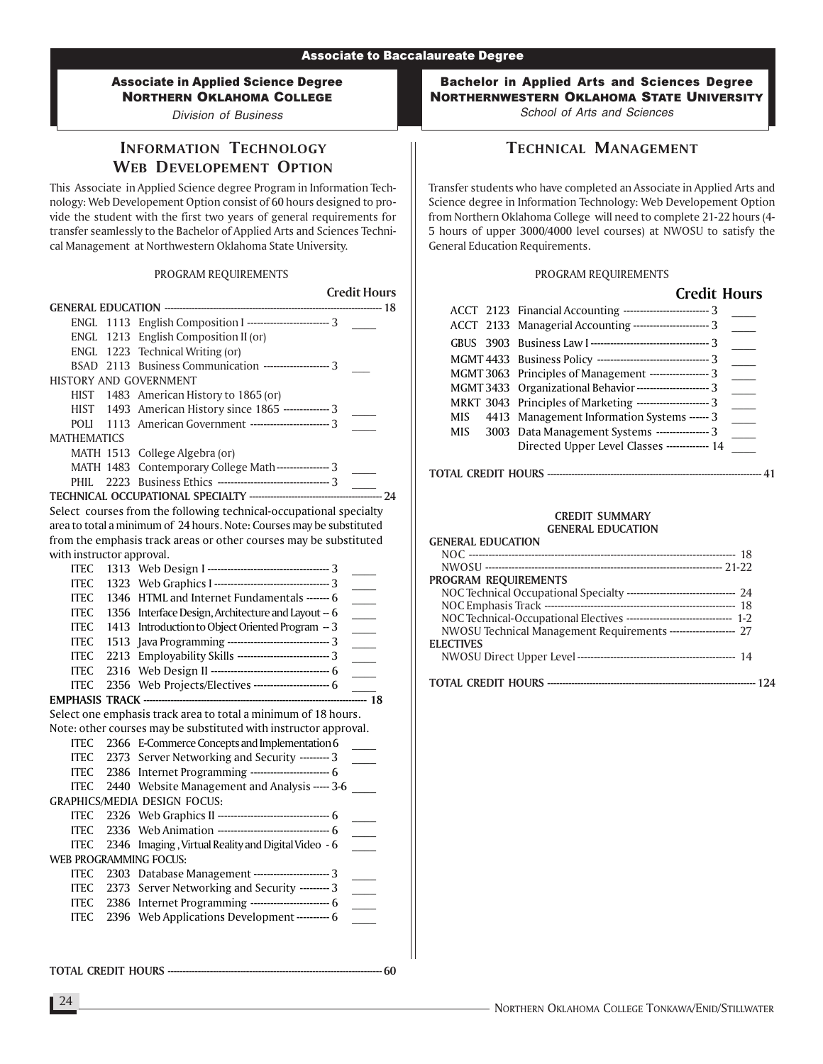## Associate to Baccalaureate Degree

### Associate in Applied Science Degree
### NORTHERN OKLAHOMA COLLEGE
*Division of Business*

## INFORMATION TECHNOLOGY WEB DEVELOPEMENT OPTION

This Associate in Applied Science degree Program in Information Technology: Web Developement Option consist of 60 hours designed to provide the student with the first two years of general requirements for transfer seamlessly to the Bachelor of Applied Arts and Sciences Technical Management at Northwestern Oklahoma State University.

PROGRAM REQUIREMENTS

| | | | Credit Hours |
|---|---|---|---|
| **GENERAL EDUCATION** | | | **18** |
| ENGL 1113 | English Composition I | 3 | ____ |
| ENGL 1213 | English Composition II (or) | | |
| ENGL 1223 | Technical Writing (or) | | |
| BSAD 2113 | Business Communication | 3 | ___ |
| HISTORY AND GOVERNMENT | | | |
| HIST 1483 | American History to 1865 (or) | | |
| HIST 1493 | American History since 1865 | 3 | ____ |
| POLI 1113 | American Government | 3 | ____ |
| MATHEMATICS | | | |
| MATH 1513 | College Algebra (or) | | |
| MATH 1483 | Contemporary College Math | 3 | ____ |
| PHIL 2223 | Business Ethics | 3 | ____ |
| **TECHNICAL OCCUPATIONAL SPECIALTY** | | | **24** |

Select courses from the following technical-occupational specialty area to total a minimum of 24 hours. Note: Courses may be substituted from the emphasis track areas or other courses may be substituted with instructor approval.

| | | | |
|---|---|---|---|
| ITEC 1313 | Web Design I | 3 | ____ |
| ITEC 1323 | Web Graphics I | 3 | ____ |
| ITEC 1346 | HTML and Internet Fundamentals | 6 | ____ |
| ITEC 1356 | Interface Design, Architecture and Layout | 6 | ____ |
| ITEC 1413 | Introduction to Object Oriented Program | 3 | ____ |
| ITEC 1513 | Java Programming | 3 | ____ |
| ITEC 2213 | Employability Skills | 3 | ____ |
| ITEC 2316 | Web Design II | 6 | ____ |
| ITEC 2356 | Web Projects/Electives | 6 | ____ |
| **EMPHASIS TRACK** | | | **18** |

Select one emphasis track area to total a minimum of 18 hours. Note: other courses may be substituted with instructor approval.

| | | | |
|---|---|---|---|
| ITEC 2366 | E-Commerce Concepts and Implementation | 6 | ____ |
| ITEC 2373 | Server Networking and Security | 3 | ____ |
| ITEC 2386 | Internet Programming | 6 | ____ |
| ITEC 2440 | Website Management and Analysis | 3-6 | ____ |
| GRAPHICS/MEDIA DESIGN FOCUS: | | | |
| ITEC 2326 | Web Graphics II | 6 | ____ |
| ITEC 2336 | Web Animation | 6 | ____ |
| ITEC 2346 | Imaging, Virtual Reality and Digital Video | 6 | ____ |
| WEB PROGRAMMING FOCUS: | | | |
| ITEC 2303 | Database Management | 3 | ____ |
| ITEC 2373 | Server Networking and Security | 3 | ____ |
| ITEC 2386 | Internet Programming | 6 | ____ |
| ITEC 2396 | Web Applications Development | 6 | ____ |

**TOTAL CREDIT HOURS ---------- 60**

### Bachelor in Applied Arts and Sciences Degree
### NORTHERNWESTERN OKLAHOMA STATE UNIVERSITY
*School of Arts and Sciences*

## TECHNICAL MANAGEMENT

Transfer students who have completed an Associate in Applied Arts and Science degree in Information Technology: Web Developement Option from Northern Oklahoma College will need to complete 21-22 hours (4-5 hours of upper 3000/4000 level courses) at NWOSU to satisfy the General Education Requirements.

PROGRAM REQUIREMENTS

| | | Credit Hours | |
|---|---|---|---|
| ACCT 2123 | Financial Accounting | 3 | ____ |
| ACCT 2133 | Managerial Accounting | 3 | ____ |
| GBUS 3903 | Business Law I | 3 | ____ |
| MGMT 4433 | Business Policy | 3 | ____ |
| MGMT 3063 | Principles of Management | 3 | ____ |
| MGMT 3433 | Organizational Behavior | 3 | ____ |
| MRKT 3043 | Principles of Marketing | 3 | ____ |
| MIS 4413 | Management Information Systems | 3 | ____ |
| MIS 3003 | Data Management Systems | 3 | ____ |
| | Directed Upper Level Classes | 14 | ____ |

**TOTAL CREDIT HOURS ---------- 41**

**CREDIT SUMMARY**
**GENERAL EDUCATION**

| | |
|---|---|
| **GENERAL EDUCATION** | |
| NOC | 18 |
| NWOSU | 21-22 |
| **PROGRAM REQUIREMENTS** | |
| NOC Technical Occupational Specialty | 24 |
| NOC Emphasis Track | 18 |
| NOC Technical-Occupational Electives | 1-2 |
| NWOSU Technical Management Requirements | 27 |
| **ELECTIVES** | |
| NWOSU Direct Upper Level | 14 |

**TOTAL CREDIT HOURS ---------- 124**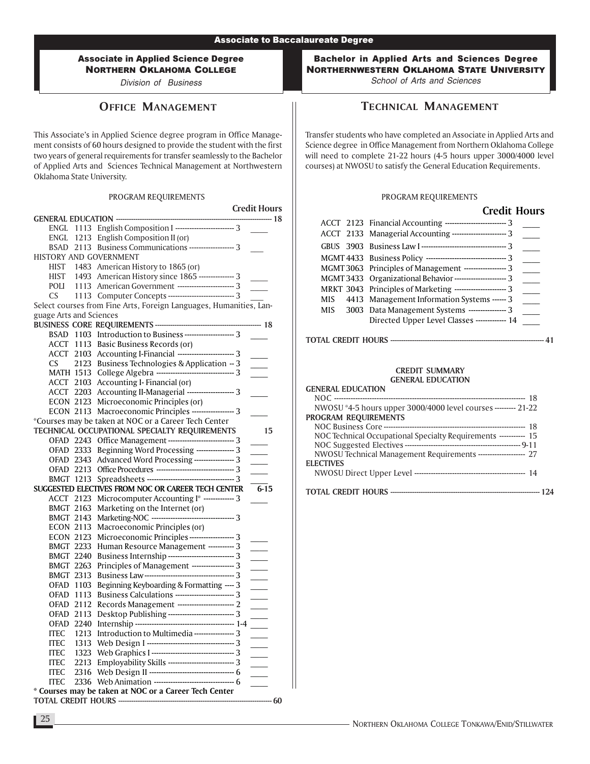## Associate to Baccalaureate Degree

### Associate in Applied Science Degree
### NORTHERN OKLAHOMA COLLEGE
*Division of Business*

## OFFICE MANAGEMENT

This Associate's in Applied Science degree program in Office Management consists of 60 hours designed to provide the student with the first two years of general requirements for transfer seamlessly to the Bachelor of Applied Arts and Sciences Technical Management at Northwestern Oklahoma State University.

PROGRAM REQUIREMENTS

| | | | Credit Hours |
|---|---|---|---|
| **GENERAL EDUCATION** | | | **18** |
| ENGL | 1113 | English Composition I | 3 |
| ENGL | 1213 | English Composition II (or) | |
| BSAD | 2113 | Business Communications | 3 |
| HISTORY AND GOVERNMENT | | | |
| HIST | 1483 | American History to 1865 (or) | |
| HIST | 1493 | American History since 1865 | 3 |
| POLI | 1113 | American Government | 3 |
| CS | 1113 | Computer Concepts | 3 |
| Select courses from Fine Arts, Foreign Languages, Humanities, Language Arts and Sciences | | | |
| **BUSINESS CORE REQUIREMENTS** | | | **18** |
| BSAD | 1103 | Introduction to Business | 3 |
| ACCT | 1113 | Basic Business Records (or) | |
| ACCT | 2103 | Accounting I-Financial | 3 |
| CS | 2123 | Business Technologies & Application | 3 |
| MATH | 1513 | College Algebra | 3 |
| ACCT | 2103 | Accounting I- Financial (or) | |
| ACCT | 2203 | Accounting II-Managerial | 3 |
| ECON | 2123 | Microeconomic Principles (or) | |
| ECON | 2113 | Macroeconomic Principles | 3 |
| *Courses may be taken at NOC or a Career Tech Center | | | |
| **TECHNICAL OCCUPATIONAL SPECIALTY REQUIREMENTS** | | | **15** |
| OFAD | 2243 | Office Management | 3 |
| OFAD | 2333 | Beginning Word Processing | 3 |
| OFAD | 2343 | Advanced Word Processing | 3 |
| OFAD | 2213 | Office Procedures | 3 |
| BMGT | 1213 | Spreadsheets | 3 |
| **SUGGESTED ELECTIVES FROM NOC OR CAREER TECH CENTER** | | | **6-15** |
| ACCT | 2123 | Microcomputer Accounting I* | 3 |
| BMGT | 2163 | Marketing on the Internet (or) | |
| BMGT | 2143 | Marketing-NOC | 3 |
| ECON | 2113 | Macroeconomic Principles (or) | |
| ECON | 2123 | Microeconomic Principles | 3 |
| BMGT | 2233 | Human Resource Management | 3 |
| BMGT | 2240 | Business Internship | 3 |
| BMGT | 2263 | Principles of Management | 3 |
| BMGT | 2313 | Business Law | 3 |
| OFAD | 1103 | Beginning Keyboarding & Formatting | 3 |
| OFAD | 1113 | Business Calculations | 3 |
| OFAD | 2112 | Records Management | 2 |
| OFAD | 2113 | Desktop Publishing | 3 |
| OFAD | 2240 | Internship | 1-4 |
| ITEC | 1213 | Introduction to Multimedia | 3 |
| ITEC | 1313 | Web Design I | 3 |
| ITEC | 1323 | Web Graphics I | 3 |
| ITEC | 2213 | Employability Skills | 3 |
| ITEC | 2316 | Web Design II | 6 |
| ITEC | 2336 | Web Animation | 6 |
| **\* Courses may be taken at NOC or a Career Tech Center** | | | |
| **TOTAL CREDIT HOURS** | | | **60** |

### Bachelor in Applied Arts and Sciences Degree
### NORTHERNWESTERN OKLAHOMA STATE UNIVERSITY
*School of Arts and Sciences*

## TECHNICAL MANAGEMENT

Transfer students who have completed an Associate in Applied Arts and Science degree in Office Management from Northern Oklahoma College will need to complete 21-22 hours (4-5 hours upper 3000/4000 level courses) at NWOSU to satisfy the General Education Requirements.

PROGRAM REQUIREMENTS

| | | | Credit Hours |
|---|---|---|---|
| ACCT | 2123 | Financial Accounting | 3 |
| ACCT | 2133 | Managerial Accounting | 3 |
| GBUS | 3903 | Business Law I | 3 |
| MGMT | 4433 | Business Policy | 3 |
| MGMT | 3063 | Principles of Management | 3 |
| MGMT | 3433 | Organizational Behavior | 3 |
| MRKT | 3043 | Principles of Marketing | 3 |
| MIS | 4413 | Management Information Systems | 3 |
| MIS | 3003 | Data Management Systems | 3 |
| | | Directed Upper Level Classes | 14 |
| **TOTAL CREDIT HOURS** | | | **41** |

**CREDIT SUMMARY**
**GENERAL EDUCATION**

| | |
|---|---|
| **GENERAL EDUCATION** | |
| NOC | 18 |
| NWOSU *4-5 hours upper 3000/4000 level courses | 21-22 |
| **PROGRAM REQUIREMENTS** | |
| NOC Business Core | 18 |
| NOC Technical Occupational Specialty Requirements | 15 |
| NOC Suggested Electives | 9-11 |
| NWOSU Technical Management Requirements | 27 |
| **ELECTIVES** | |
| NWOSU Direct Upper Level | 14 |
| **TOTAL CREDIT HOURS** | **124** |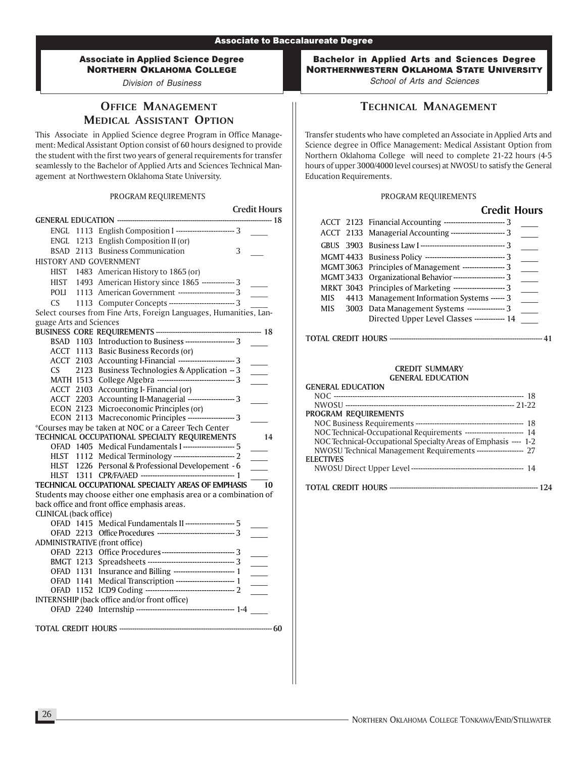Associate to Baccalaureate Degree

## Associate in Applied Science Degree
## NORTHERN OKLAHOMA COLLEGE

*Division of Business*

# OFFICE MANAGEMENT MEDICAL ASSISTANT OPTION

This Associate in Applied Science degree Program in Office Management: Medical Assistant Option consist of 60 hours designed to provide the student with the first two years of general requirements for transfer seamlessly to the Bachelor of Applied Arts and Sciences Technical Management at Northwestern Oklahoma State University.

PROGRAM REQUIREMENTS

| | | | Credit Hours | |
|---|---|---|---|---|
| **GENERAL EDUCATION** | | | **18** | |
| ENGL | 1113 | English Composition I | 3 | ____ |
| ENGL | 1213 | English Composition II (or) | | |
| BSAD | 2113 | Business Communication | 3 | ___ |
| HISTORY AND GOVERNMENT | | | | |
| HIST | 1483 | American History to 1865 (or) | | |
| HIST | 1493 | American History since 1865 | 3 | ____ |
| POLI | 1113 | American Government | 3 | ____ |
| CS | 1113 | Computer Concepts | 3 | ____ |
| Select courses from Fine Arts, Foreign Languages, Humanities, Language Arts and Sciences | | | | |
| **BUSINESS CORE REQUIREMENTS** | | | **18** | |
| BSAD | 1103 | Introduction to Business | 3 | ____ |
| ACCT | 1113 | Basic Business Records (or) | | |
| ACCT | 2103 | Accounting I-Financial | 3 | ____ |
| CS | 2123 | Business Technologies & Application | 3 | ____ |
| MATH | 1513 | College Algebra | 3 | ____ |
| ACCT | 2103 | Accounting I- Financial (or) | | |
| ACCT | 2203 | Accounting II-Managerial | 3 | ____ |
| ECON | 2123 | Microeconomic Principles (or) | | |
| ECON | 2113 | Macreconomic Principles | 3 | ____ |
| *Courses may be taken at NOC or a Career Tech Center | | | | |
| **TECHNICAL OCCUPATIONAL SPECIALTY REQUIREMENTS** | | | **14** | |
| OFAD | 1405 | Medical Fundamentals I | 5 | ____ |
| HLST | 1112 | Medical Terminology | 2 | ____ |
| HLST | 1226 | Personal & Professional Developement | 6 | ____ |
| HLST | 1311 | CPR/FA/AED | 1 | ____ |
| **TECHNICAL OCCUPATIONAL SPECIALTY AREAS OF EMPHASIS** | | | **10** | |
| Students may choose either one emphasis area or a combination of back office and front office emphasis areas. | | | | |
| CLINICAL (back office) | | | | |
| OFAD | 1415 | Medical Fundamentals II | 5 | ____ |
| OFAD | 2213 | Office Procedures | 3 | ____ |
| ADMINISTRATIVE (front office) | | | | |
| OFAD | 2213 | Office Procedures | 3 | ____ |
| BMGT | 1213 | Spreadsheets | 3 | ____ |
| OFAD | 1131 | Insurance and Billing | 1 | ____ |
| OFAD | 1141 | Medical Transcription | 1 | ____ |
| OFAD | 1152 | ICD9 Coding | 2 | ____ |
| INTERNSHIP (back office and/or front office) | | | | |
| OFAD | 2240 | Internship | 1-4 | ____ |
| **TOTAL CREDIT HOURS** | | | **60** | |

## Bachelor in Applied Arts and Sciences Degree
## NORTHERNWESTERN OKLAHOMA STATE UNIVERSITY

*School of Arts and Sciences*

# TECHNICAL MANAGEMENT

Transfer students who have completed an Associate in Applied Arts and Science degree in Office Management: Medical Assistant Option from Northern Oklahoma College will need to complete 21-22 hours (4-5 hours of upper 3000/4000 level courses) at NWOSU to satisfy the General Education Requirements.

PROGRAM REQUIREMENTS

| | | | Credit Hours | |
|---|---|---|---|---|
| ACCT | 2123 | Financial Accounting | 3 | ____ |
| ACCT | 2133 | Managerial Accounting | 3 | ____ |
| GBUS | 3903 | Business Law I | 3 | ____ |
| MGMT | 4433 | Business Policy | 3 | ____ |
| MGMT | 3063 | Principles of Management | 3 | ____ |
| MGMT | 3433 | Organizational Behavior | 3 | ____ |
| MRKT | 3043 | Principles of Marketing | 3 | ____ |
| MIS | 4413 | Management Information Systems | 3 | ____ |
| MIS | 3003 | Data Management Systems | 3 | ____ |
| | | Directed Upper Level Classes | 14 | ____ |
| **TOTAL CREDIT HOURS** | | | **41** | |

**CREDIT SUMMARY**
**GENERAL EDUCATION**

| | |
|---|---|
| **GENERAL EDUCATION** | |
| NOC | 18 |
| NWOSU | 21-22 |
| **PROGRAM REQUIREMENTS** | |
| NOC Business Requirements | 18 |
| NOC Technical-Occupational Requirements | 14 |
| NOC Technical-Occupational Specialty Areas of Emphasis | 1-2 |
| NWOSU Technical Management Requirements | 27 |
| **ELECTIVES** | |
| NWOSU Direct Upper Level | 14 |
| **TOTAL CREDIT HOURS** | **124** |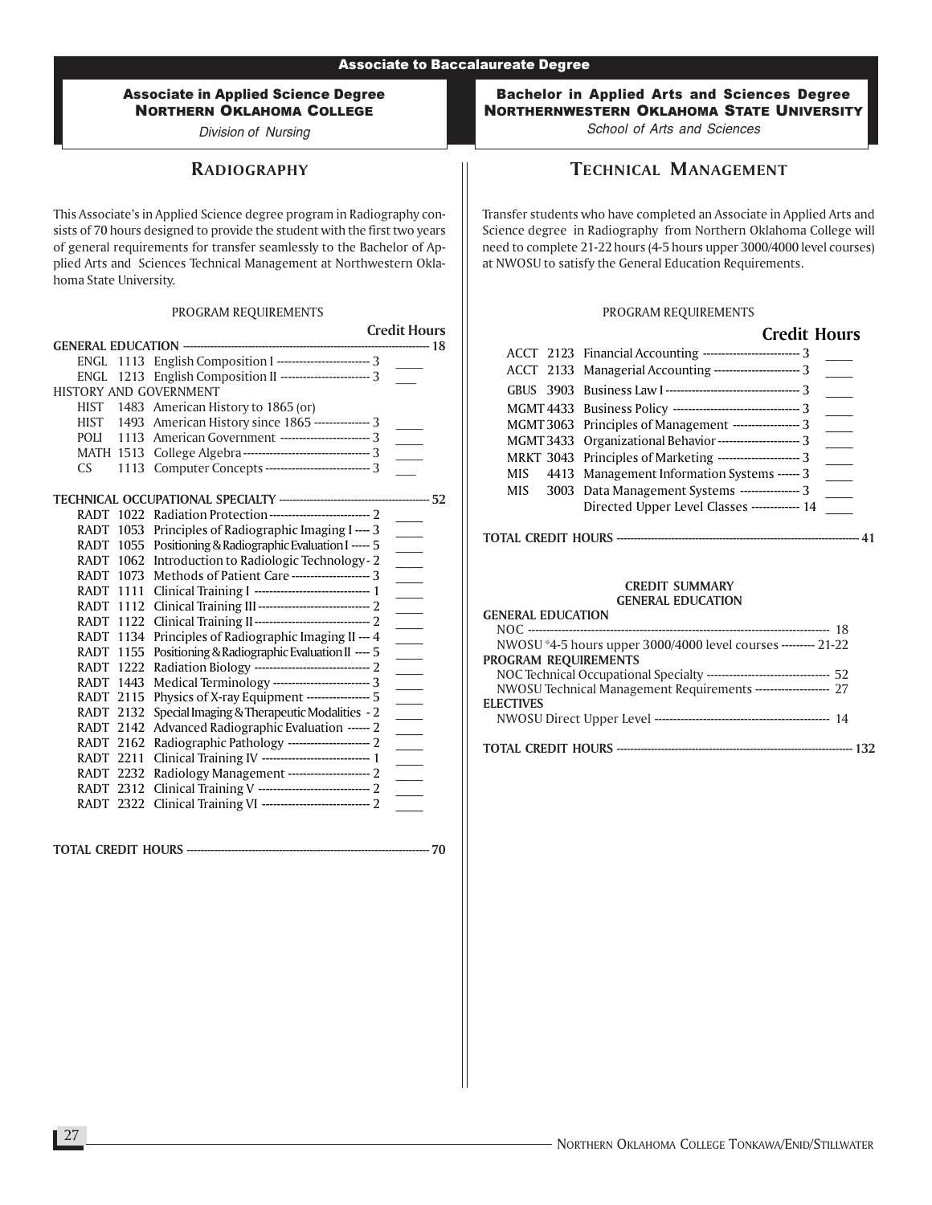## Associate to Baccalaureate Degree

### Associate in Applied Science Degree
### NORTHERN OKLAHOMA COLLEGE

*Division of Nursing*

## RADIOGRAPHY

This Associate's in Applied Science degree program in Radiography consists of 70 hours designed to provide the student with the first two years of general requirements for transfer seamlessly to the Bachelor of Applied Arts and Sciences Technical Management at Northwestern Oklahoma State University.

PROGRAM REQUIREMENTS

| | | | Credit Hours | |
|---|---|---|---|---|
| **GENERAL EDUCATION** | | | **18** | |
| ENGL | 1113 | English Composition I | 3 | ____ |
| ENGL | 1213 | English Composition II | 3 | ____ |
| HISTORY AND GOVERNMENT | | | | |
| HIST | 1483 | American History to 1865 (or) | | |
| HIST | 1493 | American History since 1865 | 3 | ____ |
| POLI | 1113 | American Government | 3 | ____ |
| MATH | 1513 | College Algebra | 3 | ____ |
| CS | 1113 | Computer Concepts | 3 | ____ |
| **TECHNICAL OCCUPATIONAL SPECIALTY** | | | **52** | |
| RADT | 1022 | Radiation Protection | 2 | ____ |
| RADT | 1053 | Principles of Radiographic Imaging I | 3 | ____ |
| RADT | 1055 | Positioning & Radiographic Evaluation I | 5 | ____ |
| RADT | 1062 | Introduction to Radiologic Technology | 2 | ____ |
| RADT | 1073 | Methods of Patient Care | 3 | ____ |
| RADT | 1111 | Clinical Training I | 1 | ____ |
| RADT | 1112 | Clinical Training III | 2 | ____ |
| RADT | 1122 | Clinical Training II | 2 | ____ |
| RADT | 1134 | Principles of Radiographic Imaging II | 4 | ____ |
| RADT | 1155 | Positioning & Radiographic Evaluation II | 5 | ____ |
| RADT | 1222 | Radiation Biology | 2 | ____ |
| RADT | 1443 | Medical Terminology | 3 | ____ |
| RADT | 2115 | Physics of X-ray Equipment | 5 | ____ |
| RADT | 2132 | Special Imaging & Therapeutic Modalities | 2 | ____ |
| RADT | 2142 | Advanced Radiographic Evaluation | 2 | ____ |
| RADT | 2162 | Radiographic Pathology | 2 | ____ |
| RADT | 2211 | Clinical Training IV | 1 | ____ |
| RADT | 2232 | Radiology Management | 2 | ____ |
| RADT | 2312 | Clinical Training V | 2 | ____ |
| RADT | 2322 | Clinical Training VI | 2 | ____ |
| **TOTAL CREDIT HOURS** | | | **70** | |

### Bachelor in Applied Arts and Sciences Degree
### NORTHERNWESTERN OKLAHOMA STATE UNIVERSITY

*School of Arts and Sciences*

## TECHNICAL MANAGEMENT

Transfer students who have completed an Associate in Applied Arts and Science degree in Radiography from Northern Oklahoma College will need to complete 21-22 hours (4-5 hours upper 3000/4000 level courses) at NWOSU to satisfy the General Education Requirements.

PROGRAM REQUIREMENTS

| | | | Credit Hours | |
|---|---|---|---|---|
| ACCT | 2123 | Financial Accounting | 3 | ____ |
| ACCT | 2133 | Managerial Accounting | 3 | ____ |
| GBUS | 3903 | Business Law I | 3 | ____ |
| MGMT | 4433 | Business Policy | 3 | ____ |
| MGMT | 3063 | Principles of Management | 3 | ____ |
| MGMT | 3433 | Organizational Behavior | 3 | ____ |
| MRKT | 3043 | Principles of Marketing | 3 | ____ |
| MIS | 4413 | Management Information Systems | 3 | ____ |
| MIS | 3003 | Data Management Systems | 3 | ____ |
| | | Directed Upper Level Classes | 14 | ____ |
| **TOTAL CREDIT HOURS** | | | **41** | |

**CREDIT SUMMARY**
**GENERAL EDUCATION**

| | |
|---|---|
| **GENERAL EDUCATION** | |
| NOC | 18 |
| NWOSU *4-5 hours upper 3000/4000 level courses | 21-22 |
| **PROGRAM REQUIREMENTS** | |
| NOC Technical Occupational Specialty | 52 |
| NWOSU Technical Management Requirements | 27 |
| **ELECTIVES** | |
| NWOSU Direct Upper Level | 14 |
| **TOTAL CREDIT HOURS** | **132** |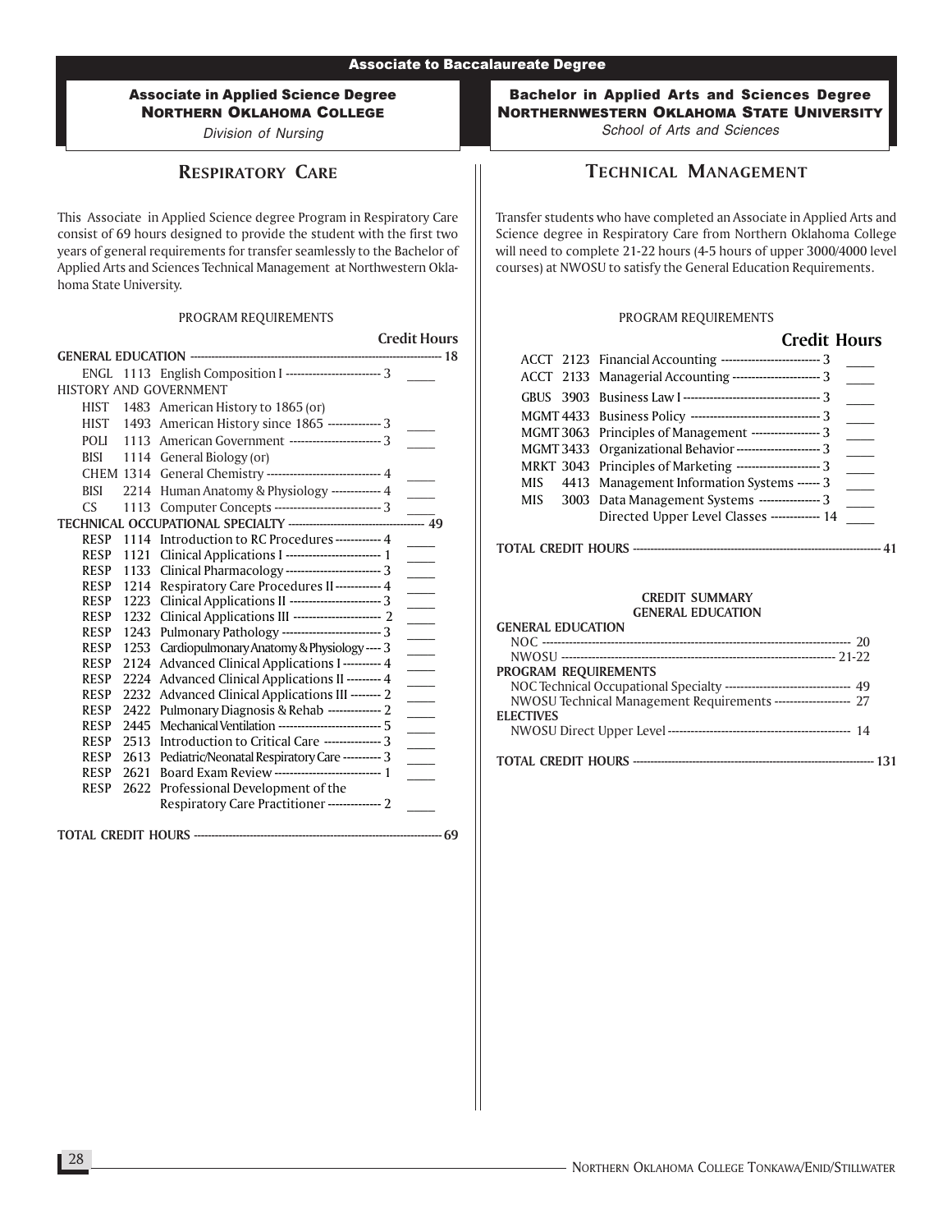# Associate to Baccalaureate Degree

## Associate in Applied Science Degree
## Northern Oklahoma College

*Division of Nursing*

## Respiratory Care

This Associate in Applied Science degree Program in Respiratory Care consist of 69 hours designed to provide the student with the first two years of general requirements for transfer seamlessly to the Bachelor of Applied Arts and Sciences Technical Management at Northwestern Oklahoma State University.

PROGRAM REQUIREMENTS

| | | | Credit Hours |
|---|---|---|---|
| **GENERAL EDUCATION** | | | **18** |
| ENGL | 1113 | English Composition I | 3 |
| HISTORY AND GOVERNMENT | | | |
| HIST | 1483 | American History to 1865 (or) | |
| HIST | 1493 | American History since 1865 | 3 |
| POLI | 1113 | American Government | 3 |
| BISI | 1114 | General Biology (or) | |
| CHEM | 1314 | General Chemistry | 4 |
| BISI | 2214 | Human Anatomy & Physiology | 4 |
| CS | 1113 | Computer Concepts | 3 |
| **TECHNICAL OCCUPATIONAL SPECIALTY** | | | **49** |
| RESP | 1114 | Introduction to RC Procedures | 4 |
| RESP | 1121 | Clinical Applications I | 1 |
| RESP | 1133 | Clinical Pharmacology | 3 |
| RESP | 1214 | Respiratory Care Procedures II | 4 |
| RESP | 1223 | Clinical Applications II | 3 |
| RESP | 1232 | Clinical Applications III | 2 |
| RESP | 1243 | Pulmonary Pathology | 3 |
| RESP | 1253 | Cardiopulmonary Anatomy & Physiology | 3 |
| RESP | 2124 | Advanced Clinical Applications I | 4 |
| RESP | 2224 | Advanced Clinical Applications II | 4 |
| RESP | 2232 | Advanced Clinical Applications III | 2 |
| RESP | 2422 | Pulmonary Diagnosis & Rehab | 2 |
| RESP | 2445 | Mechanical Ventilation | 5 |
| RESP | 2513 | Introduction to Critical Care | 3 |
| RESP | 2613 | Pediatric/Neonatal Respiratory Care | 3 |
| RESP | 2621 | Board Exam Review | 1 |
| RESP | 2622 | Professional Development of the Respiratory Care Practitioner | 2 |
| **TOTAL CREDIT HOURS** | | | **69** |

## Bachelor in Applied Arts and Sciences Degree
## Northernwestern Oklahoma State University

*School of Arts and Sciences*

## Technical Management

Transfer students who have completed an Associate in Applied Arts and Science degree in Respiratory Care from Northern Oklahoma College will need to complete 21-22 hours (4-5 hours of upper 3000/4000 level courses) at NWOSU to satisfy the General Education Requirements.

PROGRAM REQUIREMENTS

| | | | Credit Hours |
|---|---|---|---|
| ACCT | 2123 | Financial Accounting | 3 |
| ACCT | 2133 | Managerial Accounting | 3 |
| GBUS | 3903 | Business Law I | 3 |
| MGMT | 4433 | Business Policy | 3 |
| MGMT | 3063 | Principles of Management | 3 |
| MGMT | 3433 | Organizational Behavior | 3 |
| MRKT | 3043 | Principles of Marketing | 3 |
| MIS | 4413 | Management Information Systems | 3 |
| MIS | 3003 | Data Management Systems | 3 |
| | | Directed Upper Level Classes | 14 |
| **TOTAL CREDIT HOURS** | | | **41** |

**CREDIT SUMMARY**
**GENERAL EDUCATION**

| | |
|---|---|
| **GENERAL EDUCATION** | |
| NOC | 20 |
| NWOSU | 21-22 |
| **PROGRAM REQUIREMENTS** | |
| NOC Technical Occupational Specialty | 49 |
| NWOSU Technical Management Requirements | 27 |
| **ELECTIVES** | |
| NWOSU Direct Upper Level | 14 |
| **TOTAL CREDIT HOURS** | **131** |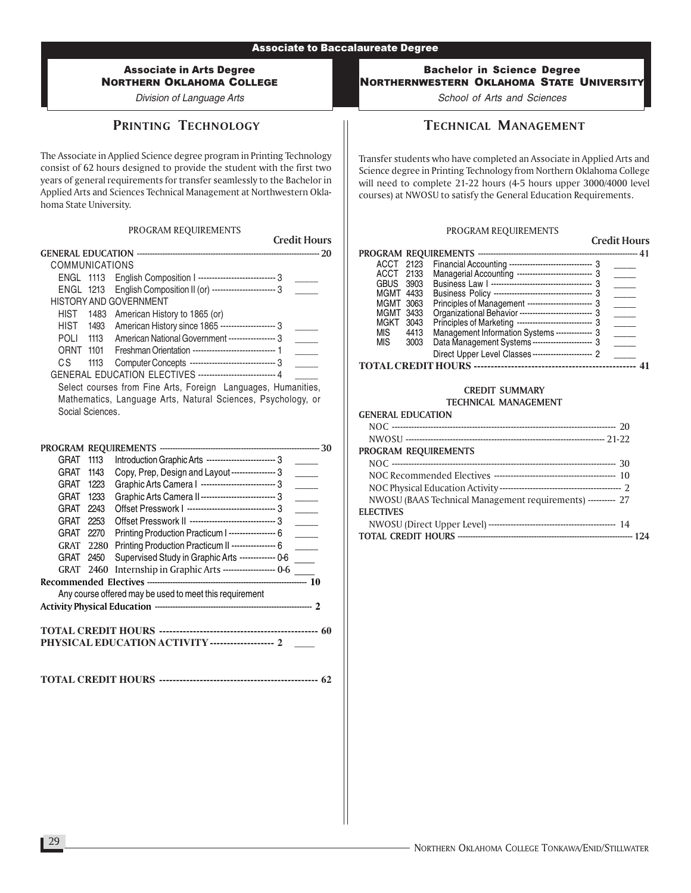## Associate to Baccalaureate Degree

### Associate in Arts Degree
### Northern Oklahoma College
*Division of Language Arts*

## Printing Technology

The Associate in Applied Science degree program in Printing Technology consist of 62 hours designed to provide the student with the first two years of general requirements for transfer seamlessly to the Bachelor in Applied Arts and Sciences Technical Management at Northwestern Oklahoma State University.

PROGRAM REQUIREMENTS

| | | | Credit Hours | |
|---|---|---|---|---|
| **GENERAL EDUCATION** | | | **20** | |
| COMMUNICATIONS | | | | |
| ENGL | 1113 | English Composition I | 3 | _____ |
| ENGL | 1213 | English Composition II (or) | 3 | _____ |
| HISTORY AND GOVERNMENT | | | | |
| HIST | 1483 | American History to 1865 (or) | | |
| HIST | 1493 | American History since 1865 | 3 | _____ |
| POLI | 1113 | American National Government | 3 | _____ |
| ORNT | 1101 | Freshman Orientation | 1 | _____ |
| CS | 1113 | Computer Concepts | 3 | _____ |
| GENERAL EDUCATION ELECTIVES | | | 4 | _____ |

Select courses from Fine Arts, Foreign Languages, Humanities, Mathematics, Language Arts, Natural Sciences, Psychology, or Social Sciences.

| | | | | |
|---|---|---|---|---|
| **PROGRAM REQUIREMENTS** | | | **30** | |
| GRAT | 1113 | Introduction Graphic Arts | 3 | _____ |
| GRAT | 1143 | Copy, Prep, Design and Layout | 3 | _____ |
| GRAT | 1223 | Graphic Arts Camera I | 3 | _____ |
| GRAT | 1233 | Graphic Arts Camera II | 3 | _____ |
| GRAT | 2243 | Offset Presswork I | 3 | _____ |
| GRAT | 2253 | Offset Presswork II | 3 | _____ |
| GRAT | 2270 | Printing Production Practicum I | 6 | _____ |
| GRAT | 2280 | Printing Production Practicum II | 6 | _____ |
| GRAT | 2450 | Supervised Study in Graphic Arts | 0-6 | _____ |
| GRAT | 2460 | Internship in Graphic Arts | 0-6 | _____ |
| **Recommended Electives** | | | **10** | |
| Any course offered may be used to meet this requirement | | | | |
| **Activity Physical Education** | | | **2** | |

**TOTAL CREDIT HOURS ---------- 60**

**PHYSICAL EDUCATION ACTIVITY ---------- 2** ____

**TOTAL CREDIT HOURS ---------- 62**

### Bachelor in Science Degree
### Northernwestern Oklahoma State University
*School of Arts and Sciences*

## Technical Management

Transfer students who have completed an Associate in Applied Arts and Science degree in Printing Technology from Northern Oklahoma College will need to complete 21-22 hours (4-5 hours upper 3000/4000 level courses) at NWOSU to satisfy the General Education Requirements.

PROGRAM REQUIREMENTS

| | | | Credit Hours | |
|---|---|---|---|---|
| **PROGRAM REQUIREMENTS** | | | **41** | |
| ACCT | 2123 | Financial Accounting | 3 | _____ |
| ACCT | 2133 | Managerial Accounting | 3 | _____ |
| GBUS | 3903 | Business Law I | 3 | _____ |
| MGMT | 4433 | Business Policy | 3 | _____ |
| MGMT | 3063 | Principles of Management | 3 | _____ |
| MGMT | 3433 | Organizational Behavior | 3 | _____ |
| MGKT | 3043 | Principles of Marketing | 3 | _____ |
| MIS | 4413 | Management Information Systems | 3 | _____ |
| MIS | 3003 | Data Management Systems | 3 | _____ |
| | | Direct Upper Level Classes | 2 | _____ |
| **TOTAL CREDIT HOURS** | | | **41** | |

**CREDIT SUMMARY**
**TECHNICAL MANAGEMENT**

| | |
|---|---|
| **GENERAL EDUCATION** | |
| NOC | 20 |
| NWOSU | 21-22 |
| **PROGRAM REQUIREMENTS** | |
| NOC | 30 |
| NOC Recommended Electives | 10 |
| NOC Physical Education Activity | 2 |
| NWOSU (BAAS Technical Management requirements) | 27 |
| **ELECTIVES** | |
| NWOSU (Direct Upper Level) | 14 |
| **TOTAL CREDIT HOURS** | **124** |